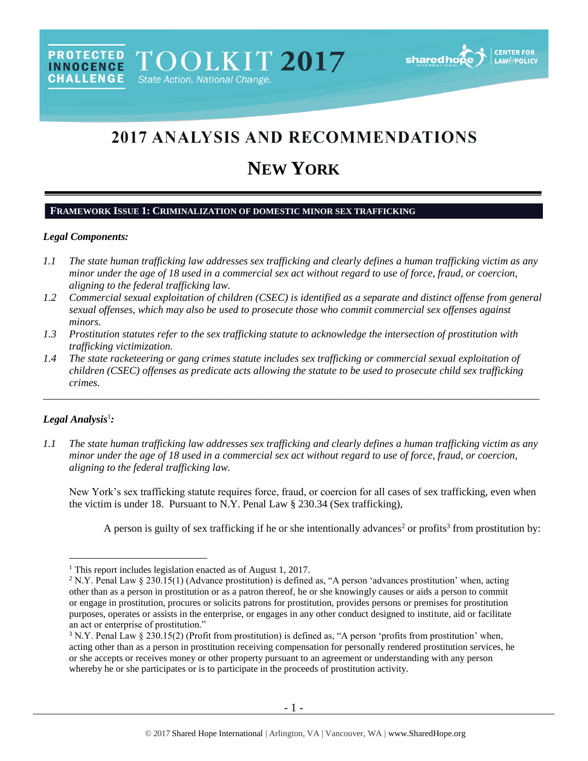PROTECTED INNOCENCE CHALLENGE TOOLKIT 2017 State Action. National Change.

# 2017 ANALYSIS AND RECOMMENDATIONS

# NEW YORK

## FRAMEWORK ISSUE 1: CRIMINALIZATION OF DOMESTIC MINOR SEX TRAFFICKING

### *Legal Components:*

*1.1 The state human trafficking law addresses sex trafficking and clearly defines a human trafficking victim as any minor under the age of 18 used in a commercial sex act without regard to use of force, fraud, or coercion, aligning to the federal trafficking law.*

*1.2 Commercial sexual exploitation of children (CSEC) is identified as a separate and distinct offense from general sexual offenses, which may also be used to prosecute those who commit commercial sex offenses against minors.*

*1.3 Prostitution statutes refer to the sex trafficking statute to acknowledge the intersection of prostitution with trafficking victimization.*

*1.4 The state racketeering or gang crimes statute includes sex trafficking or commercial sexual exploitation of children (CSEC) offenses as predicate acts allowing the statute to be used to prosecute child sex trafficking crimes.*

---

### *Legal Analysis*[1]*:*

*1.1 The state human trafficking law addresses sex trafficking and clearly defines a human trafficking victim as any minor under the age of 18 used in a commercial sex act without regard to use of force, fraud, or coercion, aligning to the federal trafficking law.*

New York's sex trafficking statute requires force, fraud, or coercion for all cases of sex trafficking, even when the victim is under 18. Pursuant to N.Y. Penal Law § 230.34 (Sex trafficking),

> A person is guilty of sex trafficking if he or she intentionally advances[2] or profits[3] from prostitution by:

---

[1] This report includes legislation enacted as of August 1, 2017.

[2] N.Y. Penal Law § 230.15(1) (Advance prostitution) is defined as, "A person 'advances prostitution' when, acting other than as a person in prostitution or as a patron thereof, he or she knowingly causes or aids a person to commit or engage in prostitution, procures or solicits patrons for prostitution, provides persons or premises for prostitution purposes, operates or assists in the enterprise, or engages in any other conduct designed to institute, aid or facilitate an act or enterprise of prostitution."

[3] N.Y. Penal Law § 230.15(2) (Profit from prostitution) is defined as, "A person 'profits from prostitution' when, acting other than as a person in prostitution receiving compensation for personally rendered prostitution services, he or she accepts or receives money or other property pursuant to an agreement or understanding with any person whereby he or she participates or is to participate in the proceeds of prostitution activity.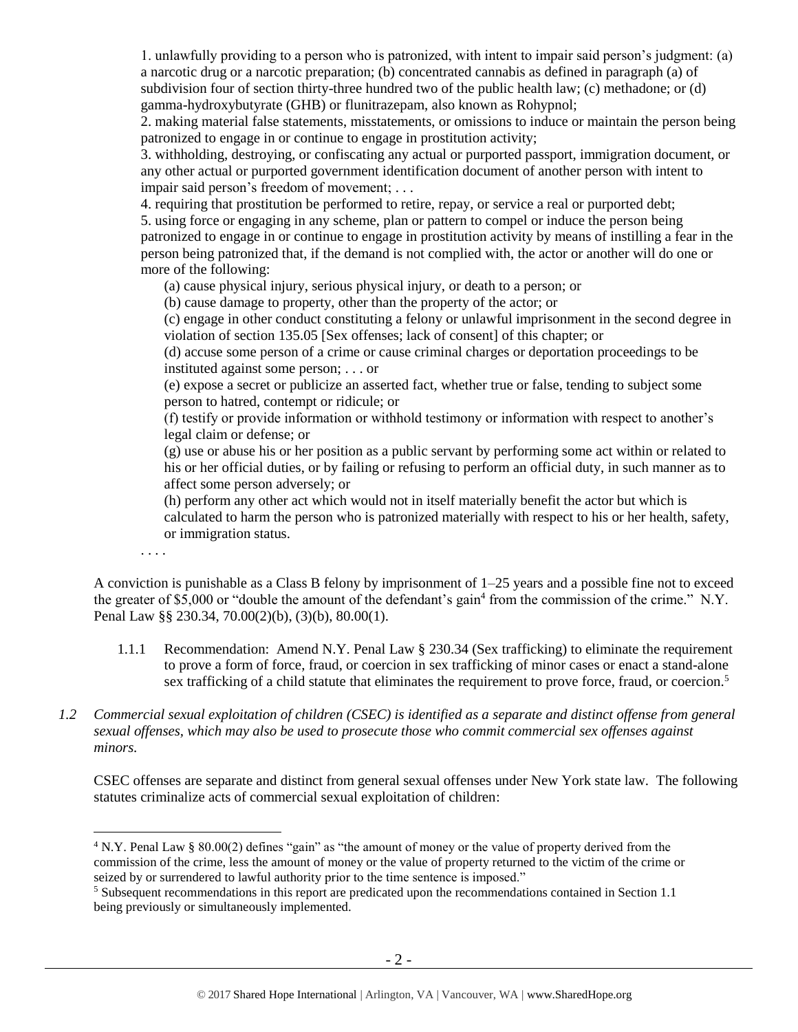1. unlawfully providing to a person who is patronized, with intent to impair said person's judgment: (a) a narcotic drug or a narcotic preparation; (b) concentrated cannabis as defined in paragraph (a) of subdivision four of section thirty-three hundred two of the public health law; (c) methadone; or (d) gamma-hydroxybutyrate (GHB) or flunitrazepam, also known as Rohypnol;

2. making material false statements, misstatements, or omissions to induce or maintain the person being patronized to engage in or continue to engage in prostitution activity;

3. withholding, destroying, or confiscating any actual or purported passport, immigration document, or any other actual or purported government identification document of another person with intent to impair said person's freedom of movement; . . .

4. requiring that prostitution be performed to retire, repay, or service a real or purported debt;

5. using force or engaging in any scheme, plan or pattern to compel or induce the person being patronized to engage in or continue to engage in prostitution activity by means of instilling a fear in the person being patronized that, if the demand is not complied with, the actor or another will do one or more of the following:

(a) cause physical injury, serious physical injury, or death to a person; or

(b) cause damage to property, other than the property of the actor; or

(c) engage in other conduct constituting a felony or unlawful imprisonment in the second degree in violation of section 135.05 [Sex offenses; lack of consent] of this chapter; or

(d) accuse some person of a crime or cause criminal charges or deportation proceedings to be instituted against some person; . . . or

(e) expose a secret or publicize an asserted fact, whether true or false, tending to subject some person to hatred, contempt or ridicule; or

(f) testify or provide information or withhold testimony or information with respect to another's legal claim or defense; or

(g) use or abuse his or her position as a public servant by performing some act within or related to his or her official duties, or by failing or refusing to perform an official duty, in such manner as to affect some person adversely; or

(h) perform any other act which would not in itself materially benefit the actor but which is calculated to harm the person who is patronized materially with respect to his or her health, safety, or immigration status.

. . . .

A conviction is punishable as a Class B felony by imprisonment of 1–25 years and a possible fine not to exceed the greater of $5,000 or "double the amount of the defendant's gain[4] from the commission of the crime." N.Y. Penal Law §§ 230.34, 70.00(2)(b), (3)(b), 80.00(1).

1.1.1 Recommendation: Amend N.Y. Penal Law § 230.34 (Sex trafficking) to eliminate the requirement to prove a form of force, fraud, or coercion in sex trafficking of minor cases or enact a stand-alone sex trafficking of a child statute that eliminates the requirement to prove force, fraud, or coercion.[5]

*1.2 Commercial sexual exploitation of children (CSEC) is identified as a separate and distinct offense from general sexual offenses, which may also be used to prosecute those who commit commercial sex offenses against minors.*

CSEC offenses are separate and distinct from general sexual offenses under New York state law. The following statutes criminalize acts of commercial sexual exploitation of children:

[4] N.Y. Penal Law § 80.00(2) defines "gain" as "the amount of money or the value of property derived from the commission of the crime, less the amount of money or the value of property returned to the victim of the crime or seized by or surrendered to lawful authority prior to the time sentence is imposed."

[5] Subsequent recommendations in this report are predicated upon the recommendations contained in Section 1.1 being previously or simultaneously implemented.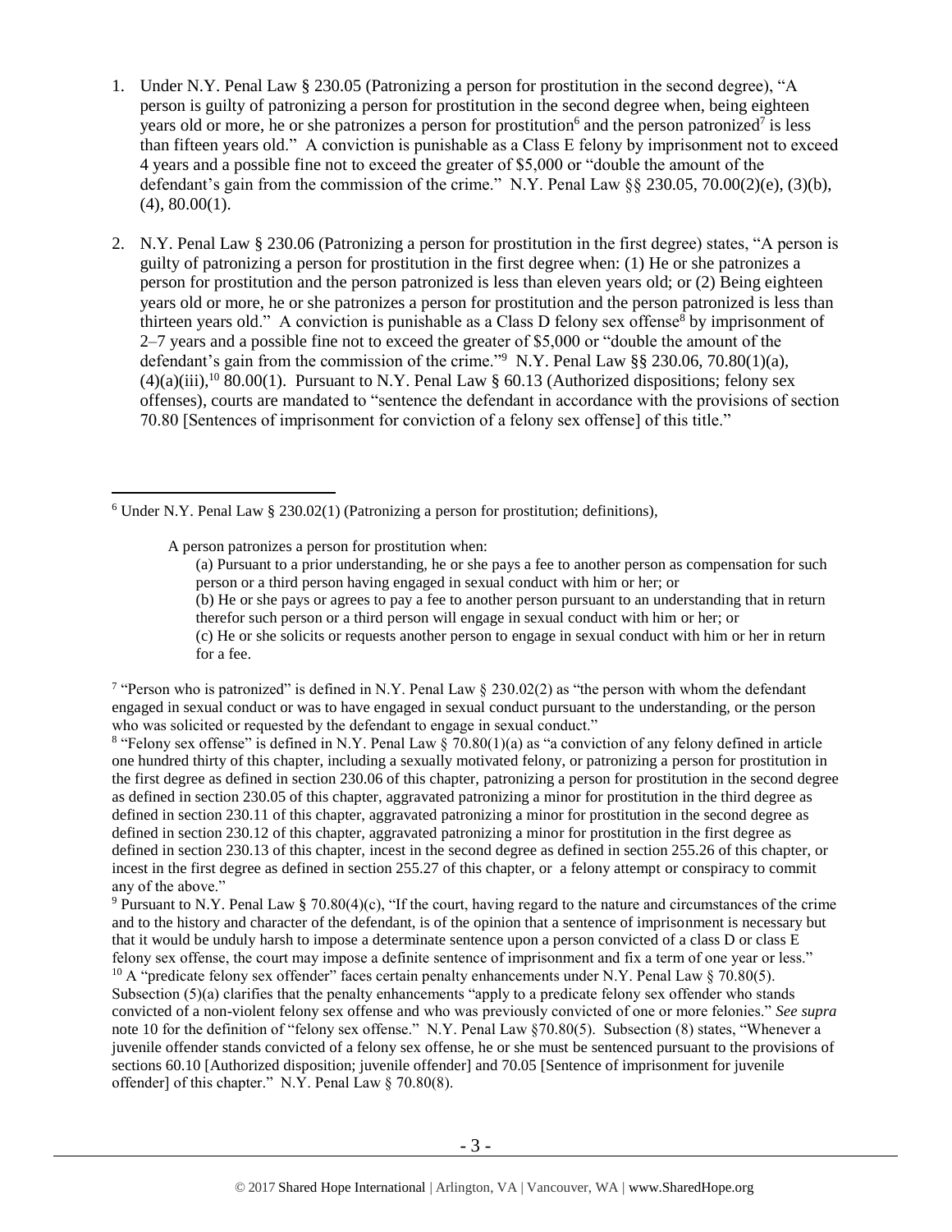1. Under N.Y. Penal Law § 230.05 (Patronizing a person for prostitution in the second degree), "A person is guilty of patronizing a person for prostitution in the second degree when, being eighteen years old or more, he or she patronizes a person for prostitution[6] and the person patronized[7] is less than fifteen years old." A conviction is punishable as a Class E felony by imprisonment not to exceed 4 years and a possible fine not to exceed the greater of $5,000 or "double the amount of the defendant's gain from the commission of the crime." N.Y. Penal Law §§ 230.05, 70.00(2)(e), (3)(b), (4), 80.00(1).

2. N.Y. Penal Law § 230.06 (Patronizing a person for prostitution in the first degree) states, "A person is guilty of patronizing a person for prostitution in the first degree when: (1) He or she patronizes a person for prostitution and the person patronized is less than eleven years old; or (2) Being eighteen years old or more, he or she patronizes a person for prostitution and the person patronized is less than thirteen years old." A conviction is punishable as a Class D felony sex offense[8] by imprisonment of 2–7 years and a possible fine not to exceed the greater of $5,000 or "double the amount of the defendant's gain from the commission of the crime."[9] N.Y. Penal Law §§ 230.06, 70.80(1)(a), (4)(a)(iii),[10] 80.00(1). Pursuant to N.Y. Penal Law § 60.13 (Authorized dispositions; felony sex offenses), courts are mandated to "sentence the defendant in accordance with the provisions of section 70.80 [Sentences of imprisonment for conviction of a felony sex offense] of this title."

---

[6] Under N.Y. Penal Law § 230.02(1) (Patronizing a person for prostitution; definitions),

> A person patronizes a person for prostitution when:
> (a) Pursuant to a prior understanding, he or she pays a fee to another person as compensation for such person or a third person having engaged in sexual conduct with him or her; or
> (b) He or she pays or agrees to pay a fee to another person pursuant to an understanding that in return therefor such person or a third person will engage in sexual conduct with him or her; or
> (c) He or she solicits or requests another person to engage in sexual conduct with him or her in return for a fee.

[7] "Person who is patronized" is defined in N.Y. Penal Law § 230.02(2) as "the person with whom the defendant engaged in sexual conduct or was to have engaged in sexual conduct pursuant to the understanding, or the person who was solicited or requested by the defendant to engage in sexual conduct."

[8] "Felony sex offense" is defined in N.Y. Penal Law § 70.80(1)(a) as "a conviction of any felony defined in article one hundred thirty of this chapter, including a sexually motivated felony, or patronizing a person for prostitution in the first degree as defined in section 230.06 of this chapter, patronizing a person for prostitution in the second degree as defined in section 230.05 of this chapter, aggravated patronizing a minor for prostitution in the third degree as defined in section 230.11 of this chapter, aggravated patronizing a minor for prostitution in the second degree as defined in section 230.12 of this chapter, aggravated patronizing a minor for prostitution in the first degree as defined in section 230.13 of this chapter, incest in the second degree as defined in section 255.26 of this chapter, or incest in the first degree as defined in section 255.27 of this chapter, or a felony attempt or conspiracy to commit any of the above."

[9] Pursuant to N.Y. Penal Law § 70.80(4)(c), "If the court, having regard to the nature and circumstances of the crime and to the history and character of the defendant, is of the opinion that a sentence of imprisonment is necessary but that it would be unduly harsh to impose a determinate sentence upon a person convicted of a class D or class E felony sex offense, the court may impose a definite sentence of imprisonment and fix a term of one year or less."

[10] A "predicate felony sex offender" faces certain penalty enhancements under N.Y. Penal Law § 70.80(5). Subsection (5)(a) clarifies that the penalty enhancements "apply to a predicate felony sex offender who stands convicted of a non-violent felony sex offense and who was previously convicted of one or more felonies." *See supra* note 10 for the definition of "felony sex offense." N.Y. Penal Law §70.80(5). Subsection (8) states, "Whenever a juvenile offender stands convicted of a felony sex offense, he or she must be sentenced pursuant to the provisions of sections 60.10 [Authorized disposition; juvenile offender] and 70.05 [Sentence of imprisonment for juvenile offender] of this chapter." N.Y. Penal Law § 70.80(8).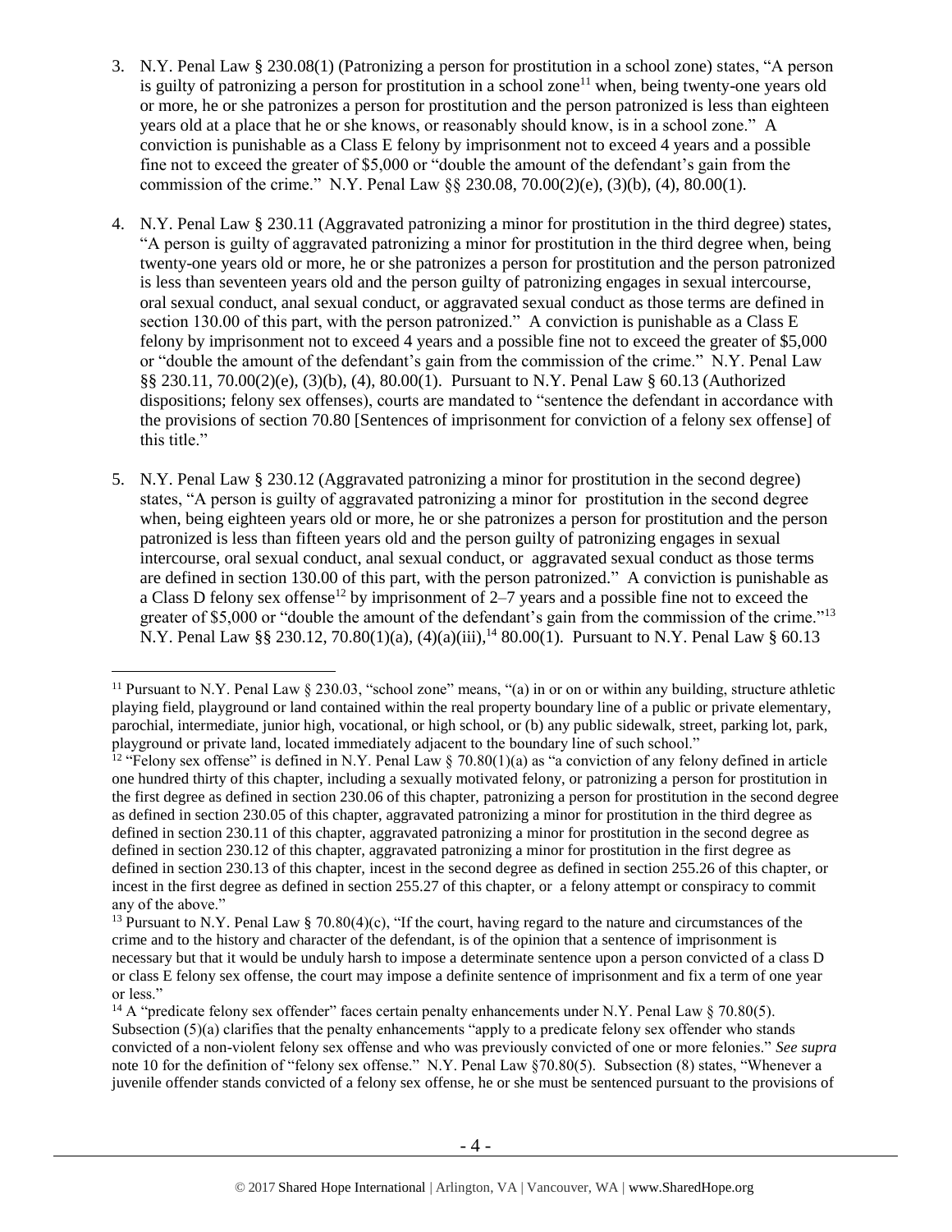3. N.Y. Penal Law § 230.08(1) (Patronizing a person for prostitution in a school zone) states, "A person is guilty of patronizing a person for prostitution in a school zone[11] when, being twenty-one years old or more, he or she patronizes a person for prostitution and the person patronized is less than eighteen years old at a place that he or she knows, or reasonably should know, is in a school zone." A conviction is punishable as a Class E felony by imprisonment not to exceed 4 years and a possible fine not to exceed the greater of $5,000 or "double the amount of the defendant's gain from the commission of the crime." N.Y. Penal Law §§ 230.08, 70.00(2)(e), (3)(b), (4), 80.00(1).

4. N.Y. Penal Law § 230.11 (Aggravated patronizing a minor for prostitution in the third degree) states, "A person is guilty of aggravated patronizing a minor for prostitution in the third degree when, being twenty-one years old or more, he or she patronizes a person for prostitution and the person patronized is less than seventeen years old and the person guilty of patronizing engages in sexual intercourse, oral sexual conduct, anal sexual conduct, or aggravated sexual conduct as those terms are defined in section 130.00 of this part, with the person patronized." A conviction is punishable as a Class E felony by imprisonment not to exceed 4 years and a possible fine not to exceed the greater of $5,000 or "double the amount of the defendant's gain from the commission of the crime." N.Y. Penal Law §§ 230.11, 70.00(2)(e), (3)(b), (4), 80.00(1). Pursuant to N.Y. Penal Law § 60.13 (Authorized dispositions; felony sex offenses), courts are mandated to "sentence the defendant in accordance with the provisions of section 70.80 [Sentences of imprisonment for conviction of a felony sex offense] of this title."

5. N.Y. Penal Law § 230.12 (Aggravated patronizing a minor for prostitution in the second degree) states, "A person is guilty of aggravated patronizing a minor for prostitution in the second degree when, being eighteen years old or more, he or she patronizes a person for prostitution and the person patronized is less than fifteen years old and the person guilty of patronizing engages in sexual intercourse, oral sexual conduct, anal sexual conduct, or aggravated sexual conduct as those terms are defined in section 130.00 of this part, with the person patronized." A conviction is punishable as a Class D felony sex offense[12] by imprisonment of 2–7 years and a possible fine not to exceed the greater of $5,000 or "double the amount of the defendant's gain from the commission of the crime."[13] N.Y. Penal Law §§ 230.12, 70.80(1)(a), (4)(a)(iii),[14] 80.00(1). Pursuant to N.Y. Penal Law § 60.13

[11] Pursuant to N.Y. Penal Law § 230.03, "school zone" means, "(a) in or on or within any building, structure athletic playing field, playground or land contained within the real property boundary line of a public or private elementary, parochial, intermediate, junior high, vocational, or high school, or (b) any public sidewalk, street, parking lot, park, playground or private land, located immediately adjacent to the boundary line of such school."

[12] "Felony sex offense" is defined in N.Y. Penal Law § 70.80(1)(a) as "a conviction of any felony defined in article one hundred thirty of this chapter, including a sexually motivated felony, or patronizing a person for prostitution in the first degree as defined in section 230.06 of this chapter, patronizing a person for prostitution in the second degree as defined in section 230.05 of this chapter, aggravated patronizing a minor for prostitution in the third degree as defined in section 230.11 of this chapter, aggravated patronizing a minor for prostitution in the second degree as defined in section 230.12 of this chapter, aggravated patronizing a minor for prostitution in the first degree as defined in section 230.13 of this chapter, incest in the second degree as defined in section 255.26 of this chapter, or incest in the first degree as defined in section 255.27 of this chapter, or a felony attempt or conspiracy to commit any of the above."

[13] Pursuant to N.Y. Penal Law § 70.80(4)(c), "If the court, having regard to the nature and circumstances of the crime and to the history and character of the defendant, is of the opinion that a sentence of imprisonment is necessary but that it would be unduly harsh to impose a determinate sentence upon a person convicted of a class D or class E felony sex offense, the court may impose a definite sentence of imprisonment and fix a term of one year or less."

[14] A "predicate felony sex offender" faces certain penalty enhancements under N.Y. Penal Law § 70.80(5). Subsection (5)(a) clarifies that the penalty enhancements "apply to a predicate felony sex offender who stands convicted of a non-violent felony sex offense and who was previously convicted of one or more felonies." *See supra* note 10 for the definition of "felony sex offense." N.Y. Penal Law §70.80(5). Subsection (8) states, "Whenever a juvenile offender stands convicted of a felony sex offense, he or she must be sentenced pursuant to the provisions of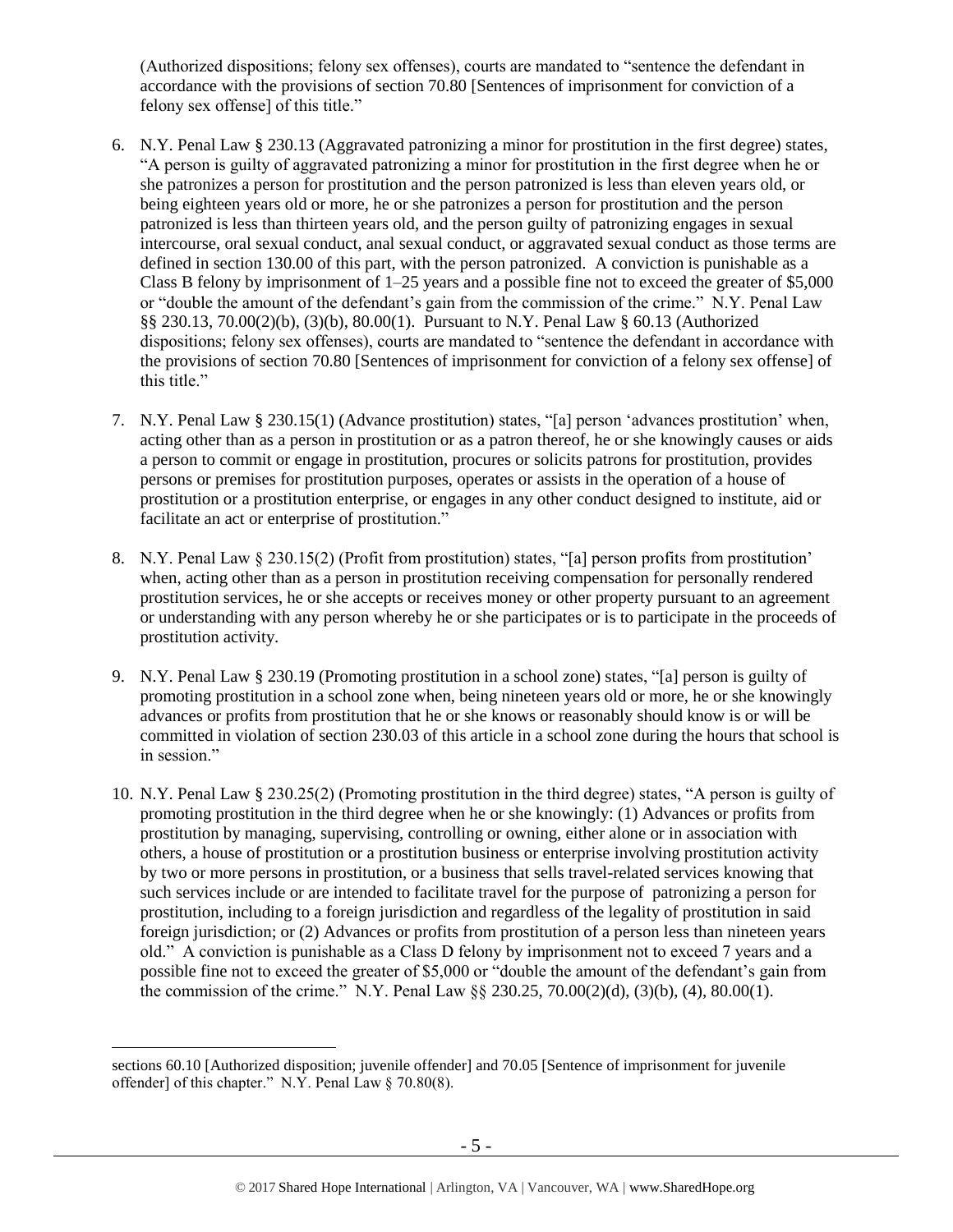(Authorized dispositions; felony sex offenses), courts are mandated to "sentence the defendant in accordance with the provisions of section 70.80 [Sentences of imprisonment for conviction of a felony sex offense] of this title."

6. N.Y. Penal Law § 230.13 (Aggravated patronizing a minor for prostitution in the first degree) states, "A person is guilty of aggravated patronizing a minor for prostitution in the first degree when he or she patronizes a person for prostitution and the person patronized is less than eleven years old, or being eighteen years old or more, he or she patronizes a person for prostitution and the person patronized is less than thirteen years old, and the person guilty of patronizing engages in sexual intercourse, oral sexual conduct, anal sexual conduct, or aggravated sexual conduct as those terms are defined in section 130.00 of this part, with the person patronized. A conviction is punishable as a Class B felony by imprisonment of 1–25 years and a possible fine not to exceed the greater of $5,000 or "double the amount of the defendant's gain from the commission of the crime." N.Y. Penal Law §§ 230.13, 70.00(2)(b), (3)(b), 80.00(1). Pursuant to N.Y. Penal Law § 60.13 (Authorized dispositions; felony sex offenses), courts are mandated to "sentence the defendant in accordance with the provisions of section 70.80 [Sentences of imprisonment for conviction of a felony sex offense] of this title."

7. N.Y. Penal Law § 230.15(1) (Advance prostitution) states, "[a] person 'advances prostitution' when, acting other than as a person in prostitution or as a patron thereof, he or she knowingly causes or aids a person to commit or engage in prostitution, procures or solicits patrons for prostitution, provides persons or premises for prostitution purposes, operates or assists in the operation of a house of prostitution or a prostitution enterprise, or engages in any other conduct designed to institute, aid or facilitate an act or enterprise of prostitution."

8. N.Y. Penal Law § 230.15(2) (Profit from prostitution) states, "[a] person profits from prostitution' when, acting other than as a person in prostitution receiving compensation for personally rendered prostitution services, he or she accepts or receives money or other property pursuant to an agreement or understanding with any person whereby he or she participates or is to participate in the proceeds of prostitution activity.

9. N.Y. Penal Law § 230.19 (Promoting prostitution in a school zone) states, "[a] person is guilty of promoting prostitution in a school zone when, being nineteen years old or more, he or she knowingly advances or profits from prostitution that he or she knows or reasonably should know is or will be committed in violation of section 230.03 of this article in a school zone during the hours that school is in session."

10. N.Y. Penal Law § 230.25(2) (Promoting prostitution in the third degree) states, "A person is guilty of promoting prostitution in the third degree when he or she knowingly: (1) Advances or profits from prostitution by managing, supervising, controlling or owning, either alone or in association with others, a house of prostitution or a prostitution business or enterprise involving prostitution activity by two or more persons in prostitution, or a business that sells travel-related services knowing that such services include or are intended to facilitate travel for the purpose of patronizing a person for prostitution, including to a foreign jurisdiction and regardless of the legality of prostitution in said foreign jurisdiction; or (2) Advances or profits from prostitution of a person less than nineteen years old." A conviction is punishable as a Class D felony by imprisonment not to exceed 7 years and a possible fine not to exceed the greater of $5,000 or "double the amount of the defendant's gain from the commission of the crime." N.Y. Penal Law §§ 230.25, 70.00(2)(d), (3)(b), (4), 80.00(1).

---

sections 60.10 [Authorized disposition; juvenile offender] and 70.05 [Sentence of imprisonment for juvenile offender] of this chapter." N.Y. Penal Law § 70.80(8).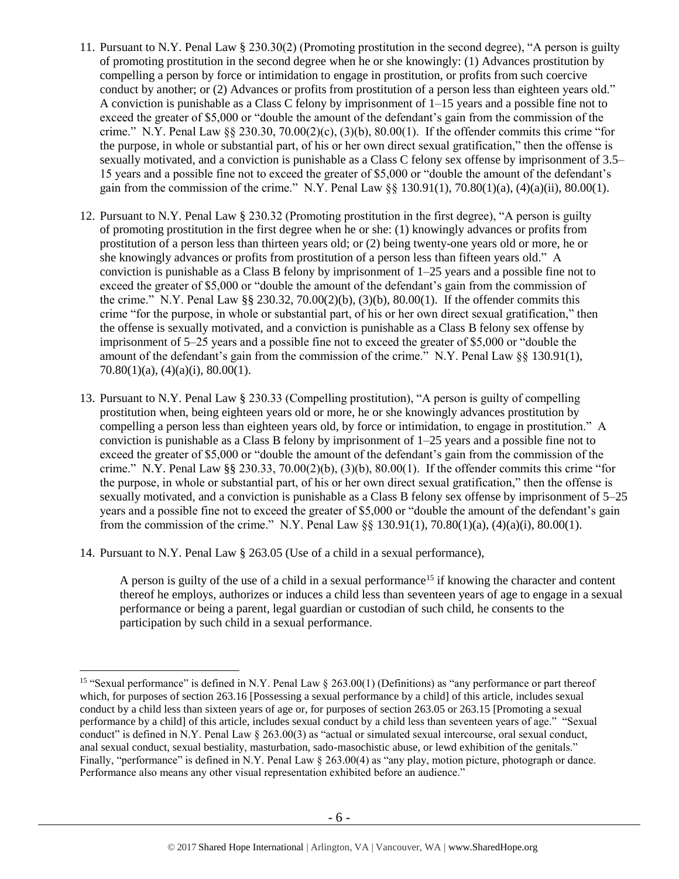11. Pursuant to N.Y. Penal Law § 230.30(2) (Promoting prostitution in the second degree), "A person is guilty of promoting prostitution in the second degree when he or she knowingly: (1) Advances prostitution by compelling a person by force or intimidation to engage in prostitution, or profits from such coercive conduct by another; or (2) Advances or profits from prostitution of a person less than eighteen years old." A conviction is punishable as a Class C felony by imprisonment of 1–15 years and a possible fine not to exceed the greater of $5,000 or "double the amount of the defendant's gain from the commission of the crime." N.Y. Penal Law §§ 230.30, 70.00(2)(c), (3)(b), 80.00(1). If the offender commits this crime "for the purpose, in whole or substantial part, of his or her own direct sexual gratification," then the offense is sexually motivated, and a conviction is punishable as a Class C felony sex offense by imprisonment of 3.5–15 years and a possible fine not to exceed the greater of $5,000 or "double the amount of the defendant's gain from the commission of the crime." N.Y. Penal Law §§ 130.91(1), 70.80(1)(a), (4)(a)(ii), 80.00(1).

12. Pursuant to N.Y. Penal Law § 230.32 (Promoting prostitution in the first degree), "A person is guilty of promoting prostitution in the first degree when he or she: (1) knowingly advances or profits from prostitution of a person less than thirteen years old; or (2) being twenty-one years old or more, he or she knowingly advances or profits from prostitution of a person less than fifteen years old." A conviction is punishable as a Class B felony by imprisonment of 1–25 years and a possible fine not to exceed the greater of $5,000 or "double the amount of the defendant's gain from the commission of the crime." N.Y. Penal Law §§ 230.32, 70.00(2)(b), (3)(b), 80.00(1). If the offender commits this crime "for the purpose, in whole or substantial part, of his or her own direct sexual gratification," then the offense is sexually motivated, and a conviction is punishable as a Class B felony sex offense by imprisonment of 5–25 years and a possible fine not to exceed the greater of $5,000 or "double the amount of the defendant's gain from the commission of the crime." N.Y. Penal Law §§ 130.91(1), 70.80(1)(a), (4)(a)(i), 80.00(1).

13. Pursuant to N.Y. Penal Law § 230.33 (Compelling prostitution), "A person is guilty of compelling prostitution when, being eighteen years old or more, he or she knowingly advances prostitution by compelling a person less than eighteen years old, by force or intimidation, to engage in prostitution." A conviction is punishable as a Class B felony by imprisonment of 1–25 years and a possible fine not to exceed the greater of $5,000 or "double the amount of the defendant's gain from the commission of the crime." N.Y. Penal Law §§ 230.33, 70.00(2)(b), (3)(b), 80.00(1). If the offender commits this crime "for the purpose, in whole or substantial part, of his or her own direct sexual gratification," then the offense is sexually motivated, and a conviction is punishable as a Class B felony sex offense by imprisonment of 5–25 years and a possible fine not to exceed the greater of $5,000 or "double the amount of the defendant's gain from the commission of the crime." N.Y. Penal Law §§ 130.91(1), 70.80(1)(a), (4)(a)(i), 80.00(1).

14. Pursuant to N.Y. Penal Law § 263.05 (Use of a child in a sexual performance),

    A person is guilty of the use of a child in a sexual performance[15] if knowing the character and content thereof he employs, authorizes or induces a child less than seventeen years of age to engage in a sexual performance or being a parent, legal guardian or custodian of such child, he consents to the participation by such child in a sexual performance.

[15] "Sexual performance" is defined in N.Y. Penal Law § 263.00(1) (Definitions) as "any performance or part thereof which, for purposes of section 263.16 [Possessing a sexual performance by a child] of this article, includes sexual conduct by a child less than sixteen years of age or, for purposes of section 263.05 or 263.15 [Promoting a sexual performance by a child] of this article, includes sexual conduct by a child less than seventeen years of age." "Sexual conduct" is defined in N.Y. Penal Law § 263.00(3) as "actual or simulated sexual intercourse, oral sexual conduct, anal sexual conduct, sexual bestiality, masturbation, sado-masochistic abuse, or lewd exhibition of the genitals." Finally, "performance" is defined in N.Y. Penal Law § 263.00(4) as "any play, motion picture, photograph or dance. Performance also means any other visual representation exhibited before an audience."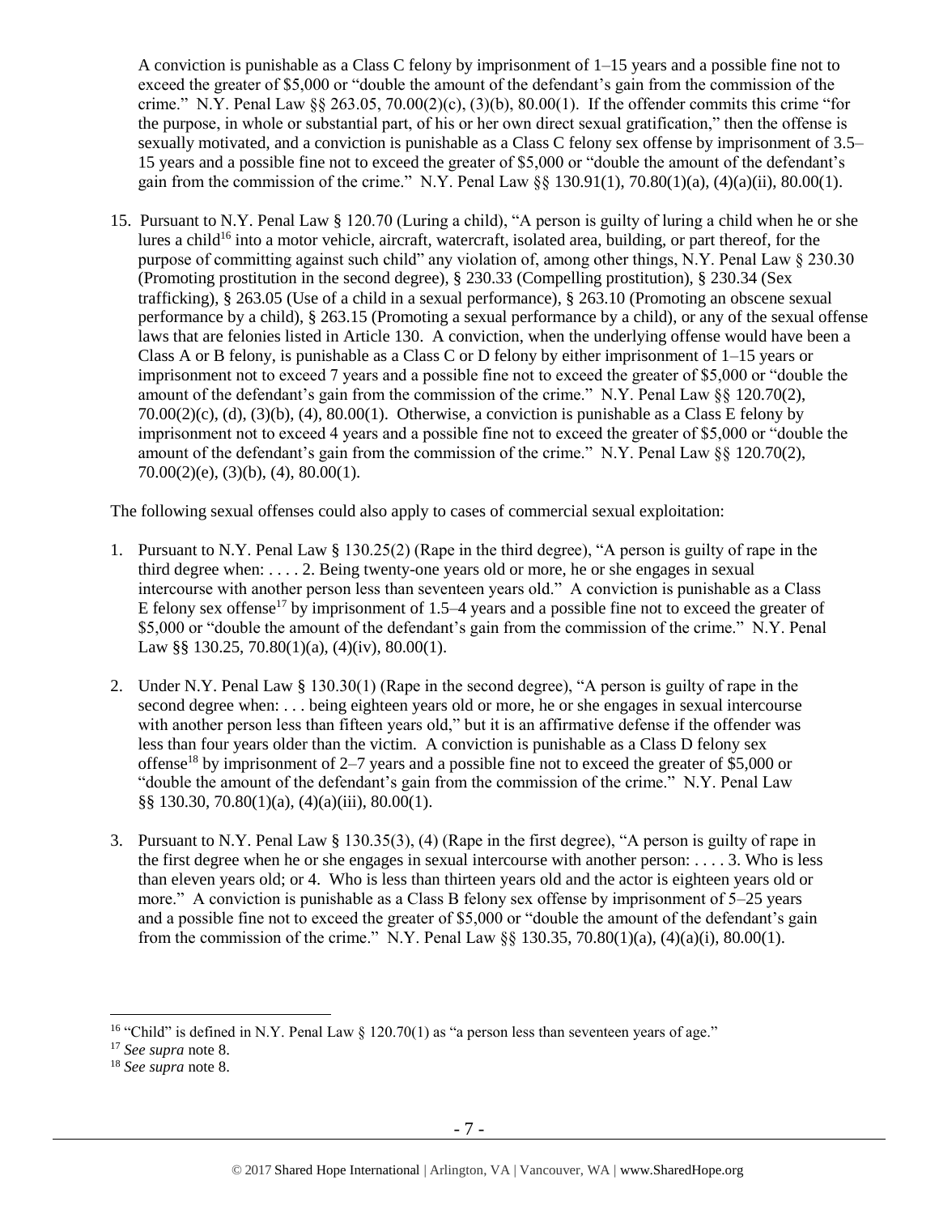A conviction is punishable as a Class C felony by imprisonment of 1–15 years and a possible fine not to exceed the greater of $5,000 or "double the amount of the defendant's gain from the commission of the crime." N.Y. Penal Law §§ 263.05, 70.00(2)(c), (3)(b), 80.00(1). If the offender commits this crime "for the purpose, in whole or substantial part, of his or her own direct sexual gratification," then the offense is sexually motivated, and a conviction is punishable as a Class C felony sex offense by imprisonment of 3.5–15 years and a possible fine not to exceed the greater of $5,000 or "double the amount of the defendant's gain from the commission of the crime." N.Y. Penal Law §§ 130.91(1), 70.80(1)(a), (4)(a)(ii), 80.00(1).

15. Pursuant to N.Y. Penal Law § 120.70 (Luring a child), "A person is guilty of luring a child when he or she lures a child[16] into a motor vehicle, aircraft, watercraft, isolated area, building, or part thereof, for the purpose of committing against such child" any violation of, among other things, N.Y. Penal Law § 230.30 (Promoting prostitution in the second degree), § 230.33 (Compelling prostitution), § 230.34 (Sex trafficking), § 263.05 (Use of a child in a sexual performance), § 263.10 (Promoting an obscene sexual performance by a child), § 263.15 (Promoting a sexual performance by a child), or any of the sexual offense laws that are felonies listed in Article 130. A conviction, when the underlying offense would have been a Class A or B felony, is punishable as a Class C or D felony by either imprisonment of 1–15 years or imprisonment not to exceed 7 years and a possible fine not to exceed the greater of $5,000 or "double the amount of the defendant's gain from the commission of the crime." N.Y. Penal Law §§ 120.70(2), 70.00(2)(c), (d), (3)(b), (4), 80.00(1). Otherwise, a conviction is punishable as a Class E felony by imprisonment not to exceed 4 years and a possible fine not to exceed the greater of $5,000 or "double the amount of the defendant's gain from the commission of the crime." N.Y. Penal Law §§ 120.70(2), 70.00(2)(e), (3)(b), (4), 80.00(1).

The following sexual offenses could also apply to cases of commercial sexual exploitation:

1. Pursuant to N.Y. Penal Law § 130.25(2) (Rape in the third degree), "A person is guilty of rape in the third degree when: . . . . 2. Being twenty-one years old or more, he or she engages in sexual intercourse with another person less than seventeen years old." A conviction is punishable as a Class E felony sex offense[17] by imprisonment of 1.5–4 years and a possible fine not to exceed the greater of $5,000 or "double the amount of the defendant's gain from the commission of the crime." N.Y. Penal Law §§ 130.25, 70.80(1)(a), (4)(iv), 80.00(1).

2. Under N.Y. Penal Law § 130.30(1) (Rape in the second degree), "A person is guilty of rape in the second degree when: . . . being eighteen years old or more, he or she engages in sexual intercourse with another person less than fifteen years old," but it is an affirmative defense if the offender was less than four years older than the victim. A conviction is punishable as a Class D felony sex offense[18] by imprisonment of 2–7 years and a possible fine not to exceed the greater of $5,000 or "double the amount of the defendant's gain from the commission of the crime." N.Y. Penal Law §§ 130.30, 70.80(1)(a), (4)(a)(iii), 80.00(1).

3. Pursuant to N.Y. Penal Law § 130.35(3), (4) (Rape in the first degree), "A person is guilty of rape in the first degree when he or she engages in sexual intercourse with another person: . . . . 3. Who is less than eleven years old; or 4. Who is less than thirteen years old and the actor is eighteen years old or more." A conviction is punishable as a Class B felony sex offense by imprisonment of 5–25 years and a possible fine not to exceed the greater of $5,000 or "double the amount of the defendant's gain from the commission of the crime." N.Y. Penal Law §§ 130.35, 70.80(1)(a), (4)(a)(i), 80.00(1).

---

[16] "Child" is defined in N.Y. Penal Law § 120.70(1) as "a person less than seventeen years of age."

[17] *See supra* note 8.

[18] *See supra* note 8.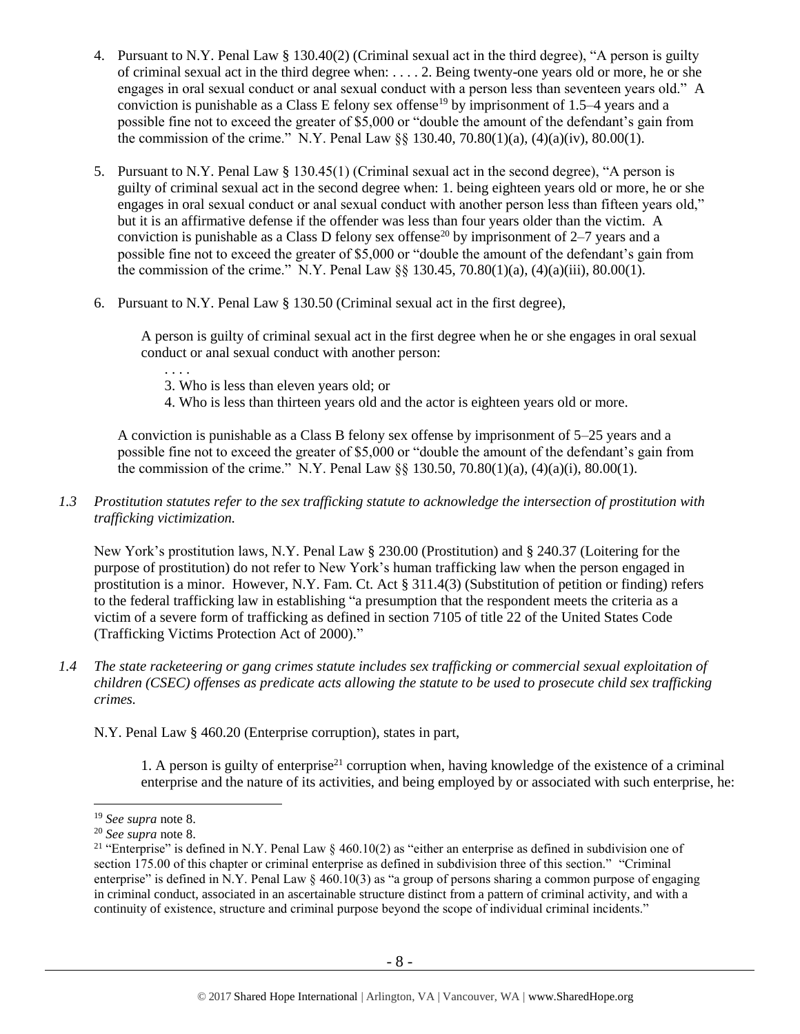4. Pursuant to N.Y. Penal Law § 130.40(2) (Criminal sexual act in the third degree), "A person is guilty of criminal sexual act in the third degree when: . . . . 2. Being twenty-one years old or more, he or she engages in oral sexual conduct or anal sexual conduct with a person less than seventeen years old." A conviction is punishable as a Class E felony sex offense[19] by imprisonment of 1.5–4 years and a possible fine not to exceed the greater of $5,000 or "double the amount of the defendant's gain from the commission of the crime." N.Y. Penal Law §§ 130.40, 70.80(1)(a), (4)(a)(iv), 80.00(1).

5. Pursuant to N.Y. Penal Law § 130.45(1) (Criminal sexual act in the second degree), "A person is guilty of criminal sexual act in the second degree when: 1. being eighteen years old or more, he or she engages in oral sexual conduct or anal sexual conduct with another person less than fifteen years old," but it is an affirmative defense if the offender was less than four years older than the victim. A conviction is punishable as a Class D felony sex offense[20] by imprisonment of 2–7 years and a possible fine not to exceed the greater of $5,000 or "double the amount of the defendant's gain from the commission of the crime." N.Y. Penal Law §§ 130.45, 70.80(1)(a), (4)(a)(iii), 80.00(1).

6. Pursuant to N.Y. Penal Law § 130.50 (Criminal sexual act in the first degree),

   > A person is guilty of criminal sexual act in the first degree when he or she engages in oral sexual conduct or anal sexual conduct with another person:
   >
   > . . . .
   >
   > 3. Who is less than eleven years old; or
   > 4. Who is less than thirteen years old and the actor is eighteen years old or more.

   A conviction is punishable as a Class B felony sex offense by imprisonment of 5–25 years and a possible fine not to exceed the greater of $5,000 or "double the amount of the defendant's gain from the commission of the crime." N.Y. Penal Law §§ 130.50, 70.80(1)(a), (4)(a)(i), 80.00(1).

*1.3 Prostitution statutes refer to the sex trafficking statute to acknowledge the intersection of prostitution with trafficking victimization.*

New York's prostitution laws, N.Y. Penal Law § 230.00 (Prostitution) and § 240.37 (Loitering for the purpose of prostitution) do not refer to New York's human trafficking law when the person engaged in prostitution is a minor. However, N.Y. Fam. Ct. Act § 311.4(3) (Substitution of petition or finding) refers to the federal trafficking law in establishing "a presumption that the respondent meets the criteria as a victim of a severe form of trafficking as defined in section 7105 of title 22 of the United States Code (Trafficking Victims Protection Act of 2000)."

*1.4 The state racketeering or gang crimes statute includes sex trafficking or commercial sexual exploitation of children (CSEC) offenses as predicate acts allowing the statute to be used to prosecute child sex trafficking crimes.*

N.Y. Penal Law § 460.20 (Enterprise corruption), states in part,

> 1. A person is guilty of enterprise[21] corruption when, having knowledge of the existence of a criminal enterprise and the nature of its activities, and being employed by or associated with such enterprise, he:

---

[19] *See supra* note 8.

[20] *See supra* note 8.

[21] "Enterprise" is defined in N.Y. Penal Law § 460.10(2) as "either an enterprise as defined in subdivision one of section 175.00 of this chapter or criminal enterprise as defined in subdivision three of this section." "Criminal enterprise" is defined in N.Y. Penal Law § 460.10(3) as "a group of persons sharing a common purpose of engaging in criminal conduct, associated in an ascertainable structure distinct from a pattern of criminal activity, and with a continuity of existence, structure and criminal purpose beyond the scope of individual criminal incidents."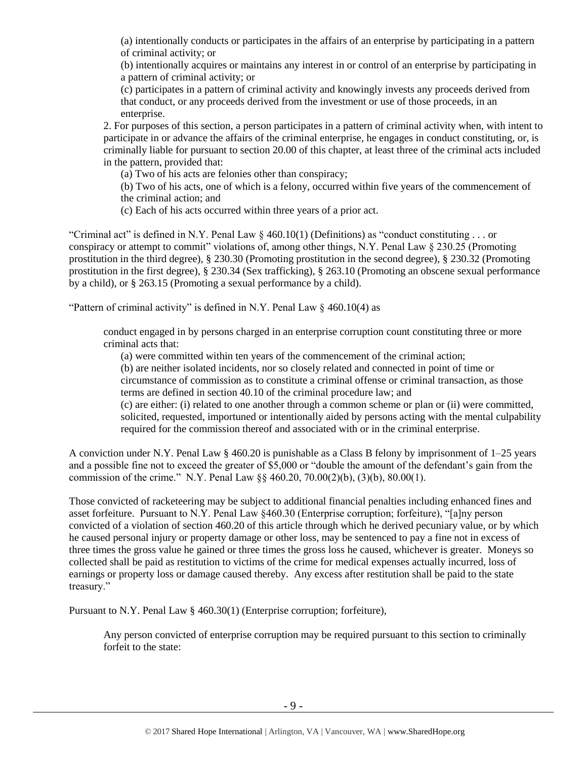> (a) intentionally conducts or participates in the affairs of an enterprise by participating in a pattern of criminal activity; or
>
> (b) intentionally acquires or maintains any interest in or control of an enterprise by participating in a pattern of criminal activity; or
>
> (c) participates in a pattern of criminal activity and knowingly invests any proceeds derived from that conduct, or any proceeds derived from the investment or use of those proceeds, in an enterprise.
>
> 2. For purposes of this section, a person participates in a pattern of criminal activity when, with intent to participate in or advance the affairs of the criminal enterprise, he engages in conduct constituting, or, is criminally liable for pursuant to section 20.00 of this chapter, at least three of the criminal acts included in the pattern, provided that:
>
> (a) Two of his acts are felonies other than conspiracy;
>
> (b) Two of his acts, one of which is a felony, occurred within five years of the commencement of the criminal action; and
>
> (c) Each of his acts occurred within three years of a prior act.

"Criminal act" is defined in N.Y. Penal Law § 460.10(1) (Definitions) as "conduct constituting . . . or conspiracy or attempt to commit" violations of, among other things, N.Y. Penal Law § 230.25 (Promoting prostitution in the third degree), § 230.30 (Promoting prostitution in the second degree), § 230.32 (Promoting prostitution in the first degree), § 230.34 (Sex trafficking), § 263.10 (Promoting an obscene sexual performance by a child), or § 263.15 (Promoting a sexual performance by a child).

"Pattern of criminal activity" is defined in N.Y. Penal Law § 460.10(4) as

> conduct engaged in by persons charged in an enterprise corruption count constituting three or more criminal acts that:
>
> (a) were committed within ten years of the commencement of the criminal action;
>
> (b) are neither isolated incidents, nor so closely related and connected in point of time or circumstance of commission as to constitute a criminal offense or criminal transaction, as those terms are defined in section 40.10 of the criminal procedure law; and
>
> (c) are either: (i) related to one another through a common scheme or plan or (ii) were committed, solicited, requested, importuned or intentionally aided by persons acting with the mental culpability required for the commission thereof and associated with or in the criminal enterprise.

A conviction under N.Y. Penal Law § 460.20 is punishable as a Class B felony by imprisonment of 1–25 years and a possible fine not to exceed the greater of $5,000 or "double the amount of the defendant's gain from the commission of the crime." N.Y. Penal Law §§ 460.20, 70.00(2)(b), (3)(b), 80.00(1).

Those convicted of racketeering may be subject to additional financial penalties including enhanced fines and asset forfeiture. Pursuant to N.Y. Penal Law §460.30 (Enterprise corruption; forfeiture), "[a]ny person convicted of a violation of section 460.20 of this article through which he derived pecuniary value, or by which he caused personal injury or property damage or other loss, may be sentenced to pay a fine not in excess of three times the gross value he gained or three times the gross loss he caused, whichever is greater. Moneys so collected shall be paid as restitution to victims of the crime for medical expenses actually incurred, loss of earnings or property loss or damage caused thereby. Any excess after restitution shall be paid to the state treasury."

Pursuant to N.Y. Penal Law § 460.30(1) (Enterprise corruption; forfeiture),

> Any person convicted of enterprise corruption may be required pursuant to this section to criminally forfeit to the state: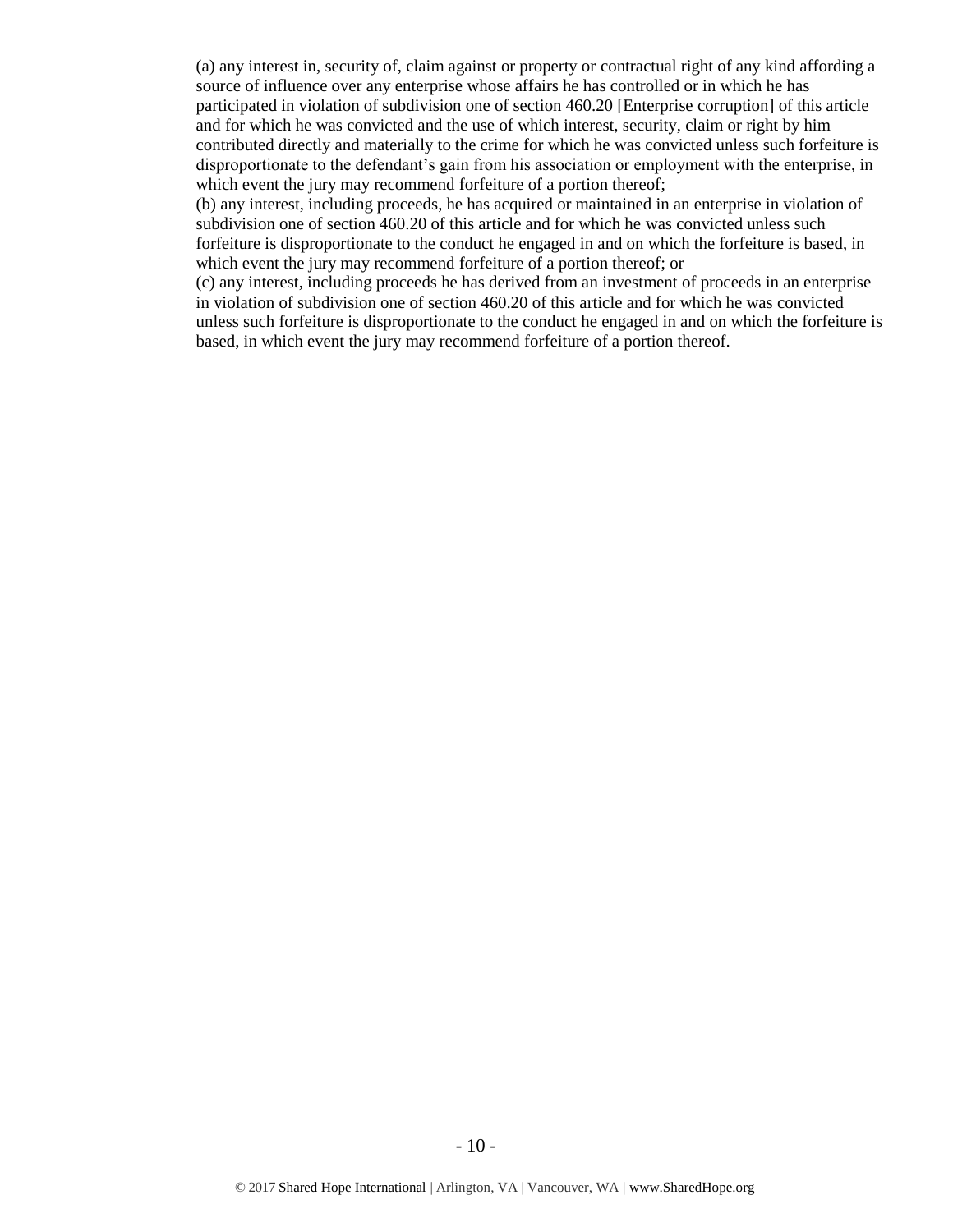(a) any interest in, security of, claim against or property or contractual right of any kind affording a source of influence over any enterprise whose affairs he has controlled or in which he has participated in violation of subdivision one of section 460.20 [Enterprise corruption] of this article and for which he was convicted and the use of which interest, security, claim or right by him contributed directly and materially to the crime for which he was convicted unless such forfeiture is disproportionate to the defendant's gain from his association or employment with the enterprise, in which event the jury may recommend forfeiture of a portion thereof;

(b) any interest, including proceeds, he has acquired or maintained in an enterprise in violation of subdivision one of section 460.20 of this article and for which he was convicted unless such forfeiture is disproportionate to the conduct he engaged in and on which the forfeiture is based, in which event the jury may recommend forfeiture of a portion thereof; or

(c) any interest, including proceeds he has derived from an investment of proceeds in an enterprise in violation of subdivision one of section 460.20 of this article and for which he was convicted unless such forfeiture is disproportionate to the conduct he engaged in and on which the forfeiture is based, in which event the jury may recommend forfeiture of a portion thereof.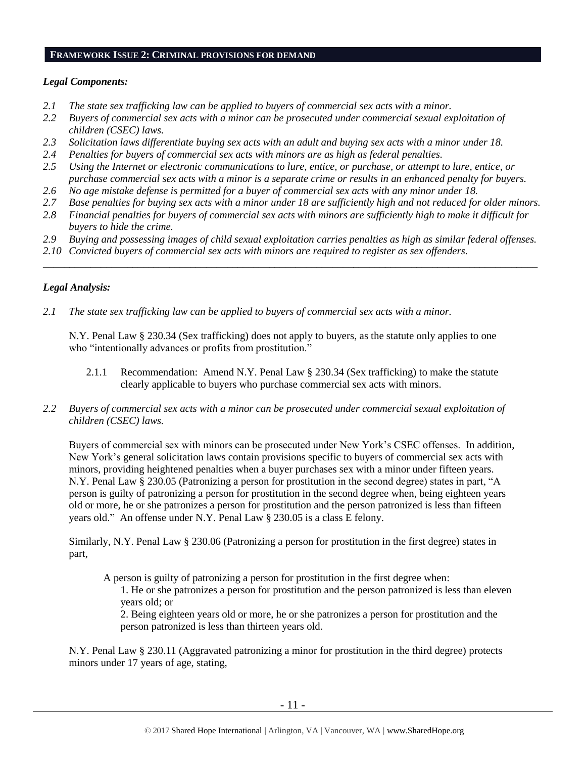## FRAMEWORK ISSUE 2: CRIMINAL PROVISIONS FOR DEMAND

### *Legal Components:*

*2.1 The state sex trafficking law can be applied to buyers of commercial sex acts with a minor.*
*2.2 Buyers of commercial sex acts with a minor can be prosecuted under commercial sexual exploitation of children (CSEC) laws.*
*2.3 Solicitation laws differentiate buying sex acts with an adult and buying sex acts with a minor under 18.*
*2.4 Penalties for buyers of commercial sex acts with minors are as high as federal penalties.*
*2.5 Using the Internet or electronic communications to lure, entice, or purchase, or attempt to lure, entice, or purchase commercial sex acts with a minor is a separate crime or results in an enhanced penalty for buyers.*
*2.6 No age mistake defense is permitted for a buyer of commercial sex acts with any minor under 18.*
*2.7 Base penalties for buying sex acts with a minor under 18 are sufficiently high and not reduced for older minors.*
*2.8 Financial penalties for buyers of commercial sex acts with minors are sufficiently high to make it difficult for buyers to hide the crime.*
*2.9 Buying and possessing images of child sexual exploitation carries penalties as high as similar federal offenses.*
*2.10 Convicted buyers of commercial sex acts with minors are required to register as sex offenders.*

---

### *Legal Analysis:*

*2.1 The state sex trafficking law can be applied to buyers of commercial sex acts with a minor.*

N.Y. Penal Law § 230.34 (Sex trafficking) does not apply to buyers, as the statute only applies to one who "intentionally advances or profits from prostitution."

2.1.1 Recommendation: Amend N.Y. Penal Law § 230.34 (Sex trafficking) to make the statute clearly applicable to buyers who purchase commercial sex acts with minors.

*2.2 Buyers of commercial sex acts with a minor can be prosecuted under commercial sexual exploitation of children (CSEC) laws.*

Buyers of commercial sex with minors can be prosecuted under New York's CSEC offenses. In addition, New York's general solicitation laws contain provisions specific to buyers of commercial sex acts with minors, providing heightened penalties when a buyer purchases sex with a minor under fifteen years. N.Y. Penal Law § 230.05 (Patronizing a person for prostitution in the second degree) states in part, "A person is guilty of patronizing a person for prostitution in the second degree when, being eighteen years old or more, he or she patronizes a person for prostitution and the person patronized is less than fifteen years old." An offense under N.Y. Penal Law § 230.05 is a class E felony.

Similarly, N.Y. Penal Law § 230.06 (Patronizing a person for prostitution in the first degree) states in part,

> A person is guilty of patronizing a person for prostitution in the first degree when:
> 1. He or she patronizes a person for prostitution and the person patronized is less than eleven years old; or
> 2. Being eighteen years old or more, he or she patronizes a person for prostitution and the person patronized is less than thirteen years old.

N.Y. Penal Law § 230.11 (Aggravated patronizing a minor for prostitution in the third degree) protects minors under 17 years of age, stating,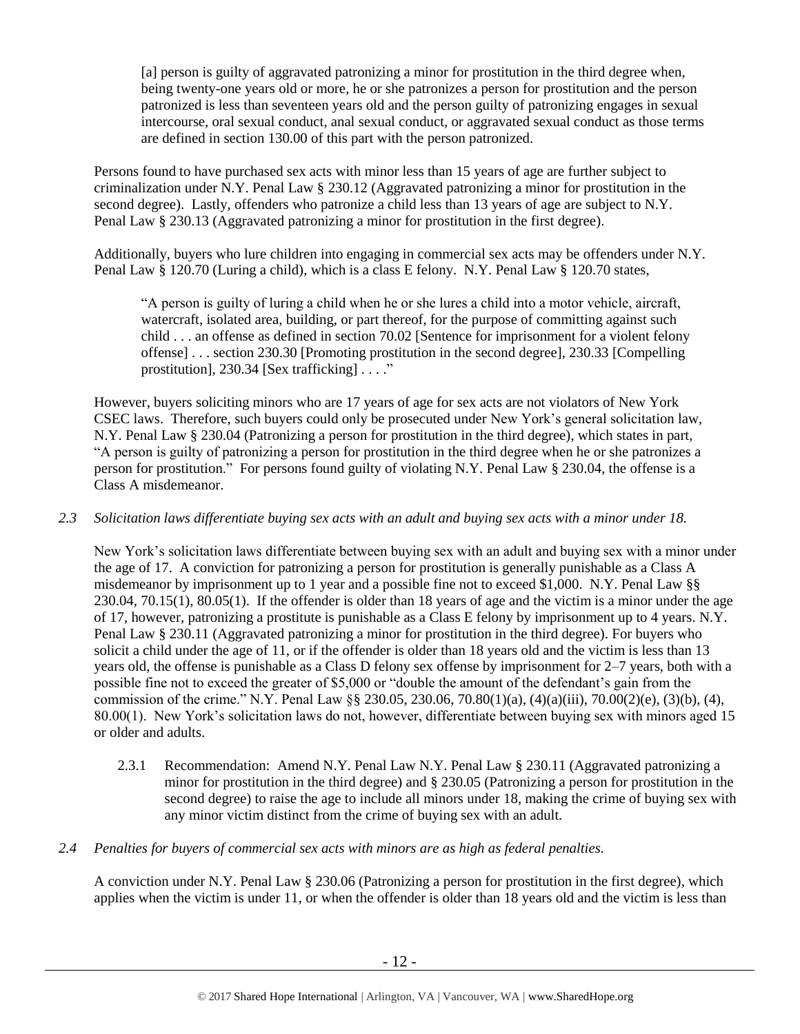> [a] person is guilty of aggravated patronizing a minor for prostitution in the third degree when, being twenty-one years old or more, he or she patronizes a person for prostitution and the person patronized is less than seventeen years old and the person guilty of patronizing engages in sexual intercourse, oral sexual conduct, anal sexual conduct, or aggravated sexual conduct as those terms are defined in section 130.00 of this part with the person patronized.

Persons found to have purchased sex acts with minor less than 15 years of age are further subject to criminalization under N.Y. Penal Law § 230.12 (Aggravated patronizing a minor for prostitution in the second degree). Lastly, offenders who patronize a child less than 13 years of age are subject to N.Y. Penal Law § 230.13 (Aggravated patronizing a minor for prostitution in the first degree).

Additionally, buyers who lure children into engaging in commercial sex acts may be offenders under N.Y. Penal Law § 120.70 (Luring a child), which is a class E felony. N.Y. Penal Law § 120.70 states,

> "A person is guilty of luring a child when he or she lures a child into a motor vehicle, aircraft, watercraft, isolated area, building, or part thereof, for the purpose of committing against such child . . . an offense as defined in section 70.02 [Sentence for imprisonment for a violent felony offense] . . . section 230.30 [Promoting prostitution in the second degree], 230.33 [Compelling prostitution], 230.34 [Sex trafficking] . . . ."

However, buyers soliciting minors who are 17 years of age for sex acts are not violators of New York CSEC laws. Therefore, such buyers could only be prosecuted under New York's general solicitation law, N.Y. Penal Law § 230.04 (Patronizing a person for prostitution in the third degree), which states in part, "A person is guilty of patronizing a person for prostitution in the third degree when he or she patronizes a person for prostitution." For persons found guilty of violating N.Y. Penal Law § 230.04, the offense is a Class A misdemeanor.

*2.3 Solicitation laws differentiate buying sex acts with an adult and buying sex acts with a minor under 18.*

New York's solicitation laws differentiate between buying sex with an adult and buying sex with a minor under the age of 17. A conviction for patronizing a person for prostitution is generally punishable as a Class A misdemeanor by imprisonment up to 1 year and a possible fine not to exceed $1,000. N.Y. Penal Law §§ 230.04, 70.15(1), 80.05(1). If the offender is older than 18 years of age and the victim is a minor under the age of 17, however, patronizing a prostitute is punishable as a Class E felony by imprisonment up to 4 years. N.Y. Penal Law § 230.11 (Aggravated patronizing a minor for prostitution in the third degree). For buyers who solicit a child under the age of 11, or if the offender is older than 18 years old and the victim is less than 13 years old, the offense is punishable as a Class D felony sex offense by imprisonment for 2–7 years, both with a possible fine not to exceed the greater of $5,000 or "double the amount of the defendant's gain from the commission of the crime." N.Y. Penal Law §§ 230.05, 230.06, 70.80(1)(a), (4)(a)(iii), 70.00(2)(e), (3)(b), (4), 80.00(1). New York's solicitation laws do not, however, differentiate between buying sex with minors aged 15 or older and adults.

2.3.1 Recommendation: Amend N.Y. Penal Law N.Y. Penal Law § 230.11 (Aggravated patronizing a minor for prostitution in the third degree) and § 230.05 (Patronizing a person for prostitution in the second degree) to raise the age to include all minors under 18, making the crime of buying sex with any minor victim distinct from the crime of buying sex with an adult.

*2.4 Penalties for buyers of commercial sex acts with minors are as high as federal penalties.*

A conviction under N.Y. Penal Law § 230.06 (Patronizing a person for prostitution in the first degree), which applies when the victim is under 11, or when the offender is older than 18 years old and the victim is less than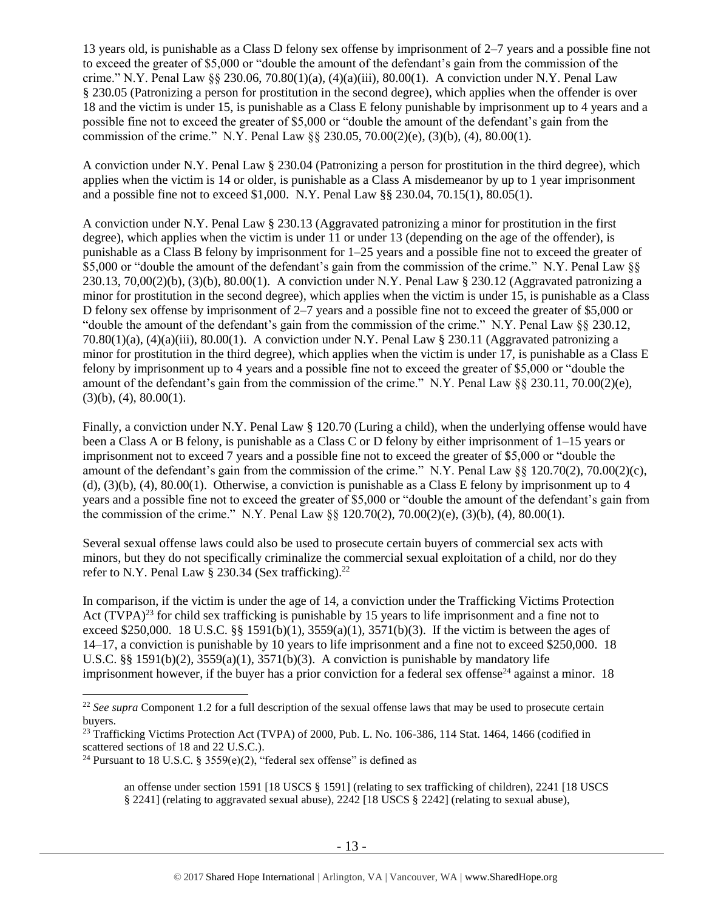13 years old, is punishable as a Class D felony sex offense by imprisonment of 2–7 years and a possible fine not to exceed the greater of $5,000 or "double the amount of the defendant's gain from the commission of the crime." N.Y. Penal Law §§ 230.06, 70.80(1)(a), (4)(a)(iii), 80.00(1). A conviction under N.Y. Penal Law § 230.05 (Patronizing a person for prostitution in the second degree), which applies when the offender is over 18 and the victim is under 15, is punishable as a Class E felony punishable by imprisonment up to 4 years and a possible fine not to exceed the greater of $5,000 or "double the amount of the defendant's gain from the commission of the crime." N.Y. Penal Law §§ 230.05, 70.00(2)(e), (3)(b), (4), 80.00(1).

A conviction under N.Y. Penal Law § 230.04 (Patronizing a person for prostitution in the third degree), which applies when the victim is 14 or older, is punishable as a Class A misdemeanor by up to 1 year imprisonment and a possible fine not to exceed $1,000. N.Y. Penal Law §§ 230.04, 70.15(1), 80.05(1).

A conviction under N.Y. Penal Law § 230.13 (Aggravated patronizing a minor for prostitution in the first degree), which applies when the victim is under 11 or under 13 (depending on the age of the offender), is punishable as a Class B felony by imprisonment for 1–25 years and a possible fine not to exceed the greater of $5,000 or "double the amount of the defendant's gain from the commission of the crime." N.Y. Penal Law §§ 230.13, 70,00(2)(b), (3)(b), 80.00(1). A conviction under N.Y. Penal Law § 230.12 (Aggravated patronizing a minor for prostitution in the second degree), which applies when the victim is under 15, is punishable as a Class D felony sex offense by imprisonment of 2–7 years and a possible fine not to exceed the greater of $5,000 or "double the amount of the defendant's gain from the commission of the crime." N.Y. Penal Law §§ 230.12, 70.80(1)(a), (4)(a)(iii), 80.00(1). A conviction under N.Y. Penal Law § 230.11 (Aggravated patronizing a minor for prostitution in the third degree), which applies when the victim is under 17, is punishable as a Class E felony by imprisonment up to 4 years and a possible fine not to exceed the greater of $5,000 or "double the amount of the defendant's gain from the commission of the crime." N.Y. Penal Law §§ 230.11, 70.00(2)(e), (3)(b), (4), 80.00(1).

Finally, a conviction under N.Y. Penal Law § 120.70 (Luring a child), when the underlying offense would have been a Class A or B felony, is punishable as a Class C or D felony by either imprisonment of 1–15 years or imprisonment not to exceed 7 years and a possible fine not to exceed the greater of $5,000 or "double the amount of the defendant's gain from the commission of the crime." N.Y. Penal Law §§ 120.70(2), 70.00(2)(c), (d), (3)(b), (4), 80.00(1). Otherwise, a conviction is punishable as a Class E felony by imprisonment up to 4 years and a possible fine not to exceed the greater of $5,000 or "double the amount of the defendant's gain from the commission of the crime." N.Y. Penal Law §§ 120.70(2), 70.00(2)(e), (3)(b), (4), 80.00(1).

Several sexual offense laws could also be used to prosecute certain buyers of commercial sex acts with minors, but they do not specifically criminalize the commercial sexual exploitation of a child, nor do they refer to N.Y. Penal Law § 230.34 (Sex trafficking).[22]

In comparison, if the victim is under the age of 14, a conviction under the Trafficking Victims Protection Act (TVPA)[23] for child sex trafficking is punishable by 15 years to life imprisonment and a fine not to exceed $250,000. 18 U.S.C. §§ 1591(b)(1), 3559(a)(1), 3571(b)(3). If the victim is between the ages of 14–17, a conviction is punishable by 10 years to life imprisonment and a fine not to exceed $250,000. 18 U.S.C. §§ 1591(b)(2), 3559(a)(1), 3571(b)(3). A conviction is punishable by mandatory life imprisonment however, if the buyer has a prior conviction for a federal sex offense[24] against a minor. 18

---

[22] *See supra* Component 1.2 for a full description of the sexual offense laws that may be used to prosecute certain buyers.

[23] Trafficking Victims Protection Act (TVPA) of 2000, Pub. L. No. 106-386, 114 Stat. 1464, 1466 (codified in scattered sections of 18 and 22 U.S.C.).

[24] Pursuant to 18 U.S.C. § 3559(e)(2), "federal sex offense" is defined as

> an offense under section 1591 [18 USCS § 1591] (relating to sex trafficking of children), 2241 [18 USCS § 2241] (relating to aggravated sexual abuse), 2242 [18 USCS § 2242] (relating to sexual abuse),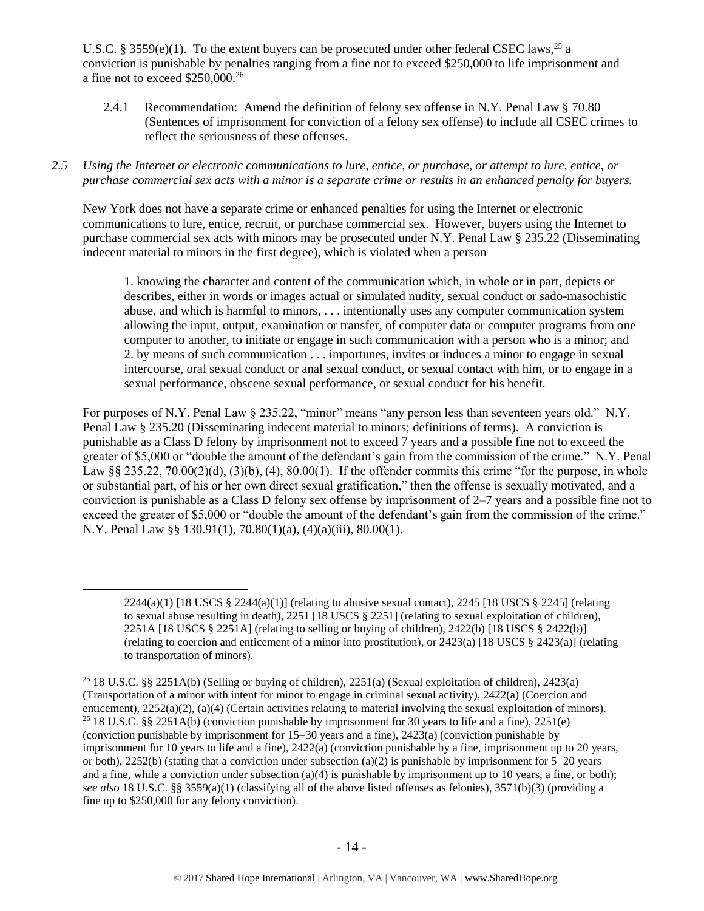U.S.C. § 3559(e)(1). To the extent buyers can be prosecuted under other federal CSEC laws,[25] a conviction is punishable by penalties ranging from a fine not to exceed $250,000 to life imprisonment and a fine not to exceed $250,000.[26]

2.4.1 Recommendation: Amend the definition of felony sex offense in N.Y. Penal Law § 70.80 (Sentences of imprisonment for conviction of a felony sex offense) to include all CSEC crimes to reflect the seriousness of these offenses.

*2.5 Using the Internet or electronic communications to lure, entice, or purchase, or attempt to lure, entice, or purchase commercial sex acts with a minor is a separate crime or results in an enhanced penalty for buyers.*

New York does not have a separate crime or enhanced penalties for using the Internet or electronic communications to lure, entice, recruit, or purchase commercial sex. However, buyers using the Internet to purchase commercial sex acts with minors may be prosecuted under N.Y. Penal Law § 235.22 (Disseminating indecent material to minors in the first degree), which is violated when a person

> 1. knowing the character and content of the communication which, in whole or in part, depicts or describes, either in words or images actual or simulated nudity, sexual conduct or sado-masochistic abuse, and which is harmful to minors, . . . intentionally uses any computer communication system allowing the input, output, examination or transfer, of computer data or computer programs from one computer to another, to initiate or engage in such communication with a person who is a minor; and
> 2. by means of such communication . . . importunes, invites or induces a minor to engage in sexual intercourse, oral sexual conduct or anal sexual conduct, or sexual contact with him, or to engage in a sexual performance, obscene sexual performance, or sexual conduct for his benefit.

For purposes of N.Y. Penal Law § 235.22, "minor" means "any person less than seventeen years old." N.Y. Penal Law § 235.20 (Disseminating indecent material to minors; definitions of terms). A conviction is punishable as a Class D felony by imprisonment not to exceed 7 years and a possible fine not to exceed the greater of $5,000 or "double the amount of the defendant's gain from the commission of the crime." N.Y. Penal Law §§ 235.22, 70.00(2)(d), (3)(b), (4), 80.00(1). If the offender commits this crime "for the purpose, in whole or substantial part, of his or her own direct sexual gratification," then the offense is sexually motivated, and a conviction is punishable as a Class D felony sex offense by imprisonment of 2–7 years and a possible fine not to exceed the greater of $5,000 or "double the amount of the defendant's gain from the commission of the crime." N.Y. Penal Law §§ 130.91(1), 70.80(1)(a), (4)(a)(iii), 80.00(1).

---

2244(a)(1) [18 USCS § 2244(a)(1)] (relating to abusive sexual contact), 2245 [18 USCS § 2245] (relating to sexual abuse resulting in death), 2251 [18 USCS § 2251] (relating to sexual exploitation of children), 2251A [18 USCS § 2251A] (relating to selling or buying of children), 2422(b) [18 USCS § 2422(b)] (relating to coercion and enticement of a minor into prostitution), or 2423(a) [18 USCS § 2423(a)] (relating to transportation of minors).

[25] 18 U.S.C. §§ 2251A(b) (Selling or buying of children), 2251(a) (Sexual exploitation of children), 2423(a) (Transportation of a minor with intent for minor to engage in criminal sexual activity), 2422(a) (Coercion and enticement), 2252(a)(2), (a)(4) (Certain activities relating to material involving the sexual exploitation of minors).

[26] 18 U.S.C. §§ 2251A(b) (conviction punishable by imprisonment for 30 years to life and a fine), 2251(e) (conviction punishable by imprisonment for 15–30 years and a fine), 2423(a) (conviction punishable by imprisonment for 10 years to life and a fine), 2422(a) (conviction punishable by a fine, imprisonment up to 20 years, or both), 2252(b) (stating that a conviction under subsection (a)(2) is punishable by imprisonment for 5–20 years and a fine, while a conviction under subsection (a)(4) is punishable by imprisonment up to 10 years, a fine, or both); *see also* 18 U.S.C. §§ 3559(a)(1) (classifying all of the above listed offenses as felonies), 3571(b)(3) (providing a fine up to $250,000 for any felony conviction).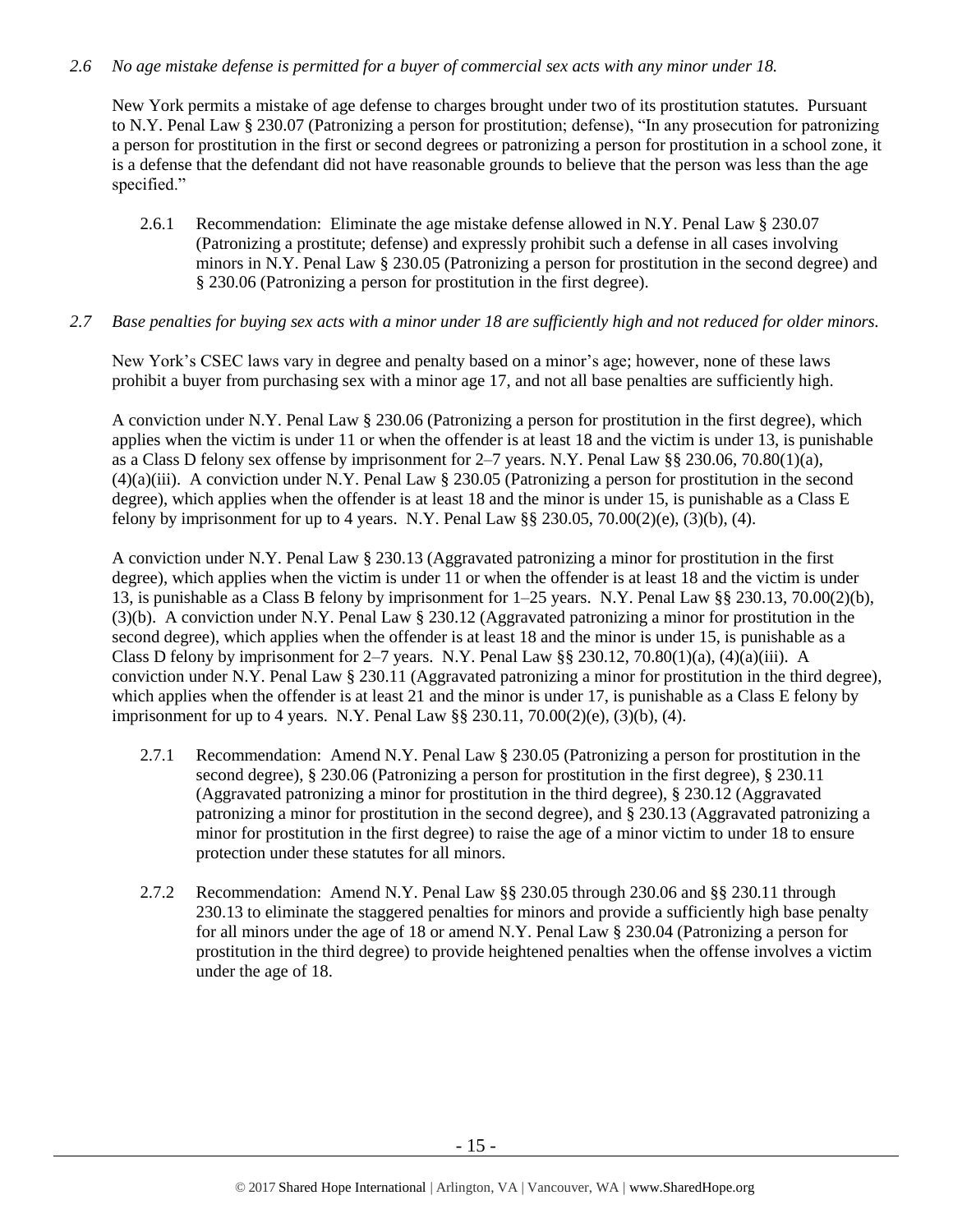*2.6 No age mistake defense is permitted for a buyer of commercial sex acts with any minor under 18.*

New York permits a mistake of age defense to charges brought under two of its prostitution statutes. Pursuant to N.Y. Penal Law § 230.07 (Patronizing a person for prostitution; defense), "In any prosecution for patronizing a person for prostitution in the first or second degrees or patronizing a person for prostitution in a school zone, it is a defense that the defendant did not have reasonable grounds to believe that the person was less than the age specified."

2.6.1 Recommendation: Eliminate the age mistake defense allowed in N.Y. Penal Law § 230.07 (Patronizing a prostitute; defense) and expressly prohibit such a defense in all cases involving minors in N.Y. Penal Law § 230.05 (Patronizing a person for prostitution in the second degree) and § 230.06 (Patronizing a person for prostitution in the first degree).

*2.7 Base penalties for buying sex acts with a minor under 18 are sufficiently high and not reduced for older minors.*

New York's CSEC laws vary in degree and penalty based on a minor's age; however, none of these laws prohibit a buyer from purchasing sex with a minor age 17, and not all base penalties are sufficiently high.

A conviction under N.Y. Penal Law § 230.06 (Patronizing a person for prostitution in the first degree), which applies when the victim is under 11 or when the offender is at least 18 and the victim is under 13, is punishable as a Class D felony sex offense by imprisonment for 2–7 years. N.Y. Penal Law §§ 230.06, 70.80(1)(a), (4)(a)(iii). A conviction under N.Y. Penal Law § 230.05 (Patronizing a person for prostitution in the second degree), which applies when the offender is at least 18 and the minor is under 15, is punishable as a Class E felony by imprisonment for up to 4 years. N.Y. Penal Law §§ 230.05, 70.00(2)(e), (3)(b), (4).

A conviction under N.Y. Penal Law § 230.13 (Aggravated patronizing a minor for prostitution in the first degree), which applies when the victim is under 11 or when the offender is at least 18 and the victim is under 13, is punishable as a Class B felony by imprisonment for 1–25 years. N.Y. Penal Law §§ 230.13, 70.00(2)(b), (3)(b). A conviction under N.Y. Penal Law § 230.12 (Aggravated patronizing a minor for prostitution in the second degree), which applies when the offender is at least 18 and the minor is under 15, is punishable as a Class D felony by imprisonment for 2–7 years. N.Y. Penal Law §§ 230.12, 70.80(1)(a), (4)(a)(iii). A conviction under N.Y. Penal Law § 230.11 (Aggravated patronizing a minor for prostitution in the third degree), which applies when the offender is at least 21 and the minor is under 17, is punishable as a Class E felony by imprisonment for up to 4 years. N.Y. Penal Law §§ 230.11, 70.00(2)(e), (3)(b), (4).

2.7.1 Recommendation: Amend N.Y. Penal Law § 230.05 (Patronizing a person for prostitution in the second degree), § 230.06 (Patronizing a person for prostitution in the first degree), § 230.11 (Aggravated patronizing a minor for prostitution in the third degree), § 230.12 (Aggravated patronizing a minor for prostitution in the second degree), and § 230.13 (Aggravated patronizing a minor for prostitution in the first degree) to raise the age of a minor victim to under 18 to ensure protection under these statutes for all minors.

2.7.2 Recommendation: Amend N.Y. Penal Law §§ 230.05 through 230.06 and §§ 230.11 through 230.13 to eliminate the staggered penalties for minors and provide a sufficiently high base penalty for all minors under the age of 18 or amend N.Y. Penal Law § 230.04 (Patronizing a person for prostitution in the third degree) to provide heightened penalties when the offense involves a victim under the age of 18.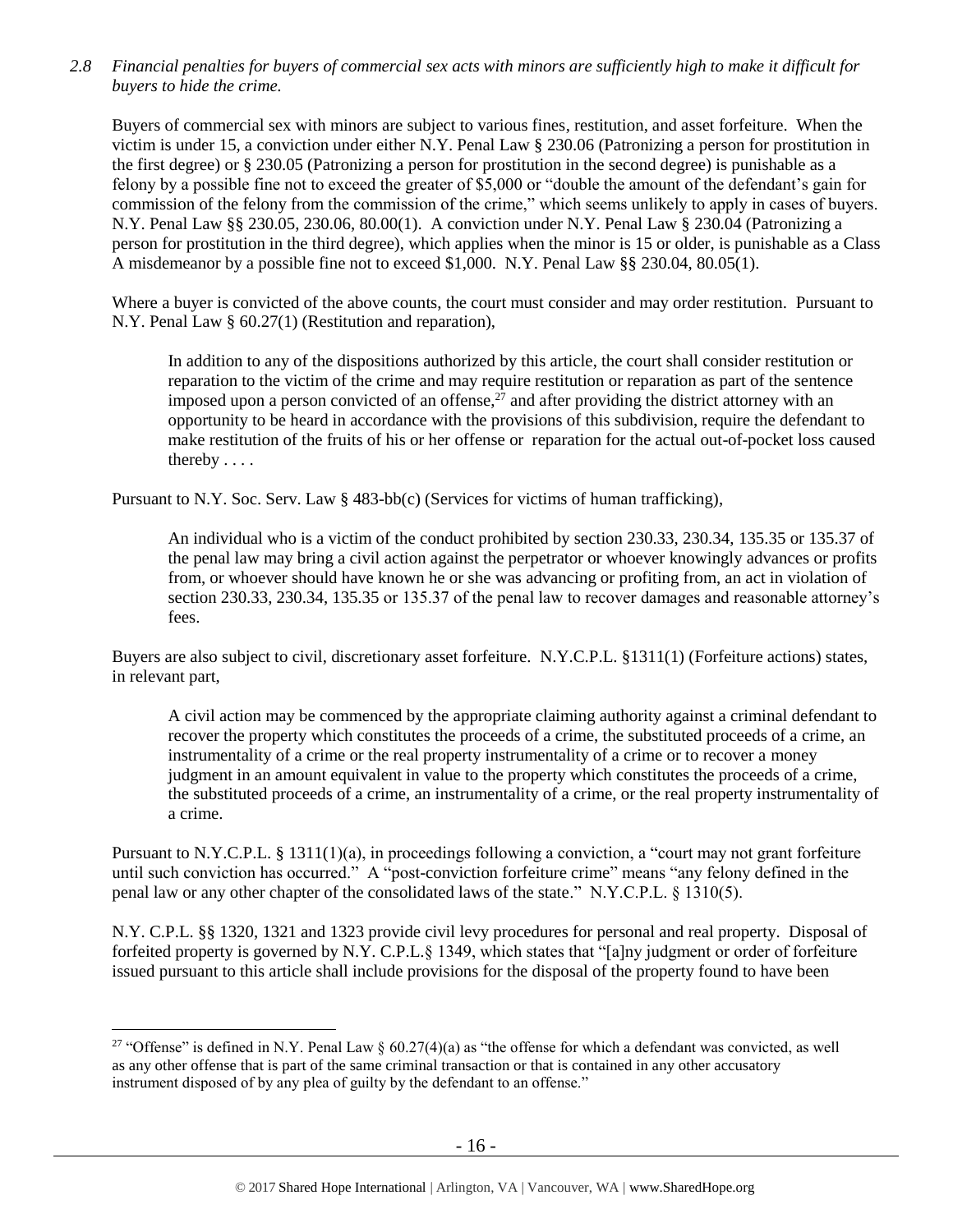*2.8 Financial penalties for buyers of commercial sex acts with minors are sufficiently high to make it difficult for buyers to hide the crime.*

Buyers of commercial sex with minors are subject to various fines, restitution, and asset forfeiture. When the victim is under 15, a conviction under either N.Y. Penal Law § 230.06 (Patronizing a person for prostitution in the first degree) or § 230.05 (Patronizing a person for prostitution in the second degree) is punishable as a felony by a possible fine not to exceed the greater of $5,000 or "double the amount of the defendant's gain for commission of the felony from the commission of the crime," which seems unlikely to apply in cases of buyers. N.Y. Penal Law §§ 230.05, 230.06, 80.00(1). A conviction under N.Y. Penal Law § 230.04 (Patronizing a person for prostitution in the third degree), which applies when the minor is 15 or older, is punishable as a Class A misdemeanor by a possible fine not to exceed $1,000. N.Y. Penal Law §§ 230.04, 80.05(1).

Where a buyer is convicted of the above counts, the court must consider and may order restitution. Pursuant to N.Y. Penal Law § 60.27(1) (Restitution and reparation),

> In addition to any of the dispositions authorized by this article, the court shall consider restitution or reparation to the victim of the crime and may require restitution or reparation as part of the sentence imposed upon a person convicted of an offense,[27] and after providing the district attorney with an opportunity to be heard in accordance with the provisions of this subdivision, require the defendant to make restitution of the fruits of his or her offense or reparation for the actual out-of-pocket loss caused thereby . . . .

Pursuant to N.Y. Soc. Serv. Law § 483-bb(c) (Services for victims of human trafficking),

> An individual who is a victim of the conduct prohibited by section 230.33, 230.34, 135.35 or 135.37 of the penal law may bring a civil action against the perpetrator or whoever knowingly advances or profits from, or whoever should have known he or she was advancing or profiting from, an act in violation of section 230.33, 230.34, 135.35 or 135.37 of the penal law to recover damages and reasonable attorney's fees.

Buyers are also subject to civil, discretionary asset forfeiture. N.Y.C.P.L. §1311(1) (Forfeiture actions) states, in relevant part,

> A civil action may be commenced by the appropriate claiming authority against a criminal defendant to recover the property which constitutes the proceeds of a crime, the substituted proceeds of a crime, an instrumentality of a crime or the real property instrumentality of a crime or to recover a money judgment in an amount equivalent in value to the property which constitutes the proceeds of a crime, the substituted proceeds of a crime, an instrumentality of a crime, or the real property instrumentality of a crime.

Pursuant to N.Y.C.P.L. § 1311(1)(a), in proceedings following a conviction, a "court may not grant forfeiture until such conviction has occurred." A "post-conviction forfeiture crime" means "any felony defined in the penal law or any other chapter of the consolidated laws of the state." N.Y.C.P.L. § 1310(5).

N.Y. C.P.L. §§ 1320, 1321 and 1323 provide civil levy procedures for personal and real property. Disposal of forfeited property is governed by N.Y. C.P.L.§ 1349, which states that "[a]ny judgment or order of forfeiture issued pursuant to this article shall include provisions for the disposal of the property found to have been

[27] "Offense" is defined in N.Y. Penal Law § 60.27(4)(a) as "the offense for which a defendant was convicted, as well as any other offense that is part of the same criminal transaction or that is contained in any other accusatory instrument disposed of by any plea of guilty by the defendant to an offense."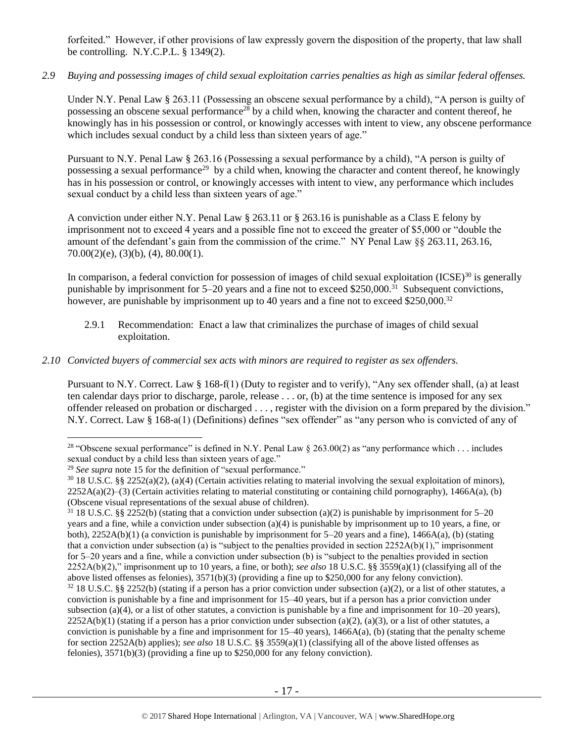forfeited." However, if other provisions of law expressly govern the disposition of the property, that law shall be controlling. N.Y.C.P.L. § 1349(2).

*2.9 Buying and possessing images of child sexual exploitation carries penalties as high as similar federal offenses.*

Under N.Y. Penal Law § 263.11 (Possessing an obscene sexual performance by a child), "A person is guilty of possessing an obscene sexual performance[28] by a child when, knowing the character and content thereof, he knowingly has in his possession or control, or knowingly accesses with intent to view, any obscene performance which includes sexual conduct by a child less than sixteen years of age."

Pursuant to N.Y. Penal Law § 263.16 (Possessing a sexual performance by a child), "A person is guilty of possessing a sexual performance[29] by a child when, knowing the character and content thereof, he knowingly has in his possession or control, or knowingly accesses with intent to view, any performance which includes sexual conduct by a child less than sixteen years of age."

A conviction under either N.Y. Penal Law § 263.11 or § 263.16 is punishable as a Class E felony by imprisonment not to exceed 4 years and a possible fine not to exceed the greater of $5,000 or "double the amount of the defendant's gain from the commission of the crime." NY Penal Law §§ 263.11, 263.16, 70.00(2)(e), (3)(b), (4), 80.00(1).

In comparison, a federal conviction for possession of images of child sexual exploitation (ICSE)[30] is generally punishable by imprisonment for 5–20 years and a fine not to exceed $250,000.[31] Subsequent convictions, however, are punishable by imprisonment up to 40 years and a fine not to exceed $250,000.[32]

2.9.1 Recommendation: Enact a law that criminalizes the purchase of images of child sexual exploitation.

*2.10 Convicted buyers of commercial sex acts with minors are required to register as sex offenders.*

Pursuant to N.Y. Correct. Law § 168-f(1) (Duty to register and to verify), "Any sex offender shall, (a) at least ten calendar days prior to discharge, parole, release . . . or, (b) at the time sentence is imposed for any sex offender released on probation or discharged . . . , register with the division on a form prepared by the division." N.Y. Correct. Law § 168-a(1) (Definitions) defines "sex offender" as "any person who is convicted of any of

---

[28] "Obscene sexual performance" is defined in N.Y. Penal Law § 263.00(2) as "any performance which . . . includes sexual conduct by a child less than sixteen years of age."

[29] *See supra* note 15 for the definition of "sexual performance."

[30] 18 U.S.C. §§ 2252(a)(2), (a)(4) (Certain activities relating to material involving the sexual exploitation of minors), 2252A(a)(2)–(3) (Certain activities relating to material constituting or containing child pornography), 1466A(a), (b) (Obscene visual representations of the sexual abuse of children).

[31] 18 U.S.C. §§ 2252(b) (stating that a conviction under subsection (a)(2) is punishable by imprisonment for 5–20 years and a fine, while a conviction under subsection (a)(4) is punishable by imprisonment up to 10 years, a fine, or both), 2252A(b)(1) (a conviction is punishable by imprisonment for 5–20 years and a fine), 1466A(a), (b) (stating that a conviction under subsection (a) is "subject to the penalties provided in section 2252A(b)(1)," imprisonment for 5–20 years and a fine, while a conviction under subsection (b) is "subject to the penalties provided in section 2252A(b)(2)," imprisonment up to 10 years, a fine, or both); *see also* 18 U.S.C. §§ 3559(a)(1) (classifying all of the above listed offenses as felonies), 3571(b)(3) (providing a fine up to $250,000 for any felony conviction).

[32] 18 U.S.C. §§ 2252(b) (stating if a person has a prior conviction under subsection (a)(2), or a list of other statutes, a conviction is punishable by a fine and imprisonment for 15–40 years, but if a person has a prior conviction under subsection (a)(4), or a list of other statutes, a conviction is punishable by a fine and imprisonment for 10–20 years), 2252A(b)(1) (stating if a person has a prior conviction under subsection (a)(2), (a)(3), or a list of other statutes, a conviction is punishable by a fine and imprisonment for 15–40 years), 1466A(a), (b) (stating that the penalty scheme for section 2252A(b) applies); *see also* 18 U.S.C. §§ 3559(a)(1) (classifying all of the above listed offenses as felonies), 3571(b)(3) (providing a fine up to $250,000 for any felony conviction).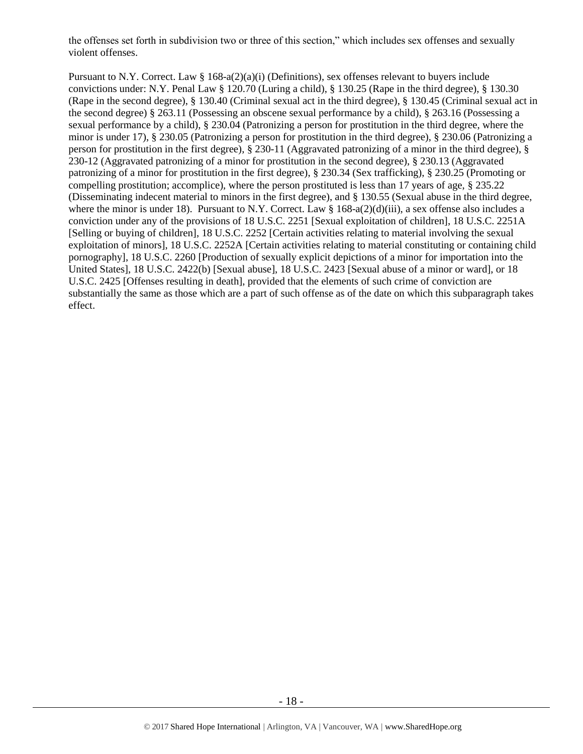the offenses set forth in subdivision two or three of this section," which includes sex offenses and sexually violent offenses.

Pursuant to N.Y. Correct. Law § 168-a(2)(a)(i) (Definitions), sex offenses relevant to buyers include convictions under: N.Y. Penal Law § 120.70 (Luring a child), § 130.25 (Rape in the third degree), § 130.30 (Rape in the second degree), § 130.40 (Criminal sexual act in the third degree), § 130.45 (Criminal sexual act in the second degree) § 263.11 (Possessing an obscene sexual performance by a child), § 263.16 (Possessing a sexual performance by a child), § 230.04 (Patronizing a person for prostitution in the third degree, where the minor is under 17), § 230.05 (Patronizing a person for prostitution in the third degree), § 230.06 (Patronizing a person for prostitution in the first degree), § 230-11 (Aggravated patronizing of a minor in the third degree), § 230-12 (Aggravated patronizing of a minor for prostitution in the second degree), § 230.13 (Aggravated patronizing of a minor for prostitution in the first degree), § 230.34 (Sex trafficking), § 230.25 (Promoting or compelling prostitution; accomplice), where the person prostituted is less than 17 years of age, § 235.22 (Disseminating indecent material to minors in the first degree), and § 130.55 (Sexual abuse in the third degree, where the minor is under 18). Pursuant to N.Y. Correct. Law § 168-a(2)(d)(iii), a sex offense also includes a conviction under any of the provisions of 18 U.S.C. 2251 [Sexual exploitation of children], 18 U.S.C. 2251A [Selling or buying of children], 18 U.S.C. 2252 [Certain activities relating to material involving the sexual exploitation of minors], 18 U.S.C. 2252A [Certain activities relating to material constituting or containing child pornography], 18 U.S.C. 2260 [Production of sexually explicit depictions of a minor for importation into the United States], 18 U.S.C. 2422(b) [Sexual abuse], 18 U.S.C. 2423 [Sexual abuse of a minor or ward], or 18 U.S.C. 2425 [Offenses resulting in death], provided that the elements of such crime of conviction are substantially the same as those which are a part of such offense as of the date on which this subparagraph takes effect.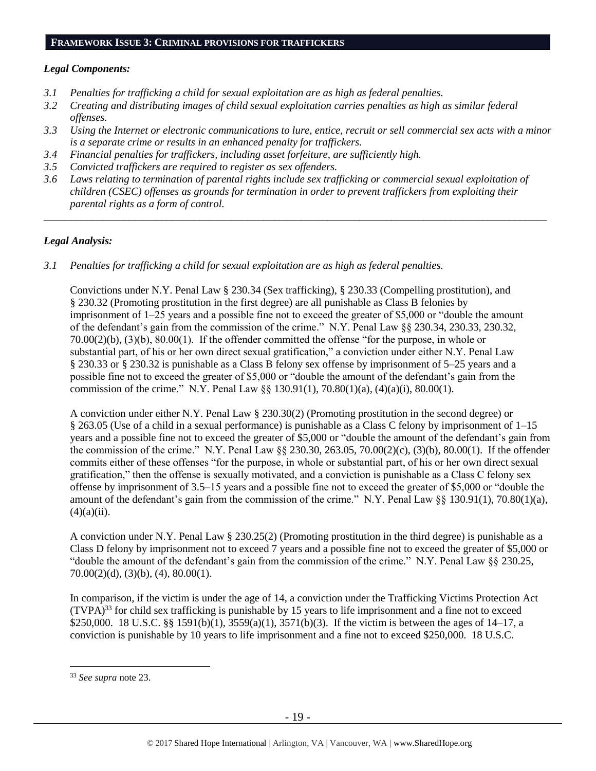## FRAMEWORK ISSUE 3: CRIMINAL PROVISIONS FOR TRAFFICKERS

### *Legal Components:*

*3.1 Penalties for trafficking a child for sexual exploitation are as high as federal penalties.*

*3.2 Creating and distributing images of child sexual exploitation carries penalties as high as similar federal offenses.*

*3.3 Using the Internet or electronic communications to lure, entice, recruit or sell commercial sex acts with a minor is a separate crime or results in an enhanced penalty for traffickers.*

*3.4 Financial penalties for traffickers, including asset forfeiture, are sufficiently high.*

*3.5 Convicted traffickers are required to register as sex offenders.*

*3.6 Laws relating to termination of parental rights include sex trafficking or commercial sexual exploitation of children (CSEC) offenses as grounds for termination in order to prevent traffickers from exploiting their parental rights as a form of control.*

---

### *Legal Analysis:*

*3.1 Penalties for trafficking a child for sexual exploitation are as high as federal penalties.*

Convictions under N.Y. Penal Law § 230.34 (Sex trafficking), § 230.33 (Compelling prostitution), and § 230.32 (Promoting prostitution in the first degree) are all punishable as Class B felonies by imprisonment of 1–25 years and a possible fine not to exceed the greater of $5,000 or "double the amount of the defendant's gain from the commission of the crime." N.Y. Penal Law §§ 230.34, 230.33, 230.32, 70.00(2)(b), (3)(b), 80.00(1). If the offender committed the offense "for the purpose, in whole or substantial part, of his or her own direct sexual gratification," a conviction under either N.Y. Penal Law § 230.33 or § 230.32 is punishable as a Class B felony sex offense by imprisonment of 5–25 years and a possible fine not to exceed the greater of $5,000 or "double the amount of the defendant's gain from the commission of the crime." N.Y. Penal Law §§ 130.91(1), 70.80(1)(a), (4)(a)(i), 80.00(1).

A conviction under either N.Y. Penal Law § 230.30(2) (Promoting prostitution in the second degree) or § 263.05 (Use of a child in a sexual performance) is punishable as a Class C felony by imprisonment of 1–15 years and a possible fine not to exceed the greater of $5,000 or "double the amount of the defendant's gain from the commission of the crime." N.Y. Penal Law §§ 230.30, 263.05, 70.00(2)(c), (3)(b), 80.00(1). If the offender commits either of these offenses "for the purpose, in whole or substantial part, of his or her own direct sexual gratification," then the offense is sexually motivated, and a conviction is punishable as a Class C felony sex offense by imprisonment of 3.5–15 years and a possible fine not to exceed the greater of $5,000 or "double the amount of the defendant's gain from the commission of the crime." N.Y. Penal Law §§ 130.91(1), 70.80(1)(a), (4)(a)(ii).

A conviction under N.Y. Penal Law § 230.25(2) (Promoting prostitution in the third degree) is punishable as a Class D felony by imprisonment not to exceed 7 years and a possible fine not to exceed the greater of $5,000 or "double the amount of the defendant's gain from the commission of the crime." N.Y. Penal Law §§ 230.25, 70.00(2)(d), (3)(b), (4), 80.00(1).

In comparison, if the victim is under the age of 14, a conviction under the Trafficking Victims Protection Act (TVPA)[33] for child sex trafficking is punishable by 15 years to life imprisonment and a fine not to exceed $250,000. 18 U.S.C. §§ 1591(b)(1), 3559(a)(1), 3571(b)(3). If the victim is between the ages of 14–17, a conviction is punishable by 10 years to life imprisonment and a fine not to exceed $250,000. 18 U.S.C.

---

[33] *See supra* note 23.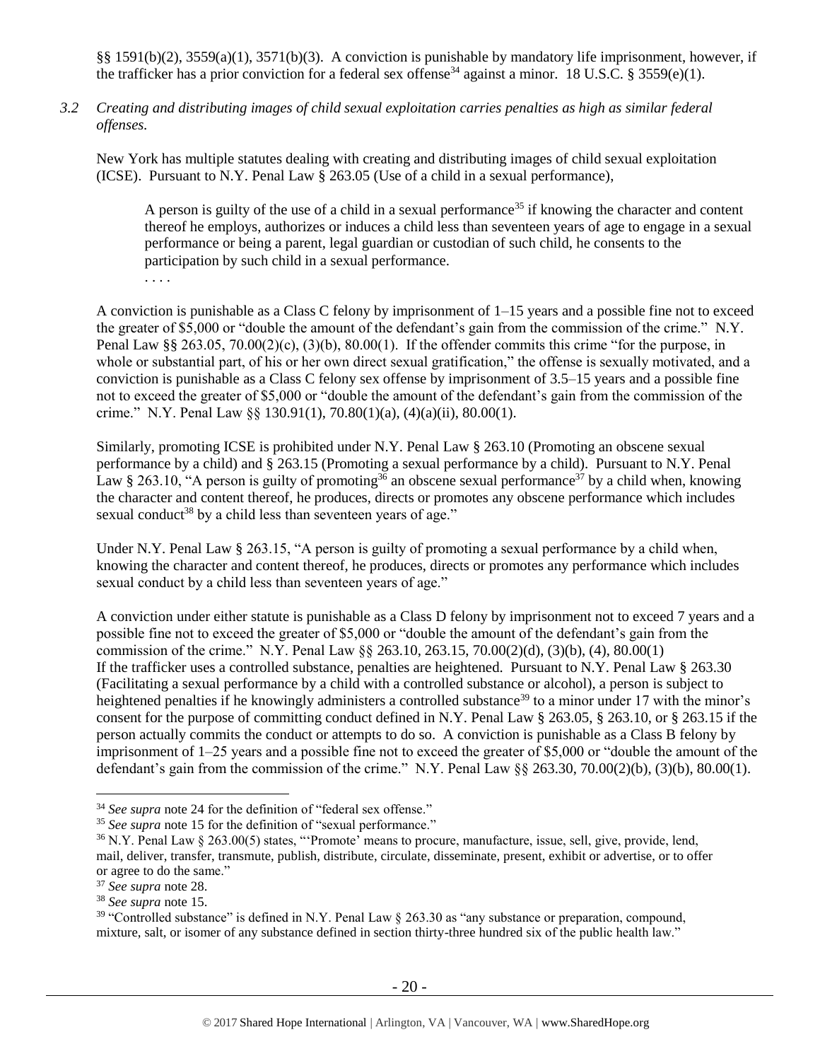§§ 1591(b)(2), 3559(a)(1), 3571(b)(3). A conviction is punishable by mandatory life imprisonment, however, if the trafficker has a prior conviction for a federal sex offense[34] against a minor. 18 U.S.C. § 3559(e)(1).

*3.2 Creating and distributing images of child sexual exploitation carries penalties as high as similar federal offenses.*

New York has multiple statutes dealing with creating and distributing images of child sexual exploitation (ICSE). Pursuant to N.Y. Penal Law § 263.05 (Use of a child in a sexual performance),

> A person is guilty of the use of a child in a sexual performance[35] if knowing the character and content thereof he employs, authorizes or induces a child less than seventeen years of age to engage in a sexual performance or being a parent, legal guardian or custodian of such child, he consents to the participation by such child in a sexual performance.
> . . . .

A conviction is punishable as a Class C felony by imprisonment of 1–15 years and a possible fine not to exceed the greater of $5,000 or "double the amount of the defendant's gain from the commission of the crime." N.Y. Penal Law §§ 263.05, 70.00(2)(c), (3)(b), 80.00(1). If the offender commits this crime "for the purpose, in whole or substantial part, of his or her own direct sexual gratification," the offense is sexually motivated, and a conviction is punishable as a Class C felony sex offense by imprisonment of 3.5–15 years and a possible fine not to exceed the greater of $5,000 or "double the amount of the defendant's gain from the commission of the crime." N.Y. Penal Law §§ 130.91(1), 70.80(1)(a), (4)(a)(ii), 80.00(1).

Similarly, promoting ICSE is prohibited under N.Y. Penal Law § 263.10 (Promoting an obscene sexual performance by a child) and § 263.15 (Promoting a sexual performance by a child). Pursuant to N.Y. Penal Law § 263.10, "A person is guilty of promoting[36] an obscene sexual performance[37] by a child when, knowing the character and content thereof, he produces, directs or promotes any obscene performance which includes sexual conduct[38] by a child less than seventeen years of age."

Under N.Y. Penal Law § 263.15, "A person is guilty of promoting a sexual performance by a child when, knowing the character and content thereof, he produces, directs or promotes any performance which includes sexual conduct by a child less than seventeen years of age."

A conviction under either statute is punishable as a Class D felony by imprisonment not to exceed 7 years and a possible fine not to exceed the greater of $5,000 or "double the amount of the defendant's gain from the commission of the crime." N.Y. Penal Law §§ 263.10, 263.15, 70.00(2)(d), (3)(b), (4), 80.00(1)
If the trafficker uses a controlled substance, penalties are heightened. Pursuant to N.Y. Penal Law § 263.30 (Facilitating a sexual performance by a child with a controlled substance or alcohol), a person is subject to heightened penalties if he knowingly administers a controlled substance[39] to a minor under 17 with the minor's consent for the purpose of committing conduct defined in N.Y. Penal Law § 263.05, § 263.10, or § 263.15 if the person actually commits the conduct or attempts to do so. A conviction is punishable as a Class B felony by imprisonment of 1–25 years and a possible fine not to exceed the greater of $5,000 or "double the amount of the defendant's gain from the commission of the crime." N.Y. Penal Law §§ 263.30, 70.00(2)(b), (3)(b), 80.00(1).

---

[34] *See supra* note 24 for the definition of "federal sex offense."

[35] *See supra* note 15 for the definition of "sexual performance."

[36] N.Y. Penal Law § 263.00(5) states, "'Promote' means to procure, manufacture, issue, sell, give, provide, lend, mail, deliver, transfer, transmute, publish, distribute, circulate, disseminate, present, exhibit or advertise, or to offer or agree to do the same."

[37] *See supra* note 28.

[38] *See supra* note 15.

[39] "Controlled substance" is defined in N.Y. Penal Law § 263.30 as "any substance or preparation, compound, mixture, salt, or isomer of any substance defined in section thirty-three hundred six of the public health law."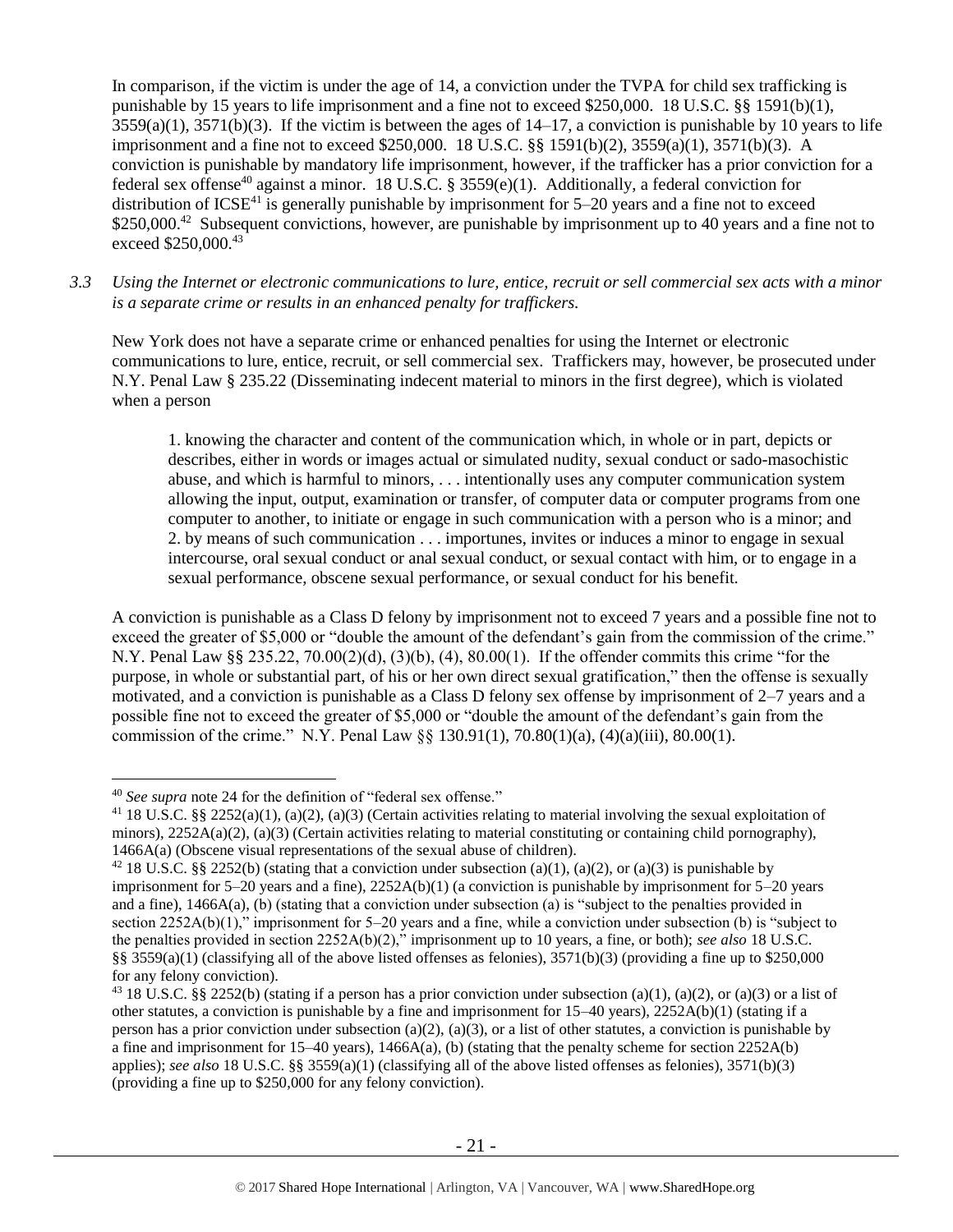In comparison, if the victim is under the age of 14, a conviction under the TVPA for child sex trafficking is punishable by 15 years to life imprisonment and a fine not to exceed $250,000. 18 U.S.C. §§ 1591(b)(1), 3559(a)(1), 3571(b)(3). If the victim is between the ages of 14–17, a conviction is punishable by 10 years to life imprisonment and a fine not to exceed $250,000. 18 U.S.C. §§ 1591(b)(2), 3559(a)(1), 3571(b)(3). A conviction is punishable by mandatory life imprisonment, however, if the trafficker has a prior conviction for a federal sex offense[40] against a minor. 18 U.S.C. § 3559(e)(1). Additionally, a federal conviction for distribution of ICSE[41] is generally punishable by imprisonment for 5–20 years and a fine not to exceed $250,000.[42] Subsequent convictions, however, are punishable by imprisonment up to 40 years and a fine not to exceed $250,000.[43]

*3.3 Using the Internet or electronic communications to lure, entice, recruit or sell commercial sex acts with a minor is a separate crime or results in an enhanced penalty for traffickers.*

New York does not have a separate crime or enhanced penalties for using the Internet or electronic communications to lure, entice, recruit, or sell commercial sex. Traffickers may, however, be prosecuted under N.Y. Penal Law § 235.22 (Disseminating indecent material to minors in the first degree), which is violated when a person

> 1. knowing the character and content of the communication which, in whole or in part, depicts or describes, either in words or images actual or simulated nudity, sexual conduct or sado-masochistic abuse, and which is harmful to minors, . . . intentionally uses any computer communication system allowing the input, output, examination or transfer, of computer data or computer programs from one computer to another, to initiate or engage in such communication with a person who is a minor; and
> 2. by means of such communication . . . importunes, invites or induces a minor to engage in sexual intercourse, oral sexual conduct or anal sexual conduct, or sexual contact with him, or to engage in a sexual performance, obscene sexual performance, or sexual conduct for his benefit.

A conviction is punishable as a Class D felony by imprisonment not to exceed 7 years and a possible fine not to exceed the greater of $5,000 or "double the amount of the defendant's gain from the commission of the crime." N.Y. Penal Law §§ 235.22, 70.00(2)(d), (3)(b), (4), 80.00(1). If the offender commits this crime "for the purpose, in whole or substantial part, of his or her own direct sexual gratification," then the offense is sexually motivated, and a conviction is punishable as a Class D felony sex offense by imprisonment of 2–7 years and a possible fine not to exceed the greater of $5,000 or "double the amount of the defendant's gain from the commission of the crime." N.Y. Penal Law §§ 130.91(1), 70.80(1)(a), (4)(a)(iii), 80.00(1).

---

[40] *See supra* note 24 for the definition of "federal sex offense."

[41] 18 U.S.C. §§ 2252(a)(1), (a)(2), (a)(3) (Certain activities relating to material involving the sexual exploitation of minors), 2252A(a)(2), (a)(3) (Certain activities relating to material constituting or containing child pornography), 1466A(a) (Obscene visual representations of the sexual abuse of children).

[42] 18 U.S.C. §§ 2252(b) (stating that a conviction under subsection (a)(1), (a)(2), or (a)(3) is punishable by imprisonment for 5–20 years and a fine), 2252A(b)(1) (a conviction is punishable by imprisonment for 5–20 years and a fine), 1466A(a), (b) (stating that a conviction under subsection (a) is "subject to the penalties provided in section 2252A(b)(1)," imprisonment for 5–20 years and a fine, while a conviction under subsection (b) is "subject to the penalties provided in section 2252A(b)(2)," imprisonment up to 10 years, a fine, or both); *see also* 18 U.S.C. §§ 3559(a)(1) (classifying all of the above listed offenses as felonies), 3571(b)(3) (providing a fine up to $250,000 for any felony conviction).

[43] 18 U.S.C. §§ 2252(b) (stating if a person has a prior conviction under subsection (a)(1), (a)(2), or (a)(3) or a list of other statutes, a conviction is punishable by a fine and imprisonment for 15–40 years), 2252A(b)(1) (stating if a person has a prior conviction under subsection (a)(2), (a)(3), or a list of other statutes, a conviction is punishable by a fine and imprisonment for 15–40 years), 1466A(a), (b) (stating that the penalty scheme for section 2252A(b) applies); *see also* 18 U.S.C. §§ 3559(a)(1) (classifying all of the above listed offenses as felonies), 3571(b)(3) (providing a fine up to $250,000 for any felony conviction).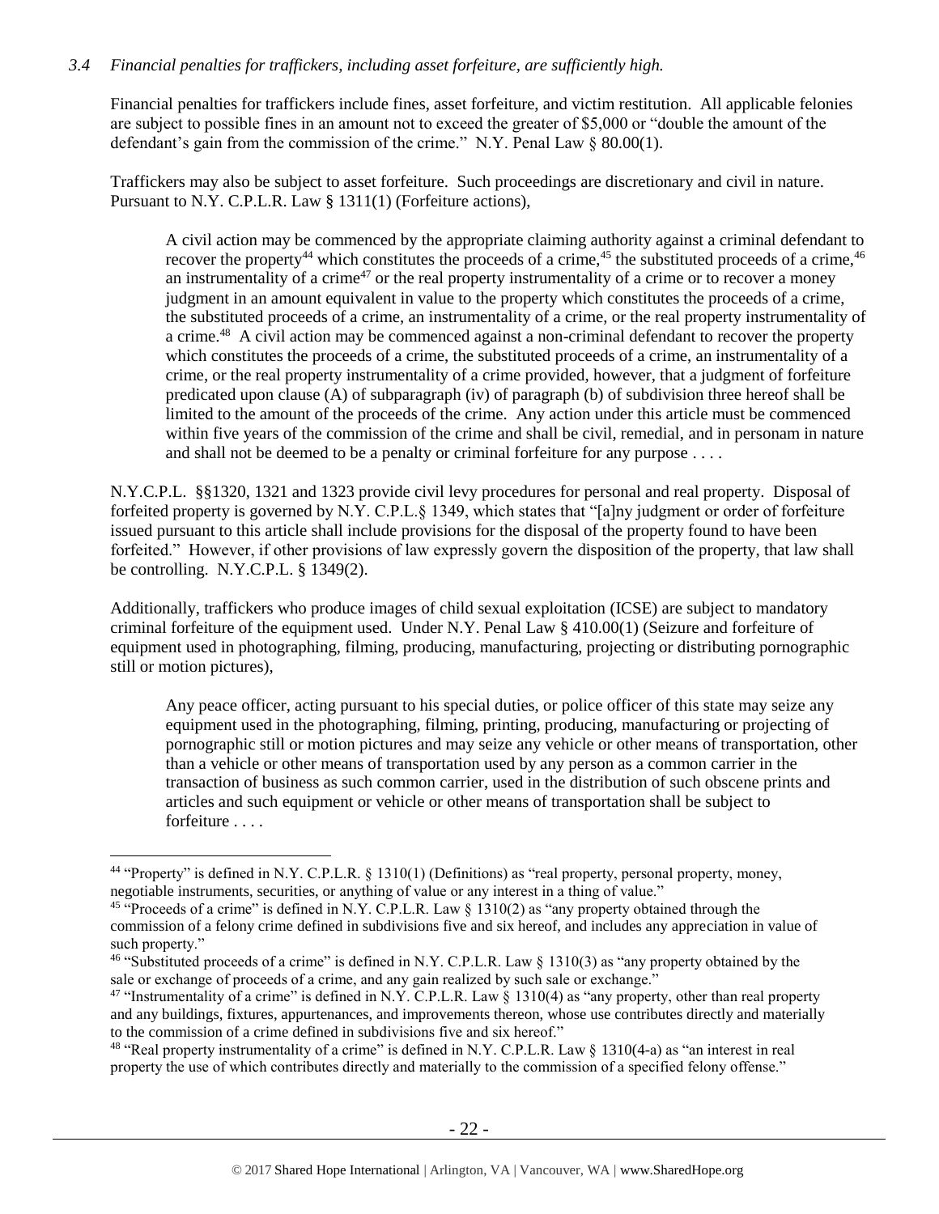*3.4 Financial penalties for traffickers, including asset forfeiture, are sufficiently high.*

Financial penalties for traffickers include fines, asset forfeiture, and victim restitution. All applicable felonies are subject to possible fines in an amount not to exceed the greater of $5,000 or "double the amount of the defendant's gain from the commission of the crime." N.Y. Penal Law § 80.00(1).

Traffickers may also be subject to asset forfeiture. Such proceedings are discretionary and civil in nature. Pursuant to N.Y. C.P.L.R. Law § 1311(1) (Forfeiture actions),

> A civil action may be commenced by the appropriate claiming authority against a criminal defendant to recover the property[44] which constitutes the proceeds of a crime,[45] the substituted proceeds of a crime,[46] an instrumentality of a crime[47] or the real property instrumentality of a crime or to recover a money judgment in an amount equivalent in value to the property which constitutes the proceeds of a crime, the substituted proceeds of a crime, an instrumentality of a crime, or the real property instrumentality of a crime.[48] A civil action may be commenced against a non-criminal defendant to recover the property which constitutes the proceeds of a crime, the substituted proceeds of a crime, an instrumentality of a crime, or the real property instrumentality of a crime provided, however, that a judgment of forfeiture predicated upon clause (A) of subparagraph (iv) of paragraph (b) of subdivision three hereof shall be limited to the amount of the proceeds of the crime. Any action under this article must be commenced within five years of the commission of the crime and shall be civil, remedial, and in personam in nature and shall not be deemed to be a penalty or criminal forfeiture for any purpose . . . .

N.Y.C.P.L. §§1320, 1321 and 1323 provide civil levy procedures for personal and real property. Disposal of forfeited property is governed by N.Y. C.P.L.§ 1349, which states that "[a]ny judgment or order of forfeiture issued pursuant to this article shall include provisions for the disposal of the property found to have been forfeited." However, if other provisions of law expressly govern the disposition of the property, that law shall be controlling. N.Y.C.P.L. § 1349(2).

Additionally, traffickers who produce images of child sexual exploitation (ICSE) are subject to mandatory criminal forfeiture of the equipment used. Under N.Y. Penal Law § 410.00(1) (Seizure and forfeiture of equipment used in photographing, filming, producing, manufacturing, projecting or distributing pornographic still or motion pictures),

> Any peace officer, acting pursuant to his special duties, or police officer of this state may seize any equipment used in the photographing, filming, printing, producing, manufacturing or projecting of pornographic still or motion pictures and may seize any vehicle or other means of transportation, other than a vehicle or other means of transportation used by any person as a common carrier in the transaction of business as such common carrier, used in the distribution of such obscene prints and articles and such equipment or vehicle or other means of transportation shall be subject to forfeiture . . . .

---

[44] "Property" is defined in N.Y. C.P.L.R. § 1310(1) (Definitions) as "real property, personal property, money, negotiable instruments, securities, or anything of value or any interest in a thing of value."

[45] "Proceeds of a crime" is defined in N.Y. C.P.L.R. Law § 1310(2) as "any property obtained through the commission of a felony crime defined in subdivisions five and six hereof, and includes any appreciation in value of such property."

[46] "Substituted proceeds of a crime" is defined in N.Y. C.P.L.R. Law § 1310(3) as "any property obtained by the sale or exchange of proceeds of a crime, and any gain realized by such sale or exchange."

[47] "Instrumentality of a crime" is defined in N.Y. C.P.L.R. Law § 1310(4) as "any property, other than real property and any buildings, fixtures, appurtenances, and improvements thereon, whose use contributes directly and materially to the commission of a crime defined in subdivisions five and six hereof."

[48] "Real property instrumentality of a crime" is defined in N.Y. C.P.L.R. Law § 1310(4-a) as "an interest in real property the use of which contributes directly and materially to the commission of a specified felony offense."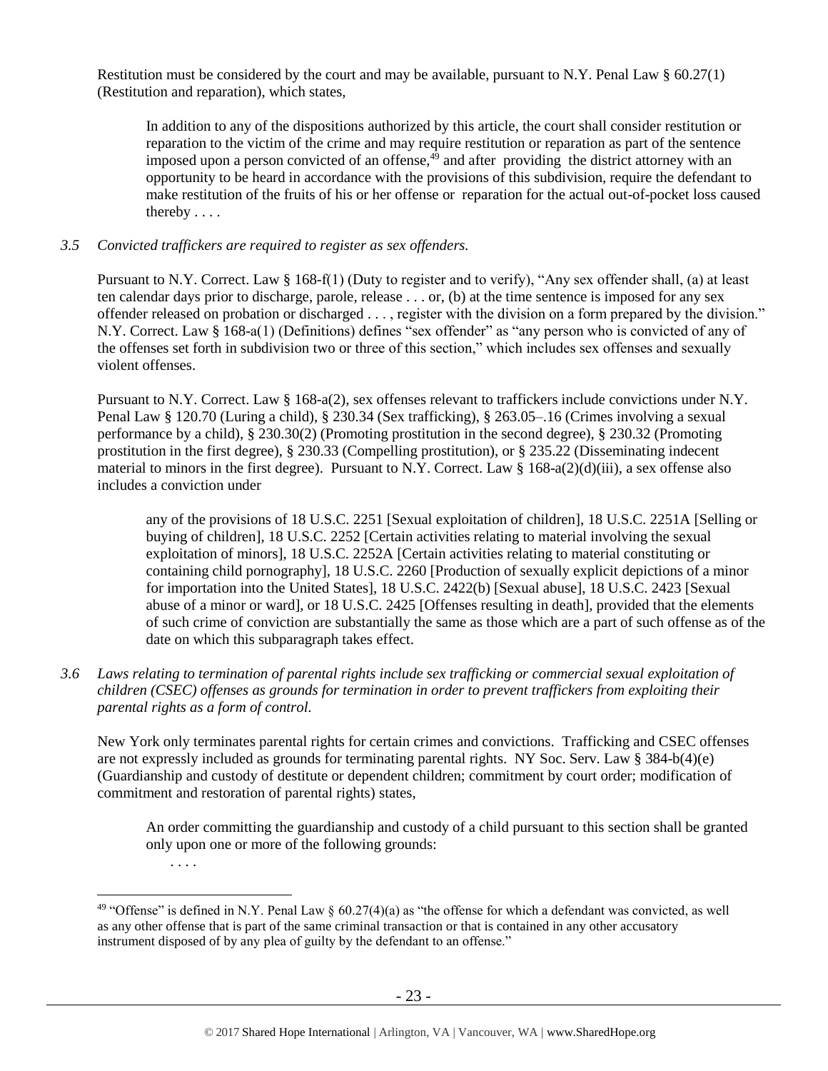Restitution must be considered by the court and may be available, pursuant to N.Y. Penal Law § 60.27(1) (Restitution and reparation), which states,

> In addition to any of the dispositions authorized by this article, the court shall consider restitution or reparation to the victim of the crime and may require restitution or reparation as part of the sentence imposed upon a person convicted of an offense,[49] and after providing the district attorney with an opportunity to be heard in accordance with the provisions of this subdivision, require the defendant to make restitution of the fruits of his or her offense or reparation for the actual out-of-pocket loss caused thereby . . . .

*3.5 Convicted traffickers are required to register as sex offenders.*

Pursuant to N.Y. Correct. Law § 168-f(1) (Duty to register and to verify), "Any sex offender shall, (a) at least ten calendar days prior to discharge, parole, release . . . or, (b) at the time sentence is imposed for any sex offender released on probation or discharged . . . , register with the division on a form prepared by the division." N.Y. Correct. Law § 168-a(1) (Definitions) defines "sex offender" as "any person who is convicted of any of the offenses set forth in subdivision two or three of this section," which includes sex offenses and sexually violent offenses.

Pursuant to N.Y. Correct. Law § 168-a(2), sex offenses relevant to traffickers include convictions under N.Y. Penal Law § 120.70 (Luring a child), § 230.34 (Sex trafficking), § 263.05–.16 (Crimes involving a sexual performance by a child), § 230.30(2) (Promoting prostitution in the second degree), § 230.32 (Promoting prostitution in the first degree), § 230.33 (Compelling prostitution), or § 235.22 (Disseminating indecent material to minors in the first degree). Pursuant to N.Y. Correct. Law § 168-a(2)(d)(iii), a sex offense also includes a conviction under

> any of the provisions of 18 U.S.C. 2251 [Sexual exploitation of children], 18 U.S.C. 2251A [Selling or buying of children], 18 U.S.C. 2252 [Certain activities relating to material involving the sexual exploitation of minors], 18 U.S.C. 2252A [Certain activities relating to material constituting or containing child pornography], 18 U.S.C. 2260 [Production of sexually explicit depictions of a minor for importation into the United States], 18 U.S.C. 2422(b) [Sexual abuse], 18 U.S.C. 2423 [Sexual abuse of a minor or ward], or 18 U.S.C. 2425 [Offenses resulting in death], provided that the elements of such crime of conviction are substantially the same as those which are a part of such offense as of the date on which this subparagraph takes effect.

*3.6 Laws relating to termination of parental rights include sex trafficking or commercial sexual exploitation of children (CSEC) offenses as grounds for termination in order to prevent traffickers from exploiting their parental rights as a form of control.*

New York only terminates parental rights for certain crimes and convictions. Trafficking and CSEC offenses are not expressly included as grounds for terminating parental rights. NY Soc. Serv. Law § 384-b(4)(e) (Guardianship and custody of destitute or dependent children; commitment by court order; modification of commitment and restoration of parental rights) states,

> An order committing the guardianship and custody of a child pursuant to this section shall be granted only upon one or more of the following grounds:
>
> . . . .

---

[49] "Offense" is defined in N.Y. Penal Law § 60.27(4)(a) as "the offense for which a defendant was convicted, as well as any other offense that is part of the same criminal transaction or that is contained in any other accusatory instrument disposed of by any plea of guilty by the defendant to an offense."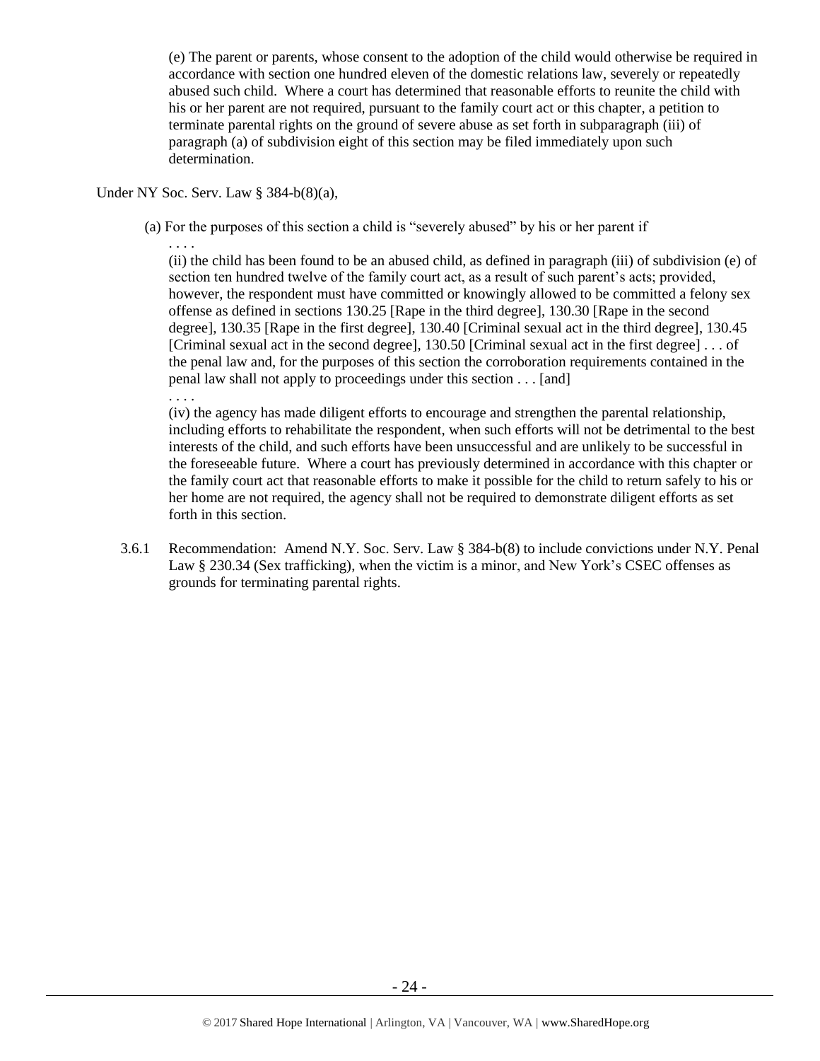(e) The parent or parents, whose consent to the adoption of the child would otherwise be required in accordance with section one hundred eleven of the domestic relations law, severely or repeatedly abused such child. Where a court has determined that reasonable efforts to reunite the child with his or her parent are not required, pursuant to the family court act or this chapter, a petition to terminate parental rights on the ground of severe abuse as set forth in subparagraph (iii) of paragraph (a) of subdivision eight of this section may be filed immediately upon such determination.

Under NY Soc. Serv. Law § 384-b(8)(a),

(a) For the purposes of this section a child is "severely abused" by his or her parent if

. . . .

(ii) the child has been found to be an abused child, as defined in paragraph (iii) of subdivision (e) of section ten hundred twelve of the family court act, as a result of such parent's acts; provided, however, the respondent must have committed or knowingly allowed to be committed a felony sex offense as defined in sections 130.25 [Rape in the third degree], 130.30 [Rape in the second degree], 130.35 [Rape in the first degree], 130.40 [Criminal sexual act in the third degree], 130.45 [Criminal sexual act in the second degree], 130.50 [Criminal sexual act in the first degree] . . . of the penal law and, for the purposes of this section the corroboration requirements contained in the penal law shall not apply to proceedings under this section . . . [and]

. . . .

(iv) the agency has made diligent efforts to encourage and strengthen the parental relationship, including efforts to rehabilitate the respondent, when such efforts will not be detrimental to the best interests of the child, and such efforts have been unsuccessful and are unlikely to be successful in the foreseeable future. Where a court has previously determined in accordance with this chapter or the family court act that reasonable efforts to make it possible for the child to return safely to his or her home are not required, the agency shall not be required to demonstrate diligent efforts as set forth in this section.

3.6.1 Recommendation: Amend N.Y. Soc. Serv. Law § 384-b(8) to include convictions under N.Y. Penal Law § 230.34 (Sex trafficking), when the victim is a minor, and New York's CSEC offenses as grounds for terminating parental rights.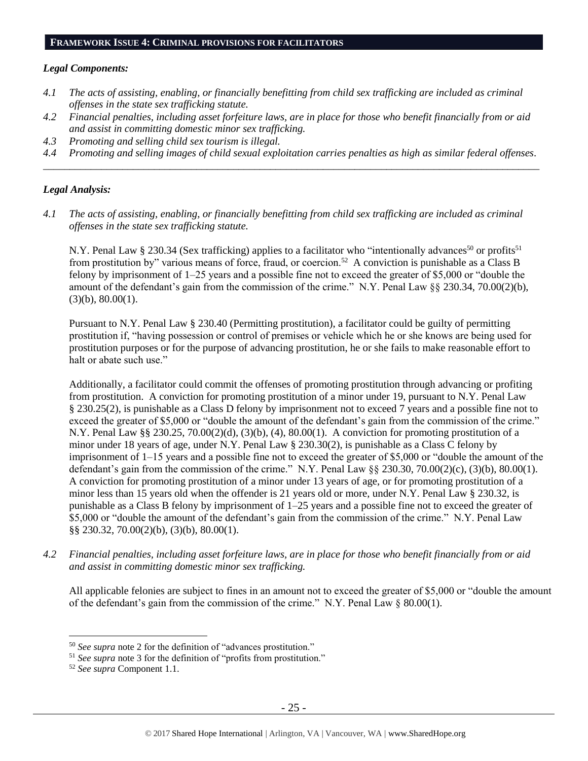## FRAMEWORK ISSUE 4: CRIMINAL PROVISIONS FOR FACILITATORS

### *Legal Components:*

*4.1 The acts of assisting, enabling, or financially benefitting from child sex trafficking are included as criminal offenses in the state sex trafficking statute.*

*4.2 Financial penalties, including asset forfeiture laws, are in place for those who benefit financially from or aid and assist in committing domestic minor sex trafficking.*

*4.3 Promoting and selling child sex tourism is illegal.*

*4.4 Promoting and selling images of child sexual exploitation carries penalties as high as similar federal offenses.*

---

### *Legal Analysis:*

*4.1 The acts of assisting, enabling, or financially benefitting from child sex trafficking are included as criminal offenses in the state sex trafficking statute.*

N.Y. Penal Law § 230.34 (Sex trafficking) applies to a facilitator who "intentionally advances[50] or profits[51] from prostitution by" various means of force, fraud, or coercion.[52] A conviction is punishable as a Class B felony by imprisonment of 1–25 years and a possible fine not to exceed the greater of $5,000 or "double the amount of the defendant's gain from the commission of the crime." N.Y. Penal Law §§ 230.34, 70.00(2)(b), (3)(b), 80.00(1).

Pursuant to N.Y. Penal Law § 230.40 (Permitting prostitution), a facilitator could be guilty of permitting prostitution if, "having possession or control of premises or vehicle which he or she knows are being used for prostitution purposes or for the purpose of advancing prostitution, he or she fails to make reasonable effort to halt or abate such use."

Additionally, a facilitator could commit the offenses of promoting prostitution through advancing or profiting from prostitution. A conviction for promoting prostitution of a minor under 19, pursuant to N.Y. Penal Law § 230.25(2), is punishable as a Class D felony by imprisonment not to exceed 7 years and a possible fine not to exceed the greater of $5,000 or "double the amount of the defendant's gain from the commission of the crime." N.Y. Penal Law §§ 230.25, 70.00(2)(d), (3)(b), (4), 80.00(1). A conviction for promoting prostitution of a minor under 18 years of age, under N.Y. Penal Law § 230.30(2), is punishable as a Class C felony by imprisonment of 1–15 years and a possible fine not to exceed the greater of $5,000 or "double the amount of the defendant's gain from the commission of the crime." N.Y. Penal Law §§ 230.30, 70.00(2)(c), (3)(b), 80.00(1). A conviction for promoting prostitution of a minor under 13 years of age, or for promoting prostitution of a minor less than 15 years old when the offender is 21 years old or more, under N.Y. Penal Law § 230.32, is punishable as a Class B felony by imprisonment of 1–25 years and a possible fine not to exceed the greater of $5,000 or "double the amount of the defendant's gain from the commission of the crime." N.Y. Penal Law §§ 230.32, 70.00(2)(b), (3)(b), 80.00(1).

*4.2 Financial penalties, including asset forfeiture laws, are in place for those who benefit financially from or aid and assist in committing domestic minor sex trafficking.*

All applicable felonies are subject to fines in an amount not to exceed the greater of $5,000 or "double the amount of the defendant's gain from the commission of the crime." N.Y. Penal Law § 80.00(1).

---

[50] *See supra* note 2 for the definition of "advances prostitution."

[51] *See supra* note 3 for the definition of "profits from prostitution."

[52] *See supra* Component 1.1.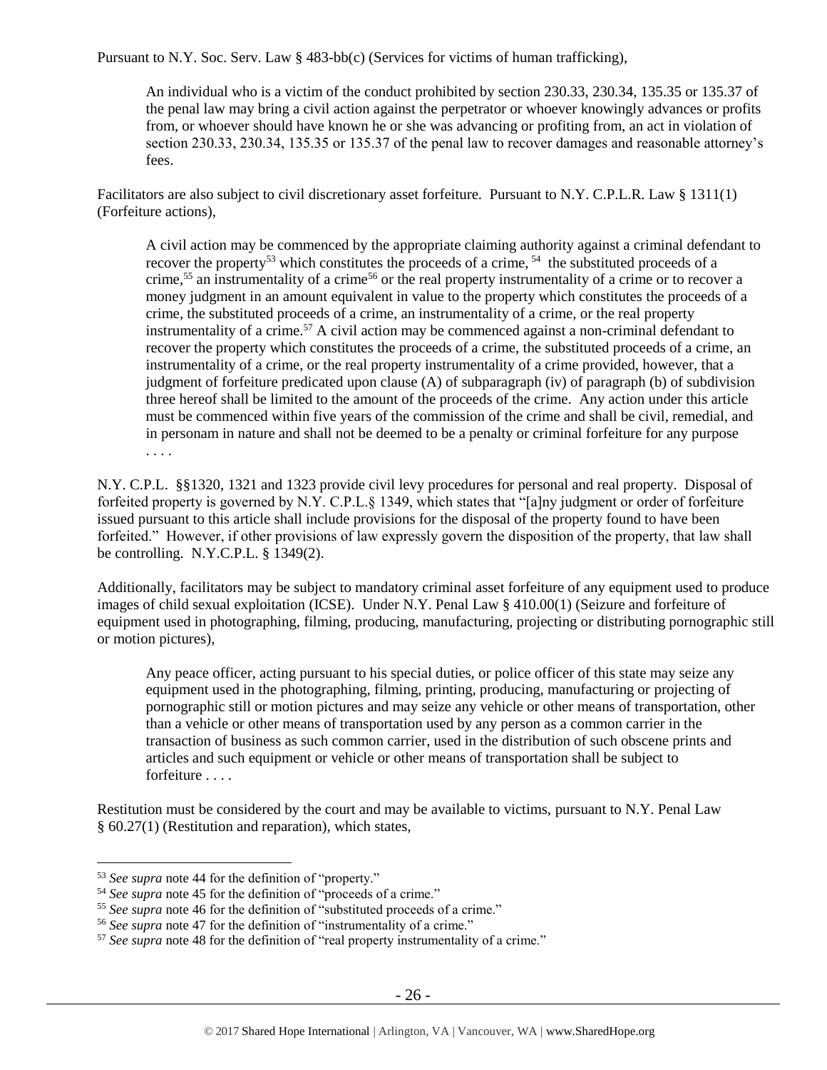Pursuant to N.Y. Soc. Serv. Law § 483-bb(c) (Services for victims of human trafficking),

> An individual who is a victim of the conduct prohibited by section 230.33, 230.34, 135.35 or 135.37 of the penal law may bring a civil action against the perpetrator or whoever knowingly advances or profits from, or whoever should have known he or she was advancing or profiting from, an act in violation of section 230.33, 230.34, 135.35 or 135.37 of the penal law to recover damages and reasonable attorney's fees.

Facilitators are also subject to civil discretionary asset forfeiture. Pursuant to N.Y. C.P.L.R. Law § 1311(1) (Forfeiture actions),

> A civil action may be commenced by the appropriate claiming authority against a criminal defendant to recover the property[53] which constitutes the proceeds of a crime, [54] the substituted proceeds of a crime,[55] an instrumentality of a crime[56] or the real property instrumentality of a crime or to recover a money judgment in an amount equivalent in value to the property which constitutes the proceeds of a crime, the substituted proceeds of a crime, an instrumentality of a crime, or the real property instrumentality of a crime.[57] A civil action may be commenced against a non-criminal defendant to recover the property which constitutes the proceeds of a crime, the substituted proceeds of a crime, an instrumentality of a crime, or the real property instrumentality of a crime provided, however, that a judgment of forfeiture predicated upon clause (A) of subparagraph (iv) of paragraph (b) of subdivision three hereof shall be limited to the amount of the proceeds of the crime. Any action under this article must be commenced within five years of the commission of the crime and shall be civil, remedial, and in personam in nature and shall not be deemed to be a penalty or criminal forfeiture for any purpose . . . .

N.Y. C.P.L. §§1320, 1321 and 1323 provide civil levy procedures for personal and real property. Disposal of forfeited property is governed by N.Y. C.P.L.§ 1349, which states that "[a]ny judgment or order of forfeiture issued pursuant to this article shall include provisions for the disposal of the property found to have been forfeited." However, if other provisions of law expressly govern the disposition of the property, that law shall be controlling. N.Y.C.P.L. § 1349(2).

Additionally, facilitators may be subject to mandatory criminal asset forfeiture of any equipment used to produce images of child sexual exploitation (ICSE). Under N.Y. Penal Law § 410.00(1) (Seizure and forfeiture of equipment used in photographing, filming, producing, manufacturing, projecting or distributing pornographic still or motion pictures),

> Any peace officer, acting pursuant to his special duties, or police officer of this state may seize any equipment used in the photographing, filming, printing, producing, manufacturing or projecting of pornographic still or motion pictures and may seize any vehicle or other means of transportation, other than a vehicle or other means of transportation used by any person as a common carrier in the transaction of business as such common carrier, used in the distribution of such obscene prints and articles and such equipment or vehicle or other means of transportation shall be subject to forfeiture . . . .

Restitution must be considered by the court and may be available to victims, pursuant to N.Y. Penal Law § 60.27(1) (Restitution and reparation), which states,

---

[53] *See supra* note 44 for the definition of "property."
[54] *See supra* note 45 for the definition of "proceeds of a crime."
[55] *See supra* note 46 for the definition of "substituted proceeds of a crime."
[56] *See supra* note 47 for the definition of "instrumentality of a crime."
[57] *See supra* note 48 for the definition of "real property instrumentality of a crime."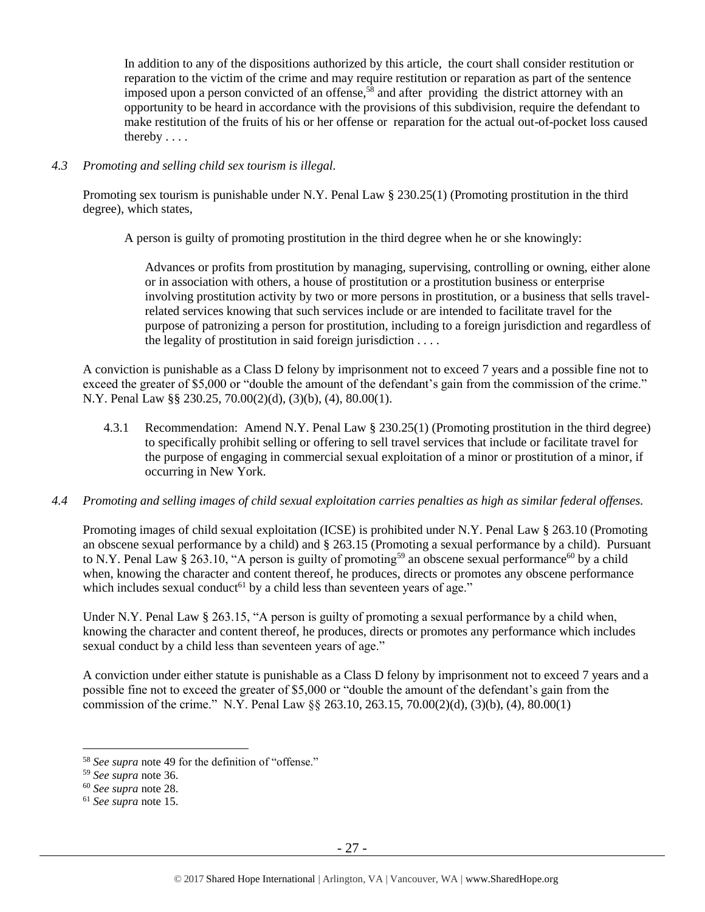> In addition to any of the dispositions authorized by this article, the court shall consider restitution or reparation to the victim of the crime and may require restitution or reparation as part of the sentence imposed upon a person convicted of an offense,[58] and after providing the district attorney with an opportunity to be heard in accordance with the provisions of this subdivision, require the defendant to make restitution of the fruits of his or her offense or reparation for the actual out-of-pocket loss caused thereby . . . .

*4.3 Promoting and selling child sex tourism is illegal.*

Promoting sex tourism is punishable under N.Y. Penal Law § 230.25(1) (Promoting prostitution in the third degree), which states,

> A person is guilty of promoting prostitution in the third degree when he or she knowingly:
>
> > Advances or profits from prostitution by managing, supervising, controlling or owning, either alone or in association with others, a house of prostitution or a prostitution business or enterprise involving prostitution activity by two or more persons in prostitution, or a business that sells travel-related services knowing that such services include or are intended to facilitate travel for the purpose of patronizing a person for prostitution, including to a foreign jurisdiction and regardless of the legality of prostitution in said foreign jurisdiction . . . .

A conviction is punishable as a Class D felony by imprisonment not to exceed 7 years and a possible fine not to exceed the greater of $5,000 or "double the amount of the defendant's gain from the commission of the crime." N.Y. Penal Law §§ 230.25, 70.00(2)(d), (3)(b), (4), 80.00(1).

4.3.1 Recommendation: Amend N.Y. Penal Law § 230.25(1) (Promoting prostitution in the third degree) to specifically prohibit selling or offering to sell travel services that include or facilitate travel for the purpose of engaging in commercial sexual exploitation of a minor or prostitution of a minor, if occurring in New York.

*4.4 Promoting and selling images of child sexual exploitation carries penalties as high as similar federal offenses.*

Promoting images of child sexual exploitation (ICSE) is prohibited under N.Y. Penal Law § 263.10 (Promoting an obscene sexual performance by a child) and § 263.15 (Promoting a sexual performance by a child). Pursuant to N.Y. Penal Law § 263.10, "A person is guilty of promoting[59] an obscene sexual performance[60] by a child when, knowing the character and content thereof, he produces, directs or promotes any obscene performance which includes sexual conduct[61] by a child less than seventeen years of age."

Under N.Y. Penal Law § 263.15, "A person is guilty of promoting a sexual performance by a child when, knowing the character and content thereof, he produces, directs or promotes any performance which includes sexual conduct by a child less than seventeen years of age."

A conviction under either statute is punishable as a Class D felony by imprisonment not to exceed 7 years and a possible fine not to exceed the greater of $5,000 or "double the amount of the defendant's gain from the commission of the crime." N.Y. Penal Law §§ 263.10, 263.15, 70.00(2)(d), (3)(b), (4), 80.00(1)

---

[58] *See supra* note 49 for the definition of "offense."

[59] *See supra* note 36.

[60] *See supra* note 28.

[61] *See supra* note 15.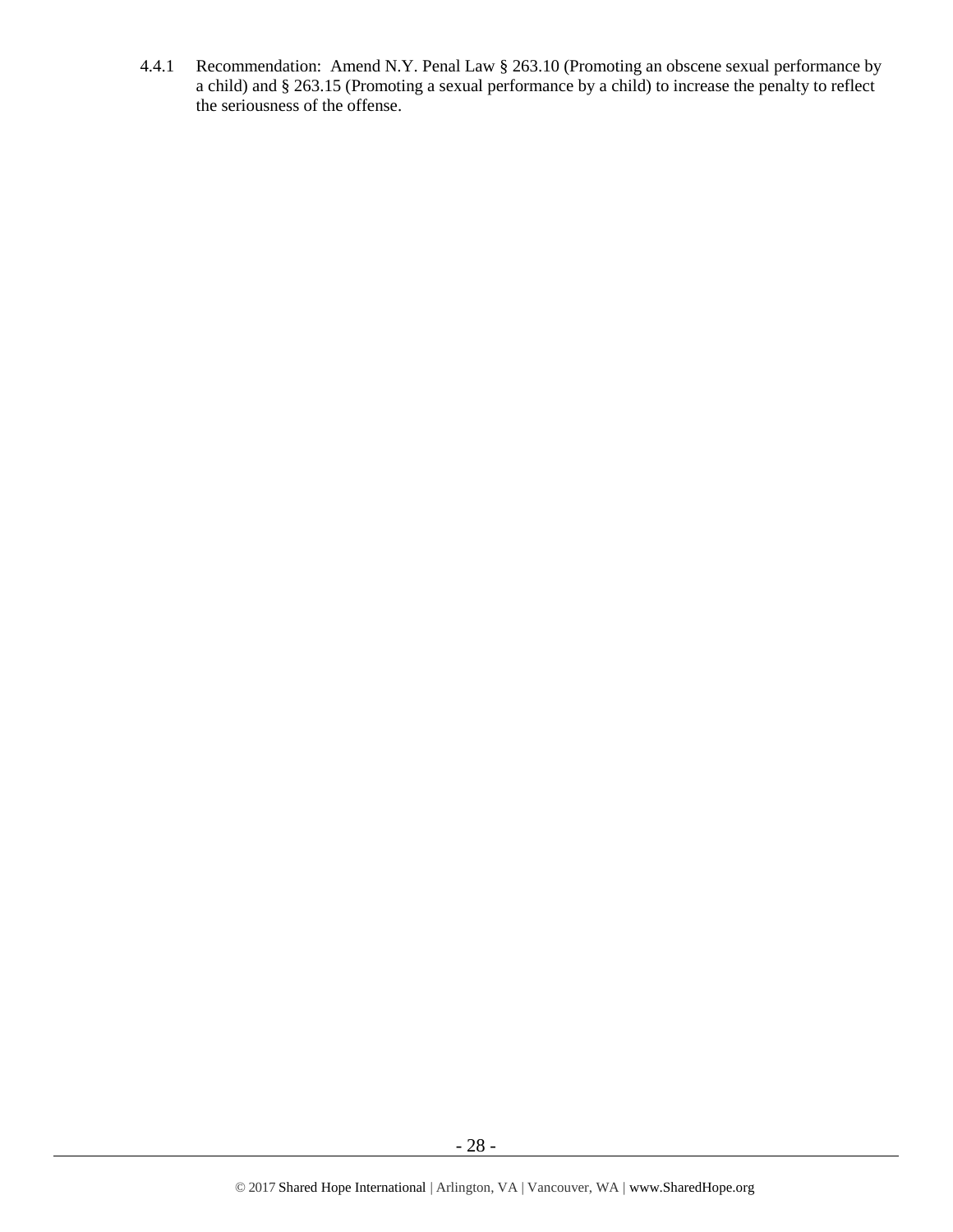4.4.1 Recommendation: Amend N.Y. Penal Law § 263.10 (Promoting an obscene sexual performance by a child) and § 263.15 (Promoting a sexual performance by a child) to increase the penalty to reflect the seriousness of the offense.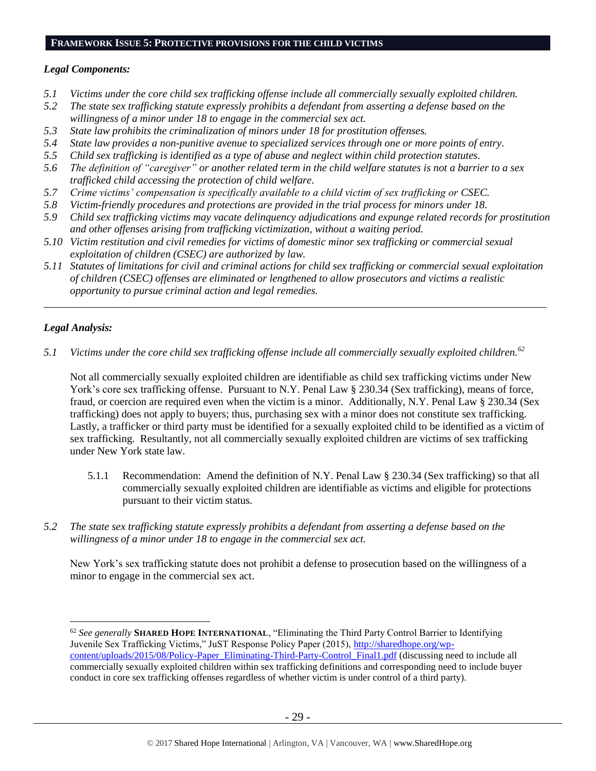## FRAMEWORK ISSUE 5: PROTECTIVE PROVISIONS FOR THE CHILD VICTIMS

### *Legal Components:*

*5.1 Victims under the core child sex trafficking offense include all commercially sexually exploited children.*
*5.2 The state sex trafficking statute expressly prohibits a defendant from asserting a defense based on the willingness of a minor under 18 to engage in the commercial sex act.*
*5.3 State law prohibits the criminalization of minors under 18 for prostitution offenses.*
*5.4 State law provides a non-punitive avenue to specialized services through one or more points of entry.*
*5.5 Child sex trafficking is identified as a type of abuse and neglect within child protection statutes.*
*5.6 The definition of "caregiver" or another related term in the child welfare statutes is not a barrier to a sex trafficked child accessing the protection of child welfare.*
*5.7 Crime victims' compensation is specifically available to a child victim of sex trafficking or CSEC.*
*5.8 Victim-friendly procedures and protections are provided in the trial process for minors under 18.*
*5.9 Child sex trafficking victims may vacate delinquency adjudications and expunge related records for prostitution and other offenses arising from trafficking victimization, without a waiting period.*
*5.10 Victim restitution and civil remedies for victims of domestic minor sex trafficking or commercial sexual exploitation of children (CSEC) are authorized by law.*
*5.11 Statutes of limitations for civil and criminal actions for child sex trafficking or commercial sexual exploitation of children (CSEC) offenses are eliminated or lengthened to allow prosecutors and victims a realistic opportunity to pursue criminal action and legal remedies.*

---

### *Legal Analysis:*

*5.1 Victims under the core child sex trafficking offense include all commercially sexually exploited children.*[62]

Not all commercially sexually exploited children are identifiable as child sex trafficking victims under New York's core sex trafficking offense. Pursuant to N.Y. Penal Law § 230.34 (Sex trafficking), means of force, fraud, or coercion are required even when the victim is a minor. Additionally, N.Y. Penal Law § 230.34 (Sex trafficking) does not apply to buyers; thus, purchasing sex with a minor does not constitute sex trafficking. Lastly, a trafficker or third party must be identified for a sexually exploited child to be identified as a victim of sex trafficking. Resultantly, not all commercially sexually exploited children are victims of sex trafficking under New York state law.

5.1.1 Recommendation: Amend the definition of N.Y. Penal Law § 230.34 (Sex trafficking) so that all commercially sexually exploited children are identifiable as victims and eligible for protections pursuant to their victim status.

*5.2 The state sex trafficking statute expressly prohibits a defendant from asserting a defense based on the willingness of a minor under 18 to engage in the commercial sex act.*

New York's sex trafficking statute does not prohibit a defense to prosecution based on the willingness of a minor to engage in the commercial sex act.

---

[62] *See generally* **SHARED HOPE INTERNATIONAL**, "Eliminating the Third Party Control Barrier to Identifying Juvenile Sex Trafficking Victims," JuST Response Policy Paper (2015), http://sharedhope.org/wp-content/uploads/2015/08/Policy-Paper_Eliminating-Third-Party-Control_Final1.pdf (discussing need to include all commercially sexually exploited children within sex trafficking definitions and corresponding need to include buyer conduct in core sex trafficking offenses regardless of whether victim is under control of a third party).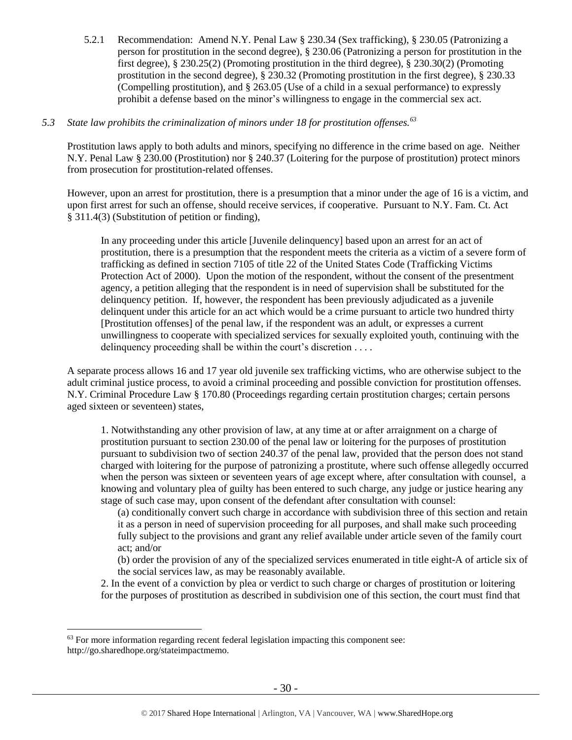5.2.1 Recommendation: Amend N.Y. Penal Law § 230.34 (Sex trafficking), § 230.05 (Patronizing a person for prostitution in the second degree), § 230.06 (Patronizing a person for prostitution in the first degree), § 230.25(2) (Promoting prostitution in the third degree), § 230.30(2) (Promoting prostitution in the second degree), § 230.32 (Promoting prostitution in the first degree), § 230.33 (Compelling prostitution), and § 263.05 (Use of a child in a sexual performance) to expressly prohibit a defense based on the minor's willingness to engage in the commercial sex act.

*5.3 State law prohibits the criminalization of minors under 18 for prostitution offenses.*[63]

Prostitution laws apply to both adults and minors, specifying no difference in the crime based on age. Neither N.Y. Penal Law § 230.00 (Prostitution) nor § 240.37 (Loitering for the purpose of prostitution) protect minors from prosecution for prostitution-related offenses.

However, upon an arrest for prostitution, there is a presumption that a minor under the age of 16 is a victim, and upon first arrest for such an offense, should receive services, if cooperative. Pursuant to N.Y. Fam. Ct. Act § 311.4(3) (Substitution of petition or finding),

> In any proceeding under this article [Juvenile delinquency] based upon an arrest for an act of prostitution, there is a presumption that the respondent meets the criteria as a victim of a severe form of trafficking as defined in section 7105 of title 22 of the United States Code (Trafficking Victims Protection Act of 2000). Upon the motion of the respondent, without the consent of the presentment agency, a petition alleging that the respondent is in need of supervision shall be substituted for the delinquency petition. If, however, the respondent has been previously adjudicated as a juvenile delinquent under this article for an act which would be a crime pursuant to article two hundred thirty [Prostitution offenses] of the penal law, if the respondent was an adult, or expresses a current unwillingness to cooperate with specialized services for sexually exploited youth, continuing with the delinquency proceeding shall be within the court's discretion . . . .

A separate process allows 16 and 17 year old juvenile sex trafficking victims, who are otherwise subject to the adult criminal justice process, to avoid a criminal proceeding and possible conviction for prostitution offenses. N.Y. Criminal Procedure Law § 170.80 (Proceedings regarding certain prostitution charges; certain persons aged sixteen or seventeen) states,

> 1. Notwithstanding any other provision of law, at any time at or after arraignment on a charge of prostitution pursuant to section 230.00 of the penal law or loitering for the purposes of prostitution pursuant to subdivision two of section 240.37 of the penal law, provided that the person does not stand charged with loitering for the purpose of patronizing a prostitute, where such offense allegedly occurred when the person was sixteen or seventeen years of age except where, after consultation with counsel, a knowing and voluntary plea of guilty has been entered to such charge, any judge or justice hearing any stage of such case may, upon consent of the defendant after consultation with counsel:
>
> (a) conditionally convert such charge in accordance with subdivision three of this section and retain it as a person in need of supervision proceeding for all purposes, and shall make such proceeding fully subject to the provisions and grant any relief available under article seven of the family court act; and/or
>
> (b) order the provision of any of the specialized services enumerated in title eight-A of article six of the social services law, as may be reasonably available.
>
> 2. In the event of a conviction by plea or verdict to such charge or charges of prostitution or loitering for the purposes of prostitution as described in subdivision one of this section, the court must find that

[63] For more information regarding recent federal legislation impacting this component see: http://go.sharedhope.org/stateimpactmemo.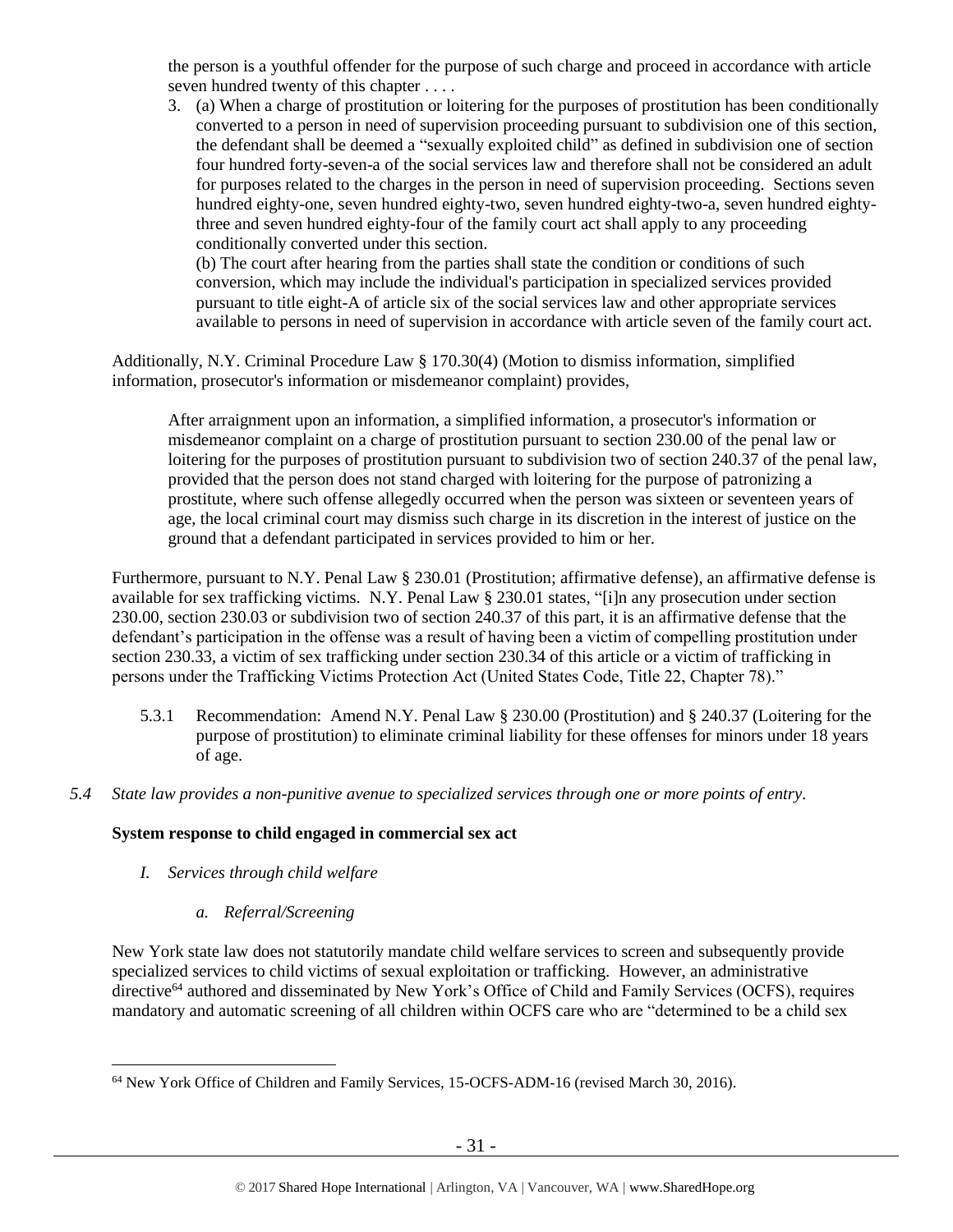the person is a youthful offender for the purpose of such charge and proceed in accordance with article seven hundred twenty of this chapter . . . .

3. (a) When a charge of prostitution or loitering for the purposes of prostitution has been conditionally converted to a person in need of supervision proceeding pursuant to subdivision one of this section, the defendant shall be deemed a "sexually exploited child" as defined in subdivision one of section four hundred forty-seven-a of the social services law and therefore shall not be considered an adult for purposes related to the charges in the person in need of supervision proceeding. Sections seven hundred eighty-one, seven hundred eighty-two, seven hundred eighty-two-a, seven hundred eighty-three and seven hundred eighty-four of the family court act shall apply to any proceeding conditionally converted under this section.

   (b) The court after hearing from the parties shall state the condition or conditions of such conversion, which may include the individual's participation in specialized services provided pursuant to title eight-A of article six of the social services law and other appropriate services available to persons in need of supervision in accordance with article seven of the family court act.

Additionally, N.Y. Criminal Procedure Law § 170.30(4) (Motion to dismiss information, simplified information, prosecutor's information or misdemeanor complaint) provides,

> After arraignment upon an information, a simplified information, a prosecutor's information or misdemeanor complaint on a charge of prostitution pursuant to section 230.00 of the penal law or loitering for the purposes of prostitution pursuant to subdivision two of section 240.37 of the penal law, provided that the person does not stand charged with loitering for the purpose of patronizing a prostitute, where such offense allegedly occurred when the person was sixteen or seventeen years of age, the local criminal court may dismiss such charge in its discretion in the interest of justice on the ground that a defendant participated in services provided to him or her.

Furthermore, pursuant to N.Y. Penal Law § 230.01 (Prostitution; affirmative defense), an affirmative defense is available for sex trafficking victims. N.Y. Penal Law § 230.01 states, "[i]n any prosecution under section 230.00, section 230.03 or subdivision two of section 240.37 of this part, it is an affirmative defense that the defendant's participation in the offense was a result of having been a victim of compelling prostitution under section 230.33, a victim of sex trafficking under section 230.34 of this article or a victim of trafficking in persons under the Trafficking Victims Protection Act (United States Code, Title 22, Chapter 78)."

5.3.1 Recommendation: Amend N.Y. Penal Law § 230.00 (Prostitution) and § 240.37 (Loitering for the purpose of prostitution) to eliminate criminal liability for these offenses for minors under 18 years of age.

*5.4 State law provides a non-punitive avenue to specialized services through one or more points of entry.*

**System response to child engaged in commercial sex act**

*I. Services through child welfare*

*a. Referral/Screening*

New York state law does not statutorily mandate child welfare services to screen and subsequently provide specialized services to child victims of sexual exploitation or trafficking. However, an administrative directive[64] authored and disseminated by New York's Office of Child and Family Services (OCFS), requires mandatory and automatic screening of all children within OCFS care who are "determined to be a child sex

[64] New York Office of Children and Family Services, 15-OCFS-ADM-16 (revised March 30, 2016).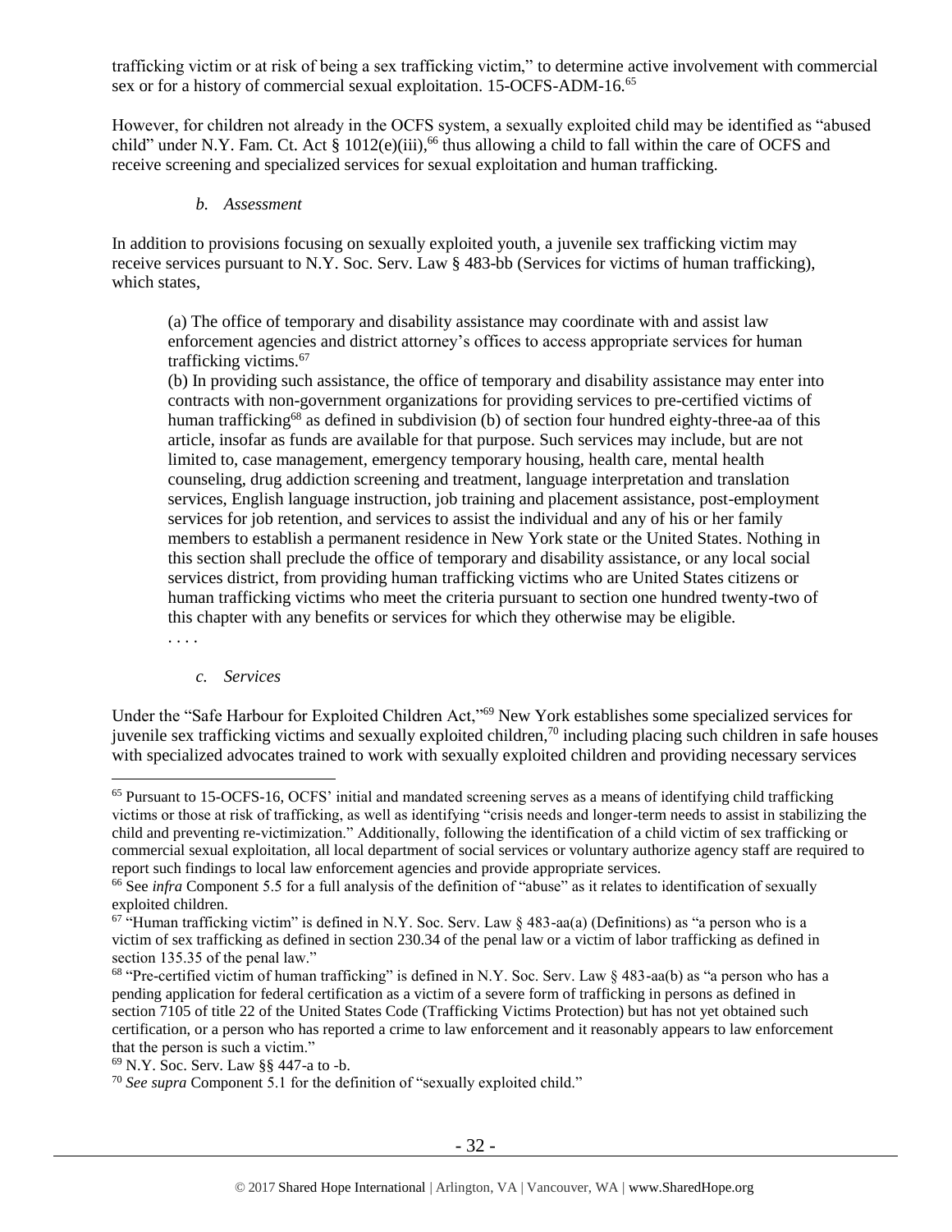trafficking victim or at risk of being a sex trafficking victim," to determine active involvement with commercial sex or for a history of commercial sexual exploitation. 15-OCFS-ADM-16.[65]

However, for children not already in the OCFS system, a sexually exploited child may be identified as "abused child" under N.Y. Fam. Ct. Act § 1012(e)(iii),[66] thus allowing a child to fall within the care of OCFS and receive screening and specialized services for sexual exploitation and human trafficking.

*b. Assessment*

In addition to provisions focusing on sexually exploited youth, a juvenile sex trafficking victim may receive services pursuant to N.Y. Soc. Serv. Law § 483-bb (Services for victims of human trafficking), which states,

> (a) The office of temporary and disability assistance may coordinate with and assist law enforcement agencies and district attorney's offices to access appropriate services for human trafficking victims.[67]
>
> (b) In providing such assistance, the office of temporary and disability assistance may enter into contracts with non-government organizations for providing services to pre-certified victims of human trafficking[68] as defined in subdivision (b) of section four hundred eighty-three-aa of this article, insofar as funds are available for that purpose. Such services may include, but are not limited to, case management, emergency temporary housing, health care, mental health counseling, drug addiction screening and treatment, language interpretation and translation services, English language instruction, job training and placement assistance, post-employment services for job retention, and services to assist the individual and any of his or her family members to establish a permanent residence in New York state or the United States. Nothing in this section shall preclude the office of temporary and disability assistance, or any local social services district, from providing human trafficking victims who are United States citizens or human trafficking victims who meet the criteria pursuant to section one hundred twenty-two of this chapter with any benefits or services for which they otherwise may be eligible.
>
> . . . .

*c. Services*

Under the "Safe Harbour for Exploited Children Act,"[69] New York establishes some specialized services for juvenile sex trafficking victims and sexually exploited children,[70] including placing such children in safe houses with specialized advocates trained to work with sexually exploited children and providing necessary services

---

[65] Pursuant to 15-OCFS-16, OCFS' initial and mandated screening serves as a means of identifying child trafficking victims or those at risk of trafficking, as well as identifying "crisis needs and longer-term needs to assist in stabilizing the child and preventing re-victimization." Additionally, following the identification of a child victim of sex trafficking or commercial sexual exploitation, all local department of social services or voluntary authorize agency staff are required to report such findings to local law enforcement agencies and provide appropriate services.

[66] See *infra* Component 5.5 for a full analysis of the definition of "abuse" as it relates to identification of sexually exploited children.

[67] "Human trafficking victim" is defined in N.Y. Soc. Serv. Law § 483-aa(a) (Definitions) as "a person who is a victim of sex trafficking as defined in section 230.34 of the penal law or a victim of labor trafficking as defined in section 135.35 of the penal law."

[68] "Pre-certified victim of human trafficking" is defined in N.Y. Soc. Serv. Law § 483-aa(b) as "a person who has a pending application for federal certification as a victim of a severe form of trafficking in persons as defined in section 7105 of title 22 of the United States Code (Trafficking Victims Protection) but has not yet obtained such certification, or a person who has reported a crime to law enforcement and it reasonably appears to law enforcement that the person is such a victim."

[69] N.Y. Soc. Serv. Law §§ 447-a to -b.

[70] *See supra* Component 5.1 for the definition of "sexually exploited child."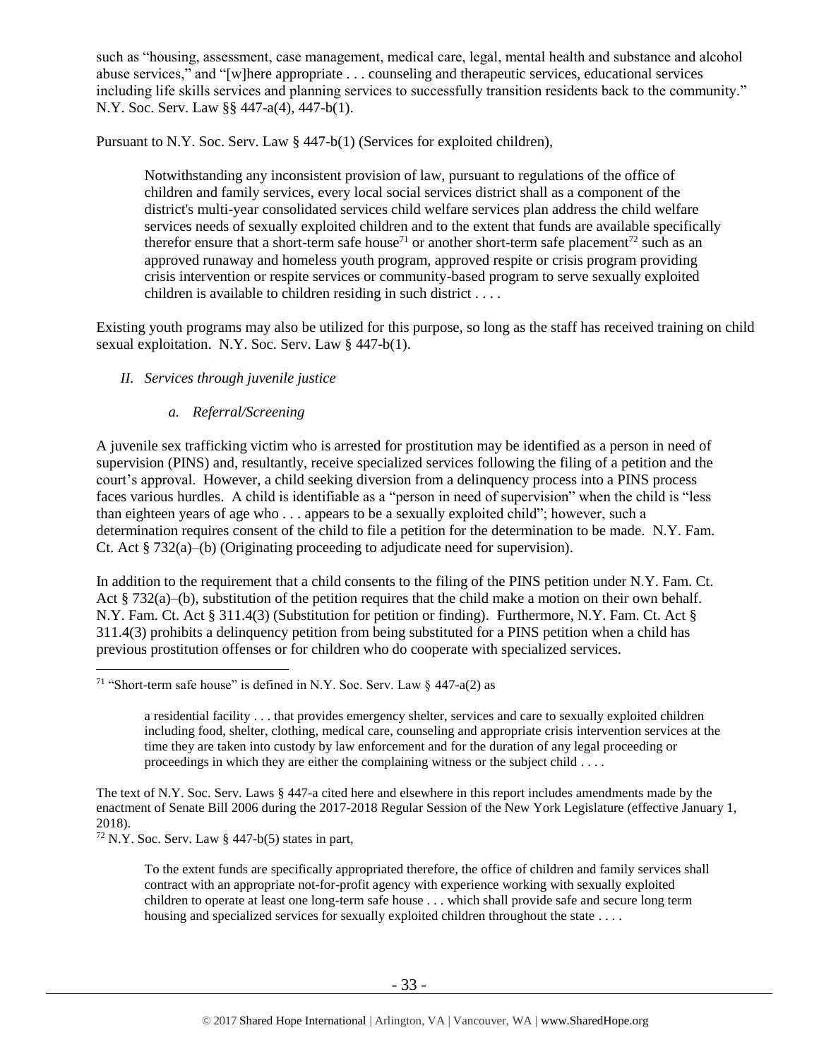such as "housing, assessment, case management, medical care, legal, mental health and substance and alcohol abuse services," and "[w]here appropriate . . . counseling and therapeutic services, educational services including life skills services and planning services to successfully transition residents back to the community." N.Y. Soc. Serv. Law §§ 447-a(4), 447-b(1).

Pursuant to N.Y. Soc. Serv. Law § 447-b(1) (Services for exploited children),

> Notwithstanding any inconsistent provision of law, pursuant to regulations of the office of children and family services, every local social services district shall as a component of the district's multi-year consolidated services child welfare services plan address the child welfare services needs of sexually exploited children and to the extent that funds are available specifically therefor ensure that a short-term safe house[71] or another short-term safe placement[72] such as an approved runaway and homeless youth program, approved respite or crisis program providing crisis intervention or respite services or community-based program to serve sexually exploited children is available to children residing in such district . . . .

Existing youth programs may also be utilized for this purpose, so long as the staff has received training on child sexual exploitation. N.Y. Soc. Serv. Law § 447-b(1).

*II. Services through juvenile justice*

*a. Referral/Screening*

A juvenile sex trafficking victim who is arrested for prostitution may be identified as a person in need of supervision (PINS) and, resultantly, receive specialized services following the filing of a petition and the court's approval. However, a child seeking diversion from a delinquency process into a PINS process faces various hurdles. A child is identifiable as a "person in need of supervision" when the child is "less than eighteen years of age who . . . appears to be a sexually exploited child"; however, such a determination requires consent of the child to file a petition for the determination to be made. N.Y. Fam. Ct. Act § 732(a)–(b) (Originating proceeding to adjudicate need for supervision).

In addition to the requirement that a child consents to the filing of the PINS petition under N.Y. Fam. Ct. Act § 732(a)–(b), substitution of the petition requires that the child make a motion on their own behalf. N.Y. Fam. Ct. Act § 311.4(3) (Substitution for petition or finding). Furthermore, N.Y. Fam. Ct. Act § 311.4(3) prohibits a delinquency petition from being substituted for a PINS petition when a child has previous prostitution offenses or for children who do cooperate with specialized services.

---

[71] "Short-term safe house" is defined in N.Y. Soc. Serv. Law § 447-a(2) as

> a residential facility . . . that provides emergency shelter, services and care to sexually exploited children including food, shelter, clothing, medical care, counseling and appropriate crisis intervention services at the time they are taken into custody by law enforcement and for the duration of any legal proceeding or proceedings in which they are either the complaining witness or the subject child . . . .

The text of N.Y. Soc. Serv. Laws § 447-a cited here and elsewhere in this report includes amendments made by the enactment of Senate Bill 2006 during the 2017-2018 Regular Session of the New York Legislature (effective January 1, 2018).

[72] N.Y. Soc. Serv. Law § 447-b(5) states in part,

> To the extent funds are specifically appropriated therefore, the office of children and family services shall contract with an appropriate not-for-profit agency with experience working with sexually exploited children to operate at least one long-term safe house . . . which shall provide safe and secure long term housing and specialized services for sexually exploited children throughout the state . . . .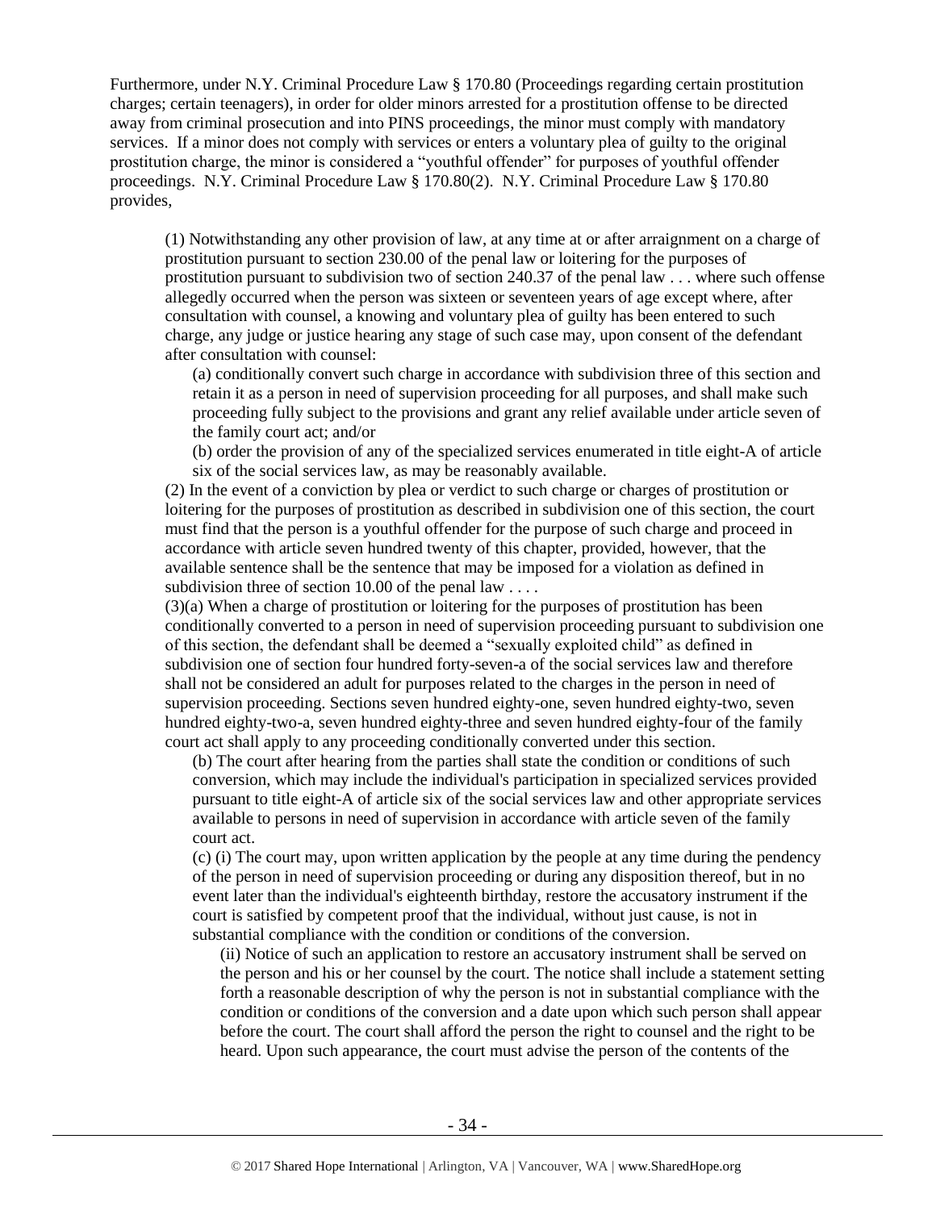Furthermore, under N.Y. Criminal Procedure Law § 170.80 (Proceedings regarding certain prostitution charges; certain teenagers), in order for older minors arrested for a prostitution offense to be directed away from criminal prosecution and into PINS proceedings, the minor must comply with mandatory services. If a minor does not comply with services or enters a voluntary plea of guilty to the original prostitution charge, the minor is considered a "youthful offender" for purposes of youthful offender proceedings. N.Y. Criminal Procedure Law § 170.80(2). N.Y. Criminal Procedure Law § 170.80 provides,

> (1) Notwithstanding any other provision of law, at any time at or after arraignment on a charge of prostitution pursuant to section 230.00 of the penal law or loitering for the purposes of prostitution pursuant to subdivision two of section 240.37 of the penal law . . . where such offense allegedly occurred when the person was sixteen or seventeen years of age except where, after consultation with counsel, a knowing and voluntary plea of guilty has been entered to such charge, any judge or justice hearing any stage of such case may, upon consent of the defendant after consultation with counsel:
>
> > (a) conditionally convert such charge in accordance with subdivision three of this section and retain it as a person in need of supervision proceeding for all purposes, and shall make such proceeding fully subject to the provisions and grant any relief available under article seven of the family court act; and/or
> >
> > (b) order the provision of any of the specialized services enumerated in title eight-A of article six of the social services law, as may be reasonably available.
>
> (2) In the event of a conviction by plea or verdict to such charge or charges of prostitution or loitering for the purposes of prostitution as described in subdivision one of this section, the court must find that the person is a youthful offender for the purpose of such charge and proceed in accordance with article seven hundred twenty of this chapter, provided, however, that the available sentence shall be the sentence that may be imposed for a violation as defined in subdivision three of section 10.00 of the penal law . . . .
>
> (3)(a) When a charge of prostitution or loitering for the purposes of prostitution has been conditionally converted to a person in need of supervision proceeding pursuant to subdivision one of this section, the defendant shall be deemed a "sexually exploited child" as defined in subdivision one of section four hundred forty-seven-a of the social services law and therefore shall not be considered an adult for purposes related to the charges in the person in need of supervision proceeding. Sections seven hundred eighty-one, seven hundred eighty-two, seven hundred eighty-two-a, seven hundred eighty-three and seven hundred eighty-four of the family court act shall apply to any proceeding conditionally converted under this section.
>
> > (b) The court after hearing from the parties shall state the condition or conditions of such conversion, which may include the individual's participation in specialized services provided pursuant to title eight-A of article six of the social services law and other appropriate services available to persons in need of supervision in accordance with article seven of the family court act.
> >
> > (c) (i) The court may, upon written application by the people at any time during the pendency of the person in need of supervision proceeding or during any disposition thereof, but in no event later than the individual's eighteenth birthday, restore the accusatory instrument if the court is satisfied by competent proof that the individual, without just cause, is not in substantial compliance with the condition or conditions of the conversion.
> >
> > > (ii) Notice of such an application to restore an accusatory instrument shall be served on the person and his or her counsel by the court. The notice shall include a statement setting forth a reasonable description of why the person is not in substantial compliance with the condition or conditions of the conversion and a date upon which such person shall appear before the court. The court shall afford the person the right to counsel and the right to be heard. Upon such appearance, the court must advise the person of the contents of the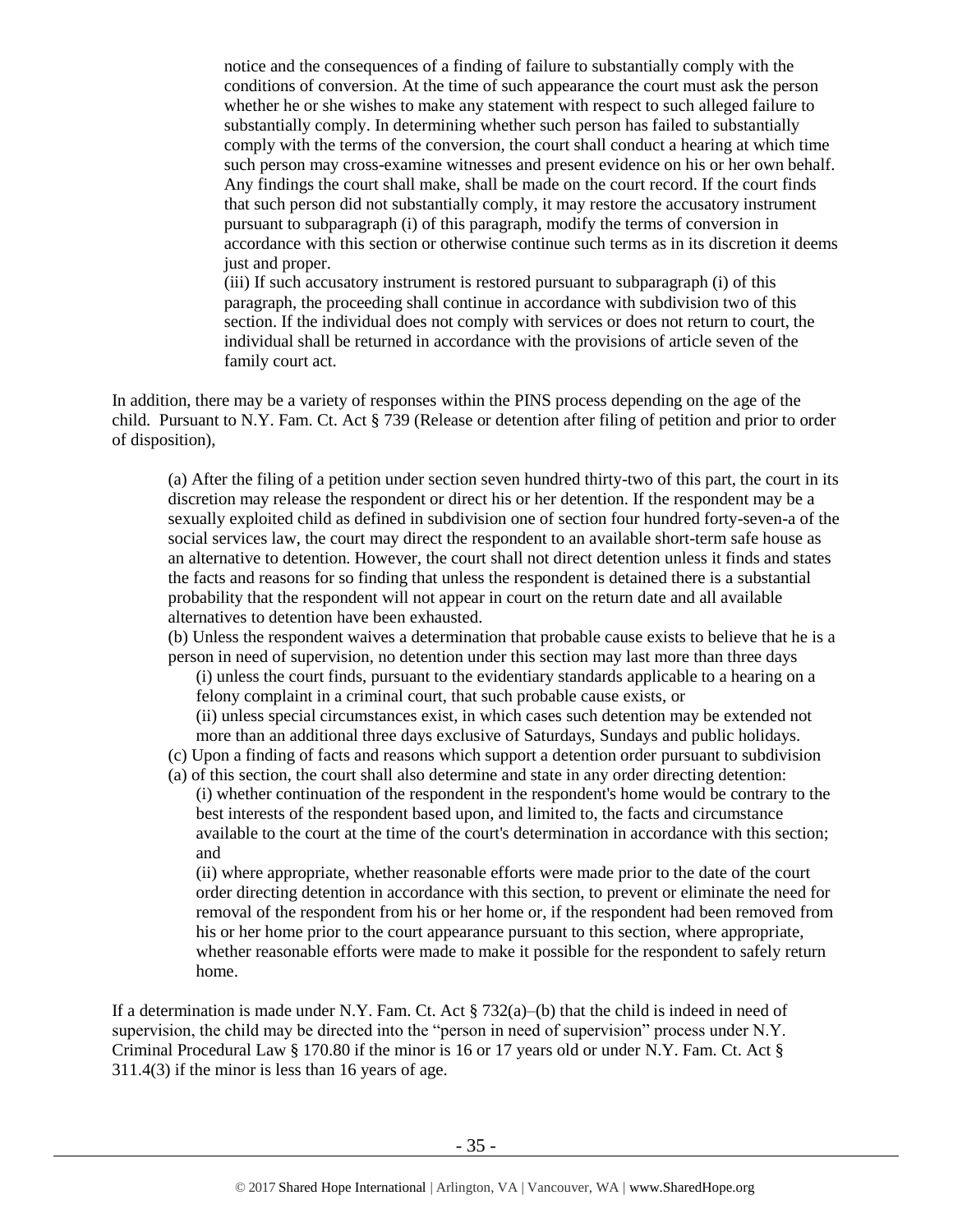notice and the consequences of a finding of failure to substantially comply with the conditions of conversion. At the time of such appearance the court must ask the person whether he or she wishes to make any statement with respect to such alleged failure to substantially comply. In determining whether such person has failed to substantially comply with the terms of the conversion, the court shall conduct a hearing at which time such person may cross-examine witnesses and present evidence on his or her own behalf. Any findings the court shall make, shall be made on the court record. If the court finds that such person did not substantially comply, it may restore the accusatory instrument pursuant to subparagraph (i) of this paragraph, modify the terms of conversion in accordance with this section or otherwise continue such terms as in its discretion it deems just and proper.

> (iii) If such accusatory instrument is restored pursuant to subparagraph (i) of this paragraph, the proceeding shall continue in accordance with subdivision two of this section. If the individual does not comply with services or does not return to court, the individual shall be returned in accordance with the provisions of article seven of the family court act.

In addition, there may be a variety of responses within the PINS process depending on the age of the child. Pursuant to N.Y. Fam. Ct. Act § 739 (Release or detention after filing of petition and prior to order of disposition),

> (a) After the filing of a petition under section seven hundred thirty-two of this part, the court in its discretion may release the respondent or direct his or her detention. If the respondent may be a sexually exploited child as defined in subdivision one of section four hundred forty-seven-a of the social services law, the court may direct the respondent to an available short-term safe house as an alternative to detention. However, the court shall not direct detention unless it finds and states the facts and reasons for so finding that unless the respondent is detained there is a substantial probability that the respondent will not appear in court on the return date and all available alternatives to detention have been exhausted.
>
> (b) Unless the respondent waives a determination that probable cause exists to believe that he is a person in need of supervision, no detention under this section may last more than three days
>
> (i) unless the court finds, pursuant to the evidentiary standards applicable to a hearing on a felony complaint in a criminal court, that such probable cause exists, or
>
> (ii) unless special circumstances exist, in which cases such detention may be extended not more than an additional three days exclusive of Saturdays, Sundays and public holidays.
>
> (c) Upon a finding of facts and reasons which support a detention order pursuant to subdivision (a) of this section, the court shall also determine and state in any order directing detention:
>
> (i) whether continuation of the respondent in the respondent's home would be contrary to the best interests of the respondent based upon, and limited to, the facts and circumstance available to the court at the time of the court's determination in accordance with this section; and
>
> (ii) where appropriate, whether reasonable efforts were made prior to the date of the court order directing detention in accordance with this section, to prevent or eliminate the need for removal of the respondent from his or her home or, if the respondent had been removed from his or her home prior to the court appearance pursuant to this section, where appropriate, whether reasonable efforts were made to make it possible for the respondent to safely return home.

If a determination is made under N.Y. Fam. Ct. Act § 732(a)–(b) that the child is indeed in need of supervision, the child may be directed into the "person in need of supervision" process under N.Y. Criminal Procedural Law § 170.80 if the minor is 16 or 17 years old or under N.Y. Fam. Ct. Act § 311.4(3) if the minor is less than 16 years of age.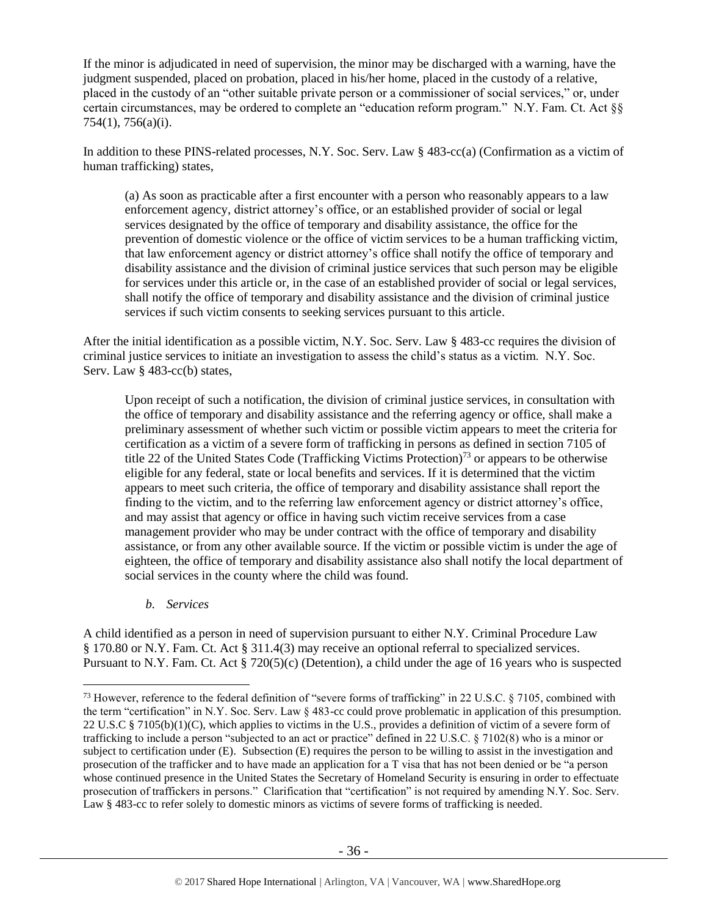If the minor is adjudicated in need of supervision, the minor may be discharged with a warning, have the judgment suspended, placed on probation, placed in his/her home, placed in the custody of a relative, placed in the custody of an "other suitable private person or a commissioner of social services," or, under certain circumstances, may be ordered to complete an "education reform program." N.Y. Fam. Ct. Act §§ 754(1), 756(a)(i).

In addition to these PINS-related processes, N.Y. Soc. Serv. Law § 483-cc(a) (Confirmation as a victim of human trafficking) states,

> (a) As soon as practicable after a first encounter with a person who reasonably appears to a law enforcement agency, district attorney's office, or an established provider of social or legal services designated by the office of temporary and disability assistance, the office for the prevention of domestic violence or the office of victim services to be a human trafficking victim, that law enforcement agency or district attorney's office shall notify the office of temporary and disability assistance and the division of criminal justice services that such person may be eligible for services under this article or, in the case of an established provider of social or legal services, shall notify the office of temporary and disability assistance and the division of criminal justice services if such victim consents to seeking services pursuant to this article.

After the initial identification as a possible victim, N.Y. Soc. Serv. Law § 483-cc requires the division of criminal justice services to initiate an investigation to assess the child's status as a victim. N.Y. Soc. Serv. Law § 483-cc(b) states,

> Upon receipt of such a notification, the division of criminal justice services, in consultation with the office of temporary and disability assistance and the referring agency or office, shall make a preliminary assessment of whether such victim or possible victim appears to meet the criteria for certification as a victim of a severe form of trafficking in persons as defined in section 7105 of title 22 of the United States Code (Trafficking Victims Protection)[73] or appears to be otherwise eligible for any federal, state or local benefits and services. If it is determined that the victim appears to meet such criteria, the office of temporary and disability assistance shall report the finding to the victim, and to the referring law enforcement agency or district attorney's office, and may assist that agency or office in having such victim receive services from a case management provider who may be under contract with the office of temporary and disability assistance, or from any other available source. If the victim or possible victim is under the age of eighteen, the office of temporary and disability assistance also shall notify the local department of social services in the county where the child was found.

*b. Services*

A child identified as a person in need of supervision pursuant to either N.Y. Criminal Procedure Law § 170.80 or N.Y. Fam. Ct. Act § 311.4(3) may receive an optional referral to specialized services. Pursuant to N.Y. Fam. Ct. Act § 720(5)(c) (Detention), a child under the age of 16 years who is suspected

---

[73] However, reference to the federal definition of "severe forms of trafficking" in 22 U.S.C. § 7105, combined with the term "certification" in N.Y. Soc. Serv. Law § 483-cc could prove problematic in application of this presumption. 22 U.S.C § 7105(b)(1)(C), which applies to victims in the U.S., provides a definition of victim of a severe form of trafficking to include a person "subjected to an act or practice" defined in 22 U.S.C. § 7102(8) who is a minor or subject to certification under (E). Subsection (E) requires the person to be willing to assist in the investigation and prosecution of the trafficker and to have made an application for a T visa that has not been denied or be "a person whose continued presence in the United States the Secretary of Homeland Security is ensuring in order to effectuate prosecution of traffickers in persons." Clarification that "certification" is not required by amending N.Y. Soc. Serv. Law § 483-cc to refer solely to domestic minors as victims of severe forms of trafficking is needed.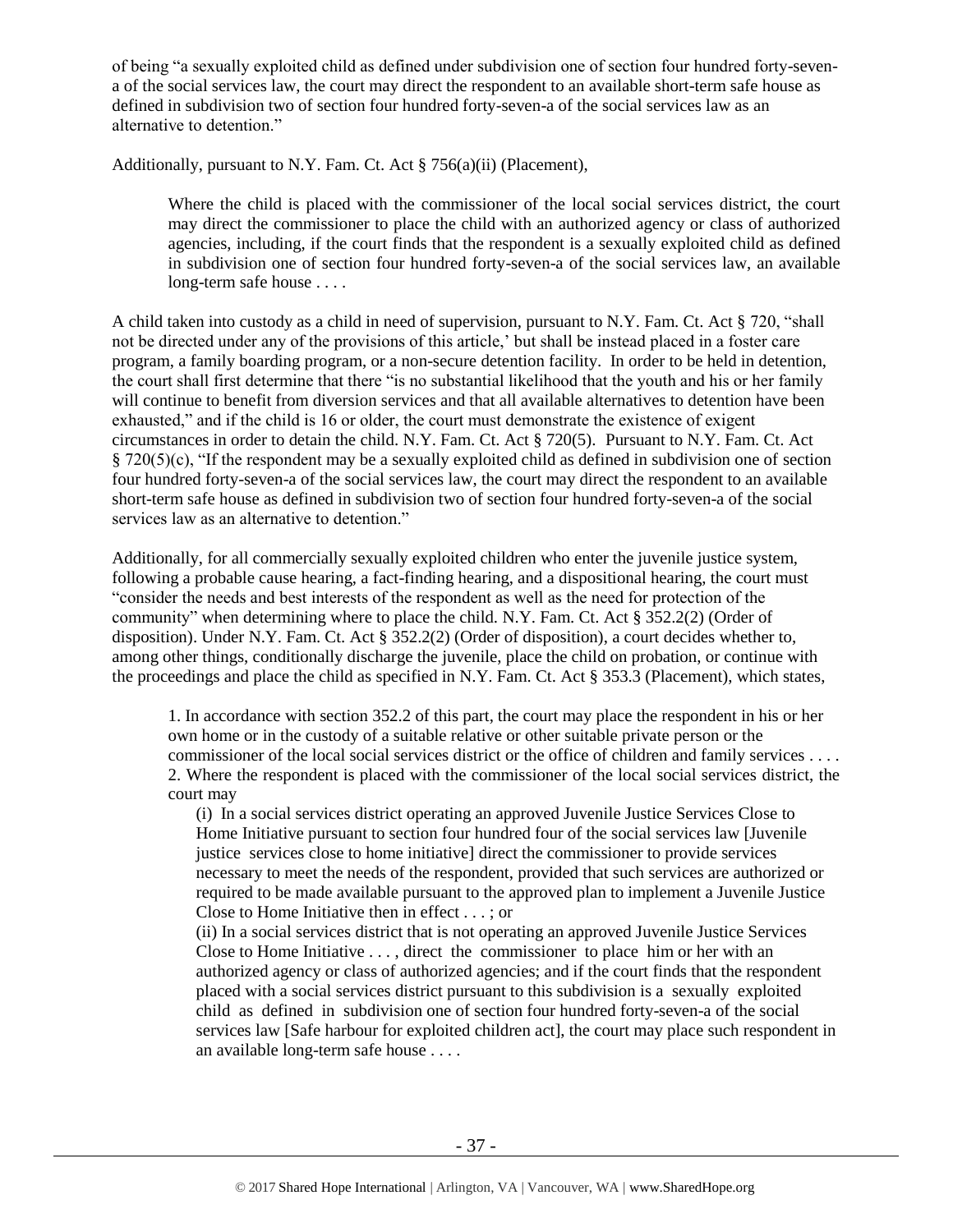of being "a sexually exploited child as defined under subdivision one of section four hundred forty-seven-a of the social services law, the court may direct the respondent to an available short-term safe house as defined in subdivision two of section four hundred forty-seven-a of the social services law as an alternative to detention."

Additionally, pursuant to N.Y. Fam. Ct. Act § 756(a)(ii) (Placement),

> Where the child is placed with the commissioner of the local social services district, the court may direct the commissioner to place the child with an authorized agency or class of authorized agencies, including, if the court finds that the respondent is a sexually exploited child as defined in subdivision one of section four hundred forty-seven-a of the social services law, an available long-term safe house . . . .

A child taken into custody as a child in need of supervision, pursuant to N.Y. Fam. Ct. Act § 720, "shall not be directed under any of the provisions of this article,' but shall be instead placed in a foster care program, a family boarding program, or a non-secure detention facility. In order to be held in detention, the court shall first determine that there "is no substantial likelihood that the youth and his or her family will continue to benefit from diversion services and that all available alternatives to detention have been exhausted," and if the child is 16 or older, the court must demonstrate the existence of exigent circumstances in order to detain the child. N.Y. Fam. Ct. Act § 720(5). Pursuant to N.Y. Fam. Ct. Act § 720(5)(c), "If the respondent may be a sexually exploited child as defined in subdivision one of section four hundred forty-seven-a of the social services law, the court may direct the respondent to an available short-term safe house as defined in subdivision two of section four hundred forty-seven-a of the social services law as an alternative to detention."

Additionally, for all commercially sexually exploited children who enter the juvenile justice system, following a probable cause hearing, a fact-finding hearing, and a dispositional hearing, the court must "consider the needs and best interests of the respondent as well as the need for protection of the community" when determining where to place the child. N.Y. Fam. Ct. Act § 352.2(2) (Order of disposition). Under N.Y. Fam. Ct. Act § 352.2(2) (Order of disposition), a court decides whether to, among other things, conditionally discharge the juvenile, place the child on probation, or continue with the proceedings and place the child as specified in N.Y. Fam. Ct. Act § 353.3 (Placement), which states,

> 1. In accordance with section 352.2 of this part, the court may place the respondent in his or her own home or in the custody of a suitable relative or other suitable private person or the commissioner of the local social services district or the office of children and family services . . . .
> 2. Where the respondent is placed with the commissioner of the local social services district, the court may
>
> > (i) In a social services district operating an approved Juvenile Justice Services Close to Home Initiative pursuant to section four hundred four of the social services law [Juvenile justice services close to home initiative] direct the commissioner to provide services necessary to meet the needs of the respondent, provided that such services are authorized or required to be made available pursuant to the approved plan to implement a Juvenile Justice Close to Home Initiative then in effect . . . ; or
> > (ii) In a social services district that is not operating an approved Juvenile Justice Services Close to Home Initiative . . . , direct the commissioner to place him or her with an authorized agency or class of authorized agencies; and if the court finds that the respondent placed with a social services district pursuant to this subdivision is a sexually exploited child as defined in subdivision one of section four hundred forty-seven-a of the social services law [Safe harbour for exploited children act], the court may place such respondent in an available long-term safe house . . . .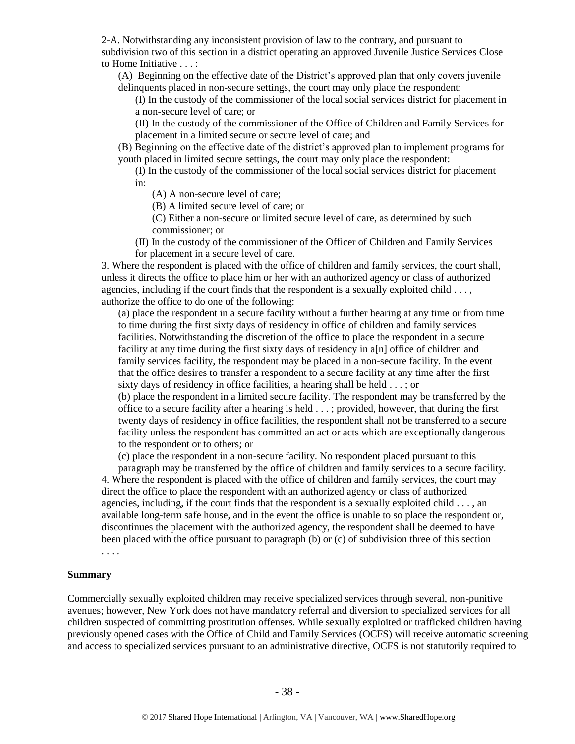2-A. Notwithstanding any inconsistent provision of law to the contrary, and pursuant to subdivision two of this section in a district operating an approved Juvenile Justice Services Close to Home Initiative . . . :

(A) Beginning on the effective date of the District's approved plan that only covers juvenile delinquents placed in non-secure settings, the court may only place the respondent:

(I) In the custody of the commissioner of the local social services district for placement in a non-secure level of care; or

(II) In the custody of the commissioner of the Office of Children and Family Services for placement in a limited secure or secure level of care; and

(B) Beginning on the effective date of the district's approved plan to implement programs for youth placed in limited secure settings, the court may only place the respondent:

(I) In the custody of the commissioner of the local social services district for placement in:

(A) A non-secure level of care;

(B) A limited secure level of care; or

(C) Either a non-secure or limited secure level of care, as determined by such commissioner; or

(II) In the custody of the commissioner of the Officer of Children and Family Services for placement in a secure level of care.

3. Where the respondent is placed with the office of children and family services, the court shall, unless it directs the office to place him or her with an authorized agency or class of authorized agencies, including if the court finds that the respondent is a sexually exploited child . . . , authorize the office to do one of the following:

(a) place the respondent in a secure facility without a further hearing at any time or from time to time during the first sixty days of residency in office of children and family services facilities. Notwithstanding the discretion of the office to place the respondent in a secure facility at any time during the first sixty days of residency in a[n] office of children and family services facility, the respondent may be placed in a non-secure facility. In the event that the office desires to transfer a respondent to a secure facility at any time after the first sixty days of residency in office facilities, a hearing shall be held . . . ; or

(b) place the respondent in a limited secure facility. The respondent may be transferred by the office to a secure facility after a hearing is held . . . ; provided, however, that during the first twenty days of residency in office facilities, the respondent shall not be transferred to a secure facility unless the respondent has committed an act or acts which are exceptionally dangerous to the respondent or to others; or

(c) place the respondent in a non-secure facility. No respondent placed pursuant to this paragraph may be transferred by the office of children and family services to a secure facility.

4. Where the respondent is placed with the office of children and family services, the court may direct the office to place the respondent with an authorized agency or class of authorized agencies, including, if the court finds that the respondent is a sexually exploited child . . . , an available long-term safe house, and in the event the office is unable to so place the respondent or, discontinues the placement with the authorized agency, the respondent shall be deemed to have been placed with the office pursuant to paragraph (b) or (c) of subdivision three of this section . . . .

**Summary**

Commercially sexually exploited children may receive specialized services through several, non-punitive avenues; however, New York does not have mandatory referral and diversion to specialized services for all children suspected of committing prostitution offenses. While sexually exploited or trafficked children having previously opened cases with the Office of Child and Family Services (OCFS) will receive automatic screening and access to specialized services pursuant to an administrative directive, OCFS is not statutorily required to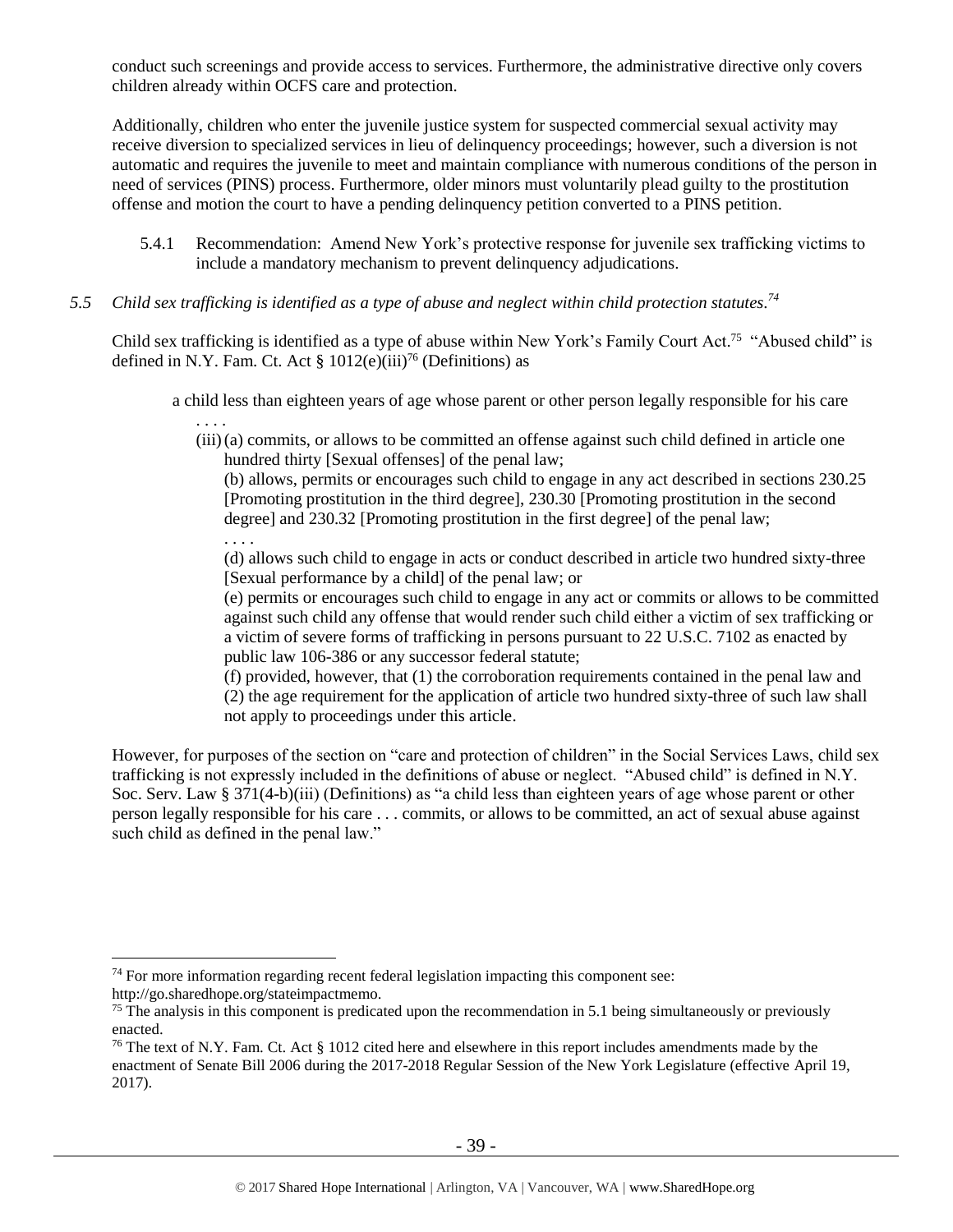conduct such screenings and provide access to services. Furthermore, the administrative directive only covers children already within OCFS care and protection.

Additionally, children who enter the juvenile justice system for suspected commercial sexual activity may receive diversion to specialized services in lieu of delinquency proceedings; however, such a diversion is not automatic and requires the juvenile to meet and maintain compliance with numerous conditions of the person in need of services (PINS) process. Furthermore, older minors must voluntarily plead guilty to the prostitution offense and motion the court to have a pending delinquency petition converted to a PINS petition.

5.4.1 Recommendation: Amend New York's protective response for juvenile sex trafficking victims to include a mandatory mechanism to prevent delinquency adjudications.

*5.5 Child sex trafficking is identified as a type of abuse and neglect within child protection statutes.*[74]

Child sex trafficking is identified as a type of abuse within New York's Family Court Act.[75] "Abused child" is defined in N.Y. Fam. Ct. Act § 1012(e)(iii)[76] (Definitions) as

> a child less than eighteen years of age whose parent or other person legally responsible for his care
>
> . . . .
>
> (iii) (a) commits, or allows to be committed an offense against such child defined in article one hundred thirty [Sexual offenses] of the penal law;
>
> (b) allows, permits or encourages such child to engage in any act described in sections 230.25 [Promoting prostitution in the third degree], 230.30 [Promoting prostitution in the second degree] and 230.32 [Promoting prostitution in the first degree] of the penal law;
>
> . . . .
>
> (d) allows such child to engage in acts or conduct described in article two hundred sixty-three [Sexual performance by a child] of the penal law; or
>
> (e) permits or encourages such child to engage in any act or commits or allows to be committed against such child any offense that would render such child either a victim of sex trafficking or a victim of severe forms of trafficking in persons pursuant to 22 U.S.C. 7102 as enacted by public law 106-386 or any successor federal statute;
>
> (f) provided, however, that (1) the corroboration requirements contained in the penal law and (2) the age requirement for the application of article two hundred sixty-three of such law shall not apply to proceedings under this article.

However, for purposes of the section on "care and protection of children" in the Social Services Laws, child sex trafficking is not expressly included in the definitions of abuse or neglect. "Abused child" is defined in N.Y. Soc. Serv. Law § 371(4-b)(iii) (Definitions) as "a child less than eighteen years of age whose parent or other person legally responsible for his care . . . commits, or allows to be committed, an act of sexual abuse against such child as defined in the penal law."

---

[74] For more information regarding recent federal legislation impacting this component see: http://go.sharedhope.org/stateimpactmemo.

[75] The analysis in this component is predicated upon the recommendation in 5.1 being simultaneously or previously enacted.

[76] The text of N.Y. Fam. Ct. Act § 1012 cited here and elsewhere in this report includes amendments made by the enactment of Senate Bill 2006 during the 2017-2018 Regular Session of the New York Legislature (effective April 19, 2017).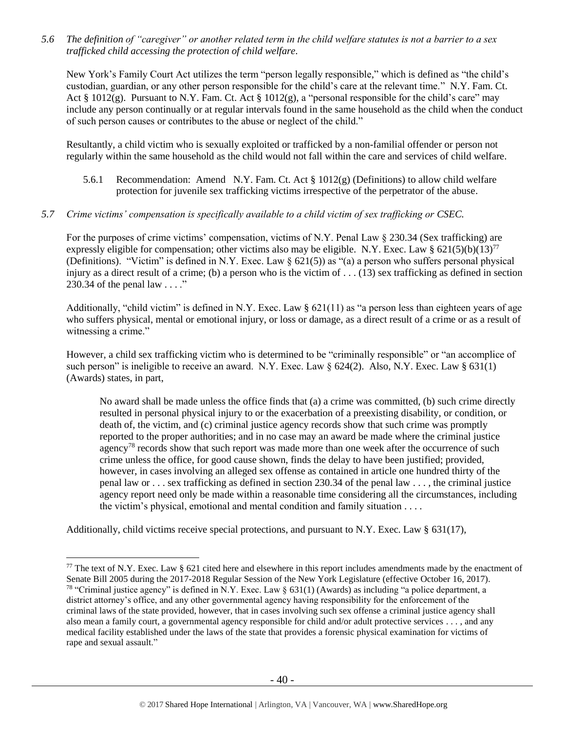*5.6 The definition of "caregiver" or another related term in the child welfare statutes is not a barrier to a sex trafficked child accessing the protection of child welfare.*

New York's Family Court Act utilizes the term "person legally responsible," which is defined as "the child's custodian, guardian, or any other person responsible for the child's care at the relevant time." N.Y. Fam. Ct. Act § 1012(g). Pursuant to N.Y. Fam. Ct. Act § 1012(g), a "personal responsible for the child's care" may include any person continually or at regular intervals found in the same household as the child when the conduct of such person causes or contributes to the abuse or neglect of the child."

Resultantly, a child victim who is sexually exploited or trafficked by a non-familial offender or person not regularly within the same household as the child would not fall within the care and services of child welfare.

5.6.1 Recommendation: Amend N.Y. Fam. Ct. Act § 1012(g) (Definitions) to allow child welfare protection for juvenile sex trafficking victims irrespective of the perpetrator of the abuse.

*5.7 Crime victims' compensation is specifically available to a child victim of sex trafficking or CSEC.*

For the purposes of crime victims' compensation, victims of N.Y. Penal Law § 230.34 (Sex trafficking) are expressly eligible for compensation; other victims also may be eligible. N.Y. Exec. Law § 621(5)(b)(13)[77] (Definitions). "Victim" is defined in N.Y. Exec. Law § 621(5)) as "(a) a person who suffers personal physical injury as a direct result of a crime; (b) a person who is the victim of . . . (13) sex trafficking as defined in section 230.34 of the penal law . . . ."

Additionally, "child victim" is defined in N.Y. Exec. Law § 621(11) as "a person less than eighteen years of age who suffers physical, mental or emotional injury, or loss or damage, as a direct result of a crime or as a result of witnessing a crime."

However, a child sex trafficking victim who is determined to be "criminally responsible" or "an accomplice of such person" is ineligible to receive an award. N.Y. Exec. Law § 624(2). Also, N.Y. Exec. Law § 631(1) (Awards) states, in part,

> No award shall be made unless the office finds that (a) a crime was committed, (b) such crime directly resulted in personal physical injury to or the exacerbation of a preexisting disability, or condition, or death of, the victim, and (c) criminal justice agency records show that such crime was promptly reported to the proper authorities; and in no case may an award be made where the criminal justice agency[78] records show that such report was made more than one week after the occurrence of such crime unless the office, for good cause shown, finds the delay to have been justified; provided, however, in cases involving an alleged sex offense as contained in article one hundred thirty of the penal law or . . . sex trafficking as defined in section 230.34 of the penal law . . . , the criminal justice agency report need only be made within a reasonable time considering all the circumstances, including the victim's physical, emotional and mental condition and family situation . . . .

Additionally, child victims receive special protections, and pursuant to N.Y. Exec. Law § 631(17),

---

[77] The text of N.Y. Exec. Law § 621 cited here and elsewhere in this report includes amendments made by the enactment of Senate Bill 2005 during the 2017-2018 Regular Session of the New York Legislature (effective October 16, 2017).

[78] "Criminal justice agency" is defined in N.Y. Exec. Law § 631(1) (Awards) as including "a police department, a district attorney's office, and any other governmental agency having responsibility for the enforcement of the criminal laws of the state provided, however, that in cases involving such sex offense a criminal justice agency shall also mean a family court, a governmental agency responsible for child and/or adult protective services . . . , and any medical facility established under the laws of the state that provides a forensic physical examination for victims of rape and sexual assault."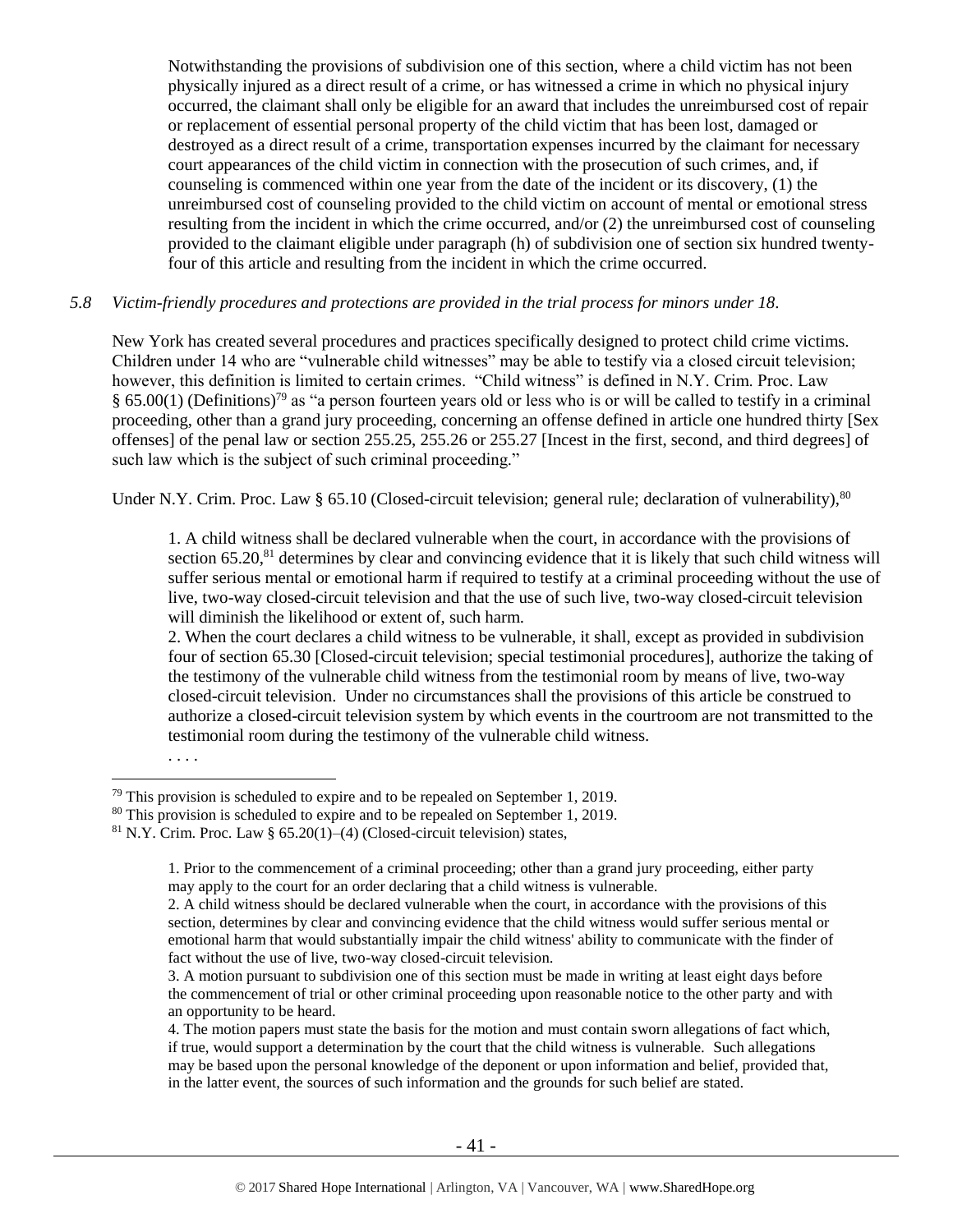> Notwithstanding the provisions of subdivision one of this section, where a child victim has not been physically injured as a direct result of a crime, or has witnessed a crime in which no physical injury occurred, the claimant shall only be eligible for an award that includes the unreimbursed cost of repair or replacement of essential personal property of the child victim that has been lost, damaged or destroyed as a direct result of a crime, transportation expenses incurred by the claimant for necessary court appearances of the child victim in connection with the prosecution of such crimes, and, if counseling is commenced within one year from the date of the incident or its discovery, (1) the unreimbursed cost of counseling provided to the child victim on account of mental or emotional stress resulting from the incident in which the crime occurred, and/or (2) the unreimbursed cost of counseling provided to the claimant eligible under paragraph (h) of subdivision one of section six hundred twenty-four of this article and resulting from the incident in which the crime occurred.

*5.8 Victim-friendly procedures and protections are provided in the trial process for minors under 18.*

New York has created several procedures and practices specifically designed to protect child crime victims. Children under 14 who are "vulnerable child witnesses" may be able to testify via a closed circuit television; however, this definition is limited to certain crimes. "Child witness" is defined in N.Y. Crim. Proc. Law § 65.00(1) (Definitions)[79] as "a person fourteen years old or less who is or will be called to testify in a criminal proceeding, other than a grand jury proceeding, concerning an offense defined in article one hundred thirty [Sex offenses] of the penal law or section 255.25, 255.26 or 255.27 [Incest in the first, second, and third degrees] of such law which is the subject of such criminal proceeding."

Under N.Y. Crim. Proc. Law § 65.10 (Closed-circuit television; general rule; declaration of vulnerability),[80]

> 1. A child witness shall be declared vulnerable when the court, in accordance with the provisions of section 65.20,[81] determines by clear and convincing evidence that it is likely that such child witness will suffer serious mental or emotional harm if required to testify at a criminal proceeding without the use of live, two-way closed-circuit television and that the use of such live, two-way closed-circuit television will diminish the likelihood or extent of, such harm.
> 2. When the court declares a child witness to be vulnerable, it shall, except as provided in subdivision four of section 65.30 [Closed-circuit television; special testimonial procedures], authorize the taking of the testimony of the vulnerable child witness from the testimonial room by means of live, two-way closed-circuit television. Under no circumstances shall the provisions of this article be construed to authorize a closed-circuit television system by which events in the courtroom are not transmitted to the testimonial room during the testimony of the vulnerable child witness.
> . . . .

---

[79] This provision is scheduled to expire and to be repealed on September 1, 2019.

[80] This provision is scheduled to expire and to be repealed on September 1, 2019.

[81] N.Y. Crim. Proc. Law § 65.20(1)–(4) (Closed-circuit television) states,

> 1. Prior to the commencement of a criminal proceeding; other than a grand jury proceeding, either party may apply to the court for an order declaring that a child witness is vulnerable.
> 2. A child witness should be declared vulnerable when the court, in accordance with the provisions of this section, determines by clear and convincing evidence that the child witness would suffer serious mental or emotional harm that would substantially impair the child witness' ability to communicate with the finder of fact without the use of live, two-way closed-circuit television.
> 3. A motion pursuant to subdivision one of this section must be made in writing at least eight days before the commencement of trial or other criminal proceeding upon reasonable notice to the other party and with an opportunity to be heard.
> 4. The motion papers must state the basis for the motion and must contain sworn allegations of fact which, if true, would support a determination by the court that the child witness is vulnerable. Such allegations may be based upon the personal knowledge of the deponent or upon information and belief, provided that, in the latter event, the sources of such information and the grounds for such belief are stated.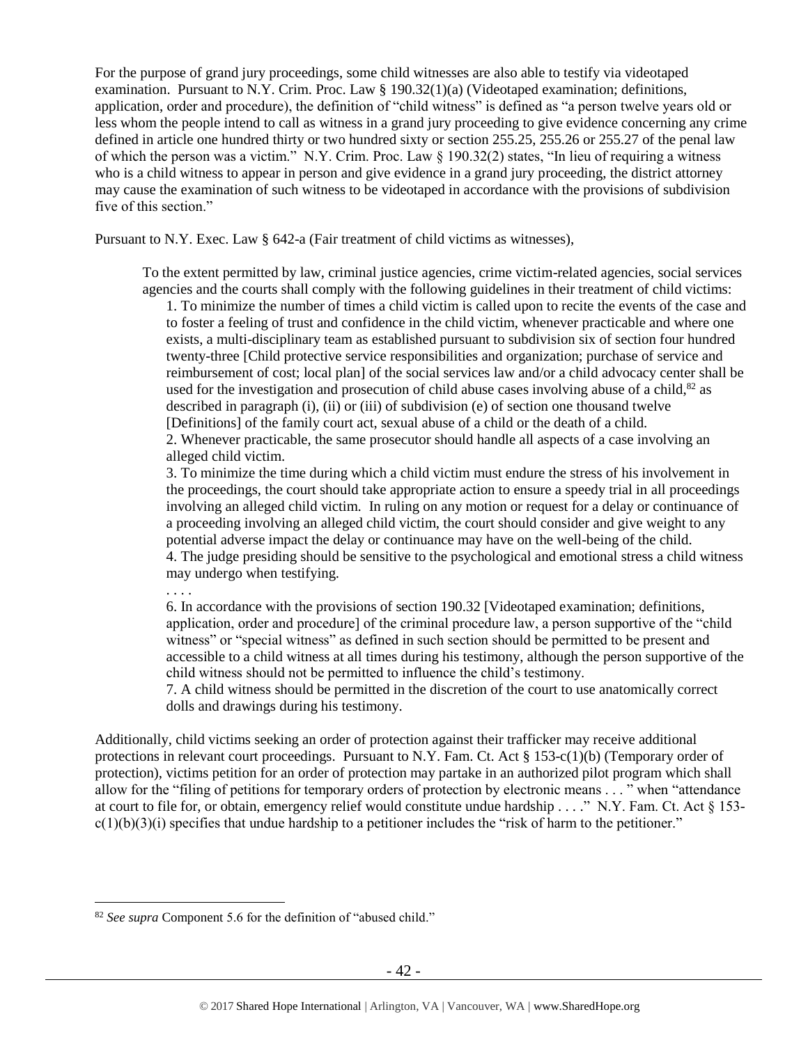For the purpose of grand jury proceedings, some child witnesses are also able to testify via videotaped examination. Pursuant to N.Y. Crim. Proc. Law § 190.32(1)(a) (Videotaped examination; definitions, application, order and procedure), the definition of "child witness" is defined as "a person twelve years old or less whom the people intend to call as witness in a grand jury proceeding to give evidence concerning any crime defined in article one hundred thirty or two hundred sixty or section 255.25, 255.26 or 255.27 of the penal law of which the person was a victim." N.Y. Crim. Proc. Law § 190.32(2) states, "In lieu of requiring a witness who is a child witness to appear in person and give evidence in a grand jury proceeding, the district attorney may cause the examination of such witness to be videotaped in accordance with the provisions of subdivision five of this section."

Pursuant to N.Y. Exec. Law § 642-a (Fair treatment of child victims as witnesses),

> To the extent permitted by law, criminal justice agencies, crime victim-related agencies, social services agencies and the courts shall comply with the following guidelines in their treatment of child victims:
>
> 1. To minimize the number of times a child victim is called upon to recite the events of the case and to foster a feeling of trust and confidence in the child victim, whenever practicable and where one exists, a multi-disciplinary team as established pursuant to subdivision six of section four hundred twenty-three [Child protective service responsibilities and organization; purchase of service and reimbursement of cost; local plan] of the social services law and/or a child advocacy center shall be used for the investigation and prosecution of child abuse cases involving abuse of a child,[82] as described in paragraph (i), (ii) or (iii) of subdivision (e) of section one thousand twelve [Definitions] of the family court act, sexual abuse of a child or the death of a child.
> 2. Whenever practicable, the same prosecutor should handle all aspects of a case involving an alleged child victim.
> 3. To minimize the time during which a child victim must endure the stress of his involvement in the proceedings, the court should take appropriate action to ensure a speedy trial in all proceedings involving an alleged child victim. In ruling on any motion or request for a delay or continuance of a proceeding involving an alleged child victim, the court should consider and give weight to any potential adverse impact the delay or continuance may have on the well-being of the child.
> 4. The judge presiding should be sensitive to the psychological and emotional stress a child witness may undergo when testifying.
>
> . . . .
>
> 6. In accordance with the provisions of section 190.32 [Videotaped examination; definitions, application, order and procedure] of the criminal procedure law, a person supportive of the "child witness" or "special witness" as defined in such section should be permitted to be present and accessible to a child witness at all times during his testimony, although the person supportive of the child witness should not be permitted to influence the child's testimony.
> 7. A child witness should be permitted in the discretion of the court to use anatomically correct dolls and drawings during his testimony.

Additionally, child victims seeking an order of protection against their trafficker may receive additional protections in relevant court proceedings. Pursuant to N.Y. Fam. Ct. Act § 153-c(1)(b) (Temporary order of protection), victims petition for an order of protection may partake in an authorized pilot program which shall allow for the "filing of petitions for temporary orders of protection by electronic means . . . " when "attendance at court to file for, or obtain, emergency relief would constitute undue hardship . . . ." N.Y. Fam. Ct. Act § 153-c(1)(b)(3)(i) specifies that undue hardship to a petitioner includes the "risk of harm to the petitioner."

---

[82] *See supra* Component 5.6 for the definition of "abused child."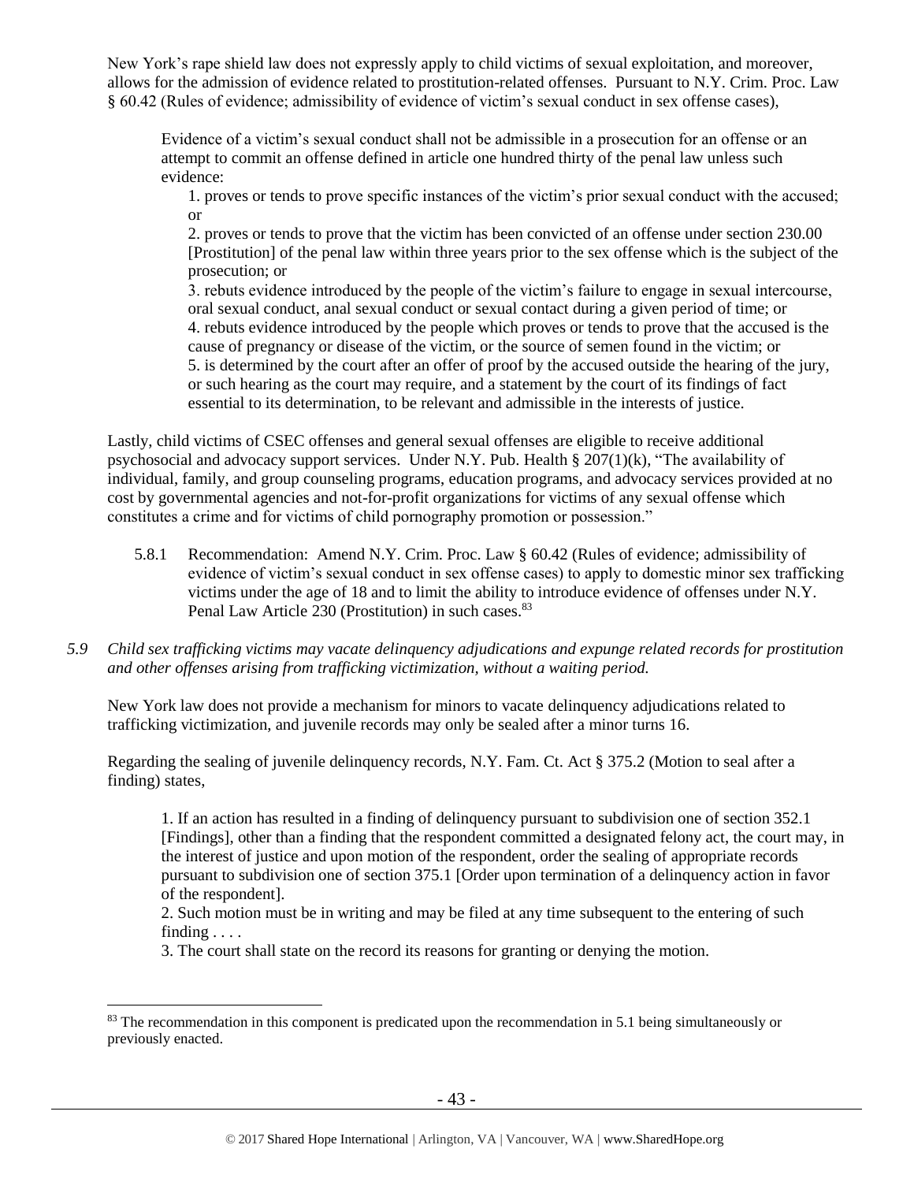New York's rape shield law does not expressly apply to child victims of sexual exploitation, and moreover, allows for the admission of evidence related to prostitution-related offenses. Pursuant to N.Y. Crim. Proc. Law § 60.42 (Rules of evidence; admissibility of evidence of victim's sexual conduct in sex offense cases),

> Evidence of a victim's sexual conduct shall not be admissible in a prosecution for an offense or an attempt to commit an offense defined in article one hundred thirty of the penal law unless such evidence:
>
> 1. proves or tends to prove specific instances of the victim's prior sexual conduct with the accused; or
> 2. proves or tends to prove that the victim has been convicted of an offense under section 230.00 [Prostitution] of the penal law within three years prior to the sex offense which is the subject of the prosecution; or
> 3. rebuts evidence introduced by the people of the victim's failure to engage in sexual intercourse, oral sexual conduct, anal sexual conduct or sexual contact during a given period of time; or
> 4. rebuts evidence introduced by the people which proves or tends to prove that the accused is the cause of pregnancy or disease of the victim, or the source of semen found in the victim; or
> 5. is determined by the court after an offer of proof by the accused outside the hearing of the jury, or such hearing as the court may require, and a statement by the court of its findings of fact essential to its determination, to be relevant and admissible in the interests of justice.

Lastly, child victims of CSEC offenses and general sexual offenses are eligible to receive additional psychosocial and advocacy support services. Under N.Y. Pub. Health § 207(1)(k), "The availability of individual, family, and group counseling programs, education programs, and advocacy services provided at no cost by governmental agencies and not-for-profit organizations for victims of any sexual offense which constitutes a crime and for victims of child pornography promotion or possession."

5.8.1 Recommendation: Amend N.Y. Crim. Proc. Law § 60.42 (Rules of evidence; admissibility of evidence of victim's sexual conduct in sex offense cases) to apply to domestic minor sex trafficking victims under the age of 18 and to limit the ability to introduce evidence of offenses under N.Y. Penal Law Article 230 (Prostitution) in such cases.[83]

*5.9 Child sex trafficking victims may vacate delinquency adjudications and expunge related records for prostitution and other offenses arising from trafficking victimization, without a waiting period.*

New York law does not provide a mechanism for minors to vacate delinquency adjudications related to trafficking victimization, and juvenile records may only be sealed after a minor turns 16.

Regarding the sealing of juvenile delinquency records, N.Y. Fam. Ct. Act § 375.2 (Motion to seal after a finding) states,

> 1. If an action has resulted in a finding of delinquency pursuant to subdivision one of section 352.1 [Findings], other than a finding that the respondent committed a designated felony act, the court may, in the interest of justice and upon motion of the respondent, order the sealing of appropriate records pursuant to subdivision one of section 375.1 [Order upon termination of a delinquency action in favor of the respondent].
> 2. Such motion must be in writing and may be filed at any time subsequent to the entering of such finding . . . .
> 3. The court shall state on the record its reasons for granting or denying the motion.

---

[83] The recommendation in this component is predicated upon the recommendation in 5.1 being simultaneously or previously enacted.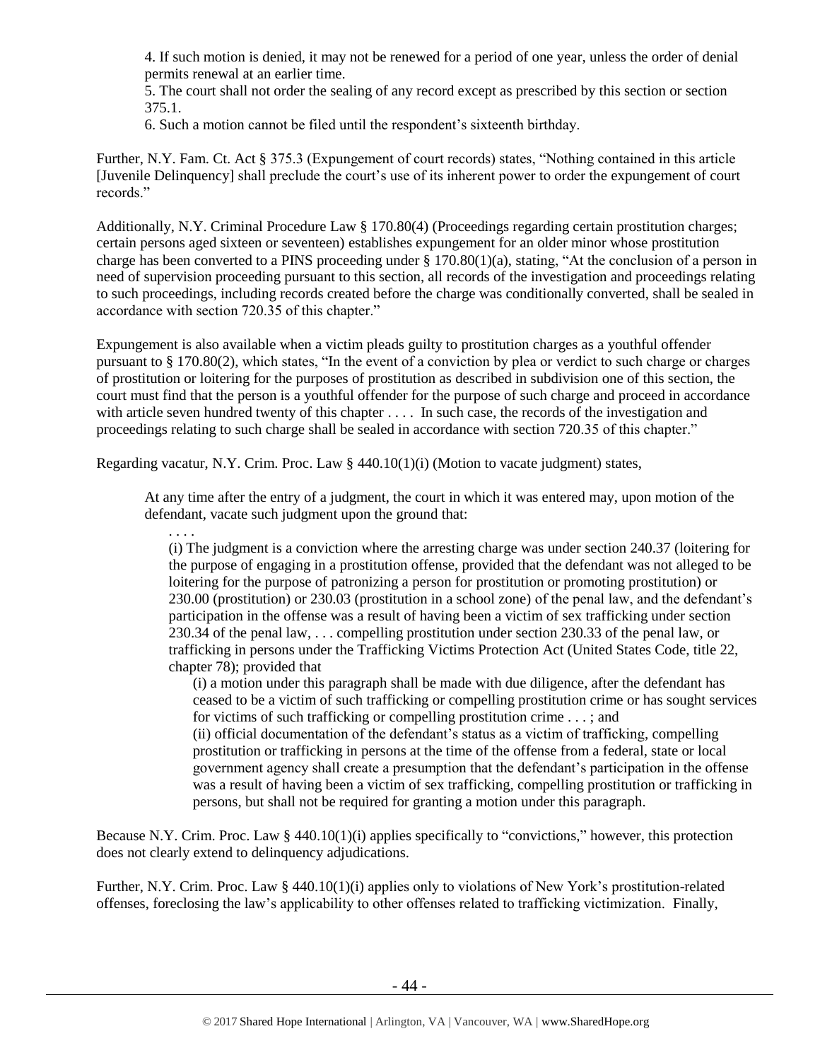4. If such motion is denied, it may not be renewed for a period of one year, unless the order of denial permits renewal at an earlier time.
5. The court shall not order the sealing of any record except as prescribed by this section or section 375.1.
6. Such a motion cannot be filed until the respondent's sixteenth birthday.

Further, N.Y. Fam. Ct. Act § 375.3 (Expungement of court records) states, "Nothing contained in this article [Juvenile Delinquency] shall preclude the court's use of its inherent power to order the expungement of court records."

Additionally, N.Y. Criminal Procedure Law § 170.80(4) (Proceedings regarding certain prostitution charges; certain persons aged sixteen or seventeen) establishes expungement for an older minor whose prostitution charge has been converted to a PINS proceeding under § 170.80(1)(a), stating, "At the conclusion of a person in need of supervision proceeding pursuant to this section, all records of the investigation and proceedings relating to such proceedings, including records created before the charge was conditionally converted, shall be sealed in accordance with section 720.35 of this chapter."

Expungement is also available when a victim pleads guilty to prostitution charges as a youthful offender pursuant to § 170.80(2), which states, "In the event of a conviction by plea or verdict to such charge or charges of prostitution or loitering for the purposes of prostitution as described in subdivision one of this section, the court must find that the person is a youthful offender for the purpose of such charge and proceed in accordance with article seven hundred twenty of this chapter . . . . In such case, the records of the investigation and proceedings relating to such charge shall be sealed in accordance with section 720.35 of this chapter."

Regarding vacatur, N.Y. Crim. Proc. Law § 440.10(1)(i) (Motion to vacate judgment) states,

> At any time after the entry of a judgment, the court in which it was entered may, upon motion of the defendant, vacate such judgment upon the ground that:
>
> . . . .
>
> (i) The judgment is a conviction where the arresting charge was under section 240.37 (loitering for the purpose of engaging in a prostitution offense, provided that the defendant was not alleged to be loitering for the purpose of patronizing a person for prostitution or promoting prostitution) or 230.00 (prostitution) or 230.03 (prostitution in a school zone) of the penal law, and the defendant's participation in the offense was a result of having been a victim of sex trafficking under section 230.34 of the penal law, . . . compelling prostitution under section 230.33 of the penal law, or trafficking in persons under the Trafficking Victims Protection Act (United States Code, title 22, chapter 78); provided that
>
> (i) a motion under this paragraph shall be made with due diligence, after the defendant has ceased to be a victim of such trafficking or compelling prostitution crime or has sought services for victims of such trafficking or compelling prostitution crime . . . ; and
>
> (ii) official documentation of the defendant's status as a victim of trafficking, compelling prostitution or trafficking in persons at the time of the offense from a federal, state or local government agency shall create a presumption that the defendant's participation in the offense was a result of having been a victim of sex trafficking, compelling prostitution or trafficking in persons, but shall not be required for granting a motion under this paragraph.

Because N.Y. Crim. Proc. Law § 440.10(1)(i) applies specifically to "convictions," however, this protection does not clearly extend to delinquency adjudications.

Further, N.Y. Crim. Proc. Law § 440.10(1)(i) applies only to violations of New York's prostitution-related offenses, foreclosing the law's applicability to other offenses related to trafficking victimization. Finally,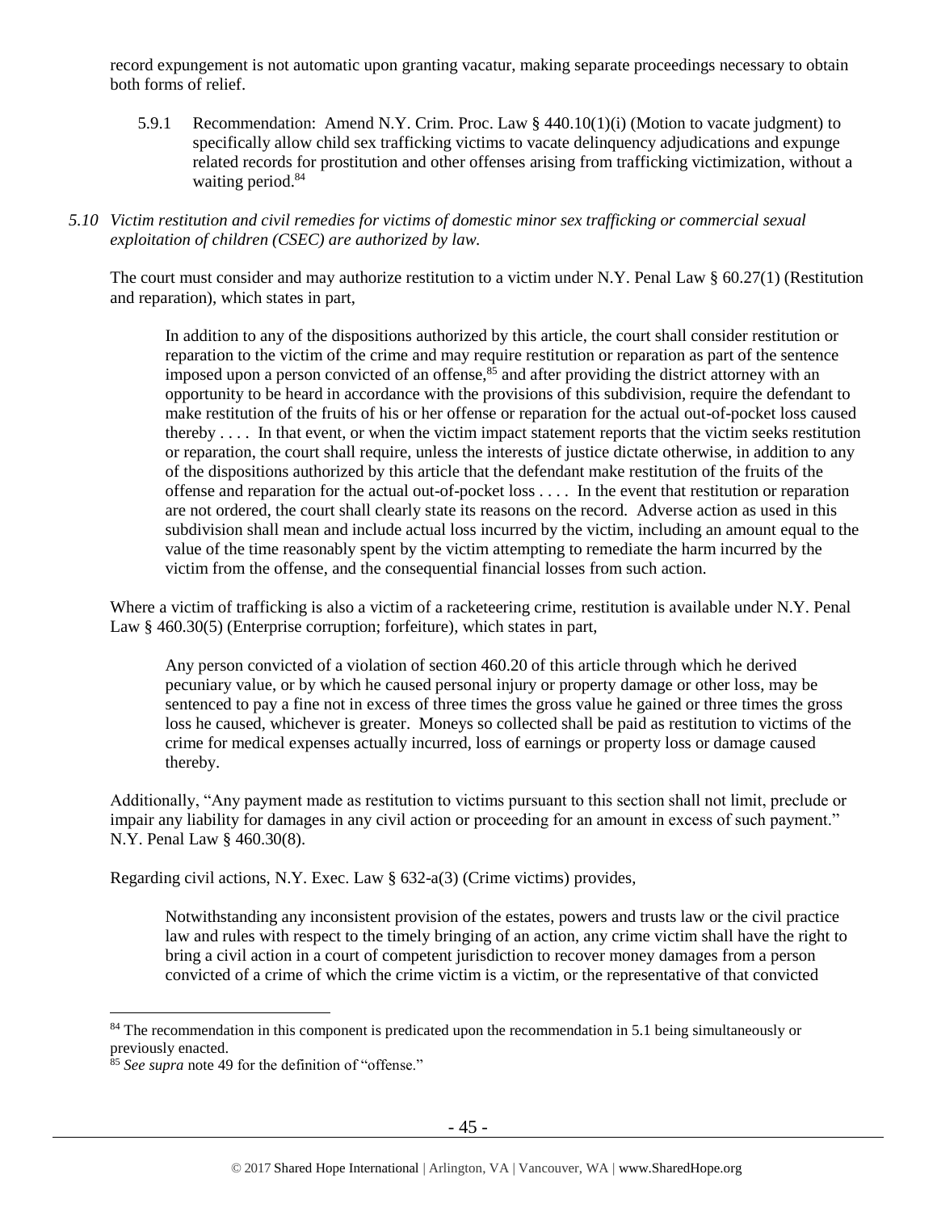record expungement is not automatic upon granting vacatur, making separate proceedings necessary to obtain both forms of relief.

5.9.1 Recommendation: Amend N.Y. Crim. Proc. Law § 440.10(1)(i) (Motion to vacate judgment) to specifically allow child sex trafficking victims to vacate delinquency adjudications and expunge related records for prostitution and other offenses arising from trafficking victimization, without a waiting period.[84]

*5.10 Victim restitution and civil remedies for victims of domestic minor sex trafficking or commercial sexual exploitation of children (CSEC) are authorized by law.*

The court must consider and may authorize restitution to a victim under N.Y. Penal Law § 60.27(1) (Restitution and reparation), which states in part,

> In addition to any of the dispositions authorized by this article, the court shall consider restitution or reparation to the victim of the crime and may require restitution or reparation as part of the sentence imposed upon a person convicted of an offense,[85] and after providing the district attorney with an opportunity to be heard in accordance with the provisions of this subdivision, require the defendant to make restitution of the fruits of his or her offense or reparation for the actual out-of-pocket loss caused thereby . . . . In that event, or when the victim impact statement reports that the victim seeks restitution or reparation, the court shall require, unless the interests of justice dictate otherwise, in addition to any of the dispositions authorized by this article that the defendant make restitution of the fruits of the offense and reparation for the actual out-of-pocket loss . . . . In the event that restitution or reparation are not ordered, the court shall clearly state its reasons on the record. Adverse action as used in this subdivision shall mean and include actual loss incurred by the victim, including an amount equal to the value of the time reasonably spent by the victim attempting to remediate the harm incurred by the victim from the offense, and the consequential financial losses from such action.

Where a victim of trafficking is also a victim of a racketeering crime, restitution is available under N.Y. Penal Law § 460.30(5) (Enterprise corruption; forfeiture), which states in part,

> Any person convicted of a violation of section 460.20 of this article through which he derived pecuniary value, or by which he caused personal injury or property damage or other loss, may be sentenced to pay a fine not in excess of three times the gross value he gained or three times the gross loss he caused, whichever is greater. Moneys so collected shall be paid as restitution to victims of the crime for medical expenses actually incurred, loss of earnings or property loss or damage caused thereby.

Additionally, "Any payment made as restitution to victims pursuant to this section shall not limit, preclude or impair any liability for damages in any civil action or proceeding for an amount in excess of such payment." N.Y. Penal Law § 460.30(8).

Regarding civil actions, N.Y. Exec. Law § 632-a(3) (Crime victims) provides,

> Notwithstanding any inconsistent provision of the estates, powers and trusts law or the civil practice law and rules with respect to the timely bringing of an action, any crime victim shall have the right to bring a civil action in a court of competent jurisdiction to recover money damages from a person convicted of a crime of which the crime victim is a victim, or the representative of that convicted

---

[84] The recommendation in this component is predicated upon the recommendation in 5.1 being simultaneously or previously enacted.

[85] *See supra* note 49 for the definition of "offense."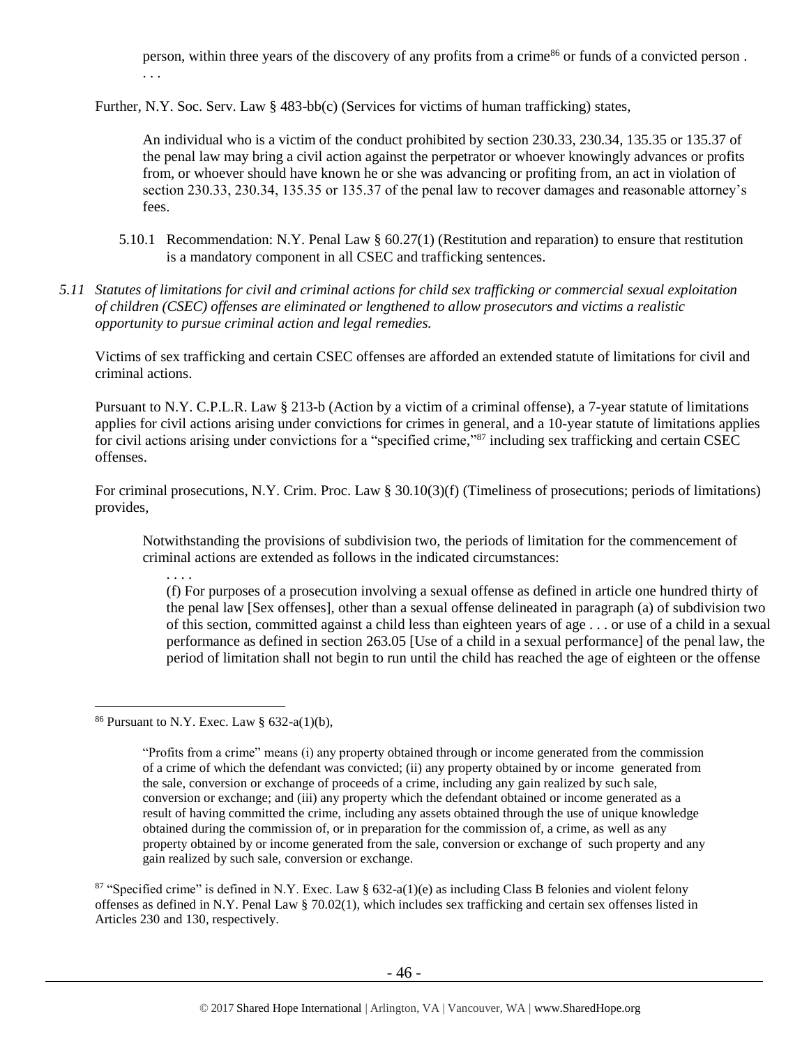person, within three years of the discovery of any profits from a crime[86] or funds of a convicted person . . . .

Further, N.Y. Soc. Serv. Law § 483-bb(c) (Services for victims of human trafficking) states,

> An individual who is a victim of the conduct prohibited by section 230.33, 230.34, 135.35 or 135.37 of the penal law may bring a civil action against the perpetrator or whoever knowingly advances or profits from, or whoever should have known he or she was advancing or profiting from, an act in violation of section 230.33, 230.34, 135.35 or 135.37 of the penal law to recover damages and reasonable attorney's fees.

5.10.1 Recommendation: N.Y. Penal Law § 60.27(1) (Restitution and reparation) to ensure that restitution is a mandatory component in all CSEC and trafficking sentences.

*5.11 Statutes of limitations for civil and criminal actions for child sex trafficking or commercial sexual exploitation of children (CSEC) offenses are eliminated or lengthened to allow prosecutors and victims a realistic opportunity to pursue criminal action and legal remedies.*

Victims of sex trafficking and certain CSEC offenses are afforded an extended statute of limitations for civil and criminal actions.

Pursuant to N.Y. C.P.L.R. Law § 213-b (Action by a victim of a criminal offense), a 7-year statute of limitations applies for civil actions arising under convictions for crimes in general, and a 10-year statute of limitations applies for civil actions arising under convictions for a "specified crime,"[87] including sex trafficking and certain CSEC offenses.

For criminal prosecutions, N.Y. Crim. Proc. Law § 30.10(3)(f) (Timeliness of prosecutions; periods of limitations) provides,

> Notwithstanding the provisions of subdivision two, the periods of limitation for the commencement of criminal actions are extended as follows in the indicated circumstances:
>
> . . . .
>
> (f) For purposes of a prosecution involving a sexual offense as defined in article one hundred thirty of the penal law [Sex offenses], other than a sexual offense delineated in paragraph (a) of subdivision two of this section, committed against a child less than eighteen years of age . . . or use of a child in a sexual performance as defined in section 263.05 [Use of a child in a sexual performance] of the penal law, the period of limitation shall not begin to run until the child has reached the age of eighteen or the offense

---

[86] Pursuant to N.Y. Exec. Law § 632-a(1)(b),

> "Profits from a crime" means (i) any property obtained through or income generated from the commission of a crime of which the defendant was convicted; (ii) any property obtained by or income generated from the sale, conversion or exchange of proceeds of a crime, including any gain realized by such sale, conversion or exchange; and (iii) any property which the defendant obtained or income generated as a result of having committed the crime, including any assets obtained through the use of unique knowledge obtained during the commission of, or in preparation for the commission of, a crime, as well as any property obtained by or income generated from the sale, conversion or exchange of such property and any gain realized by such sale, conversion or exchange.

[87] "Specified crime" is defined in N.Y. Exec. Law § 632-a(1)(e) as including Class B felonies and violent felony offenses as defined in N.Y. Penal Law § 70.02(1), which includes sex trafficking and certain sex offenses listed in Articles 230 and 130, respectively.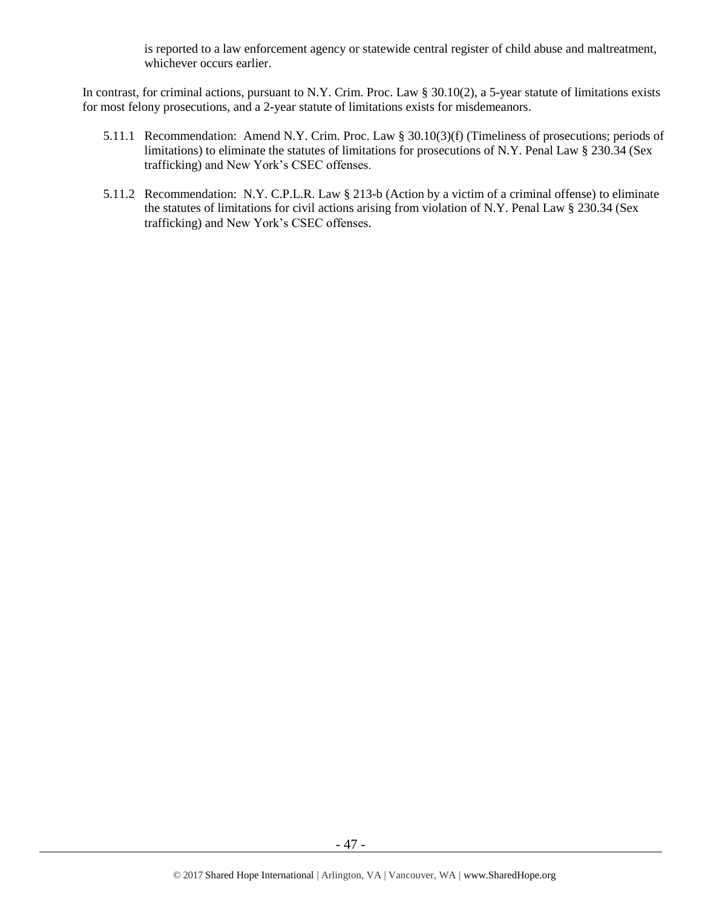is reported to a law enforcement agency or statewide central register of child abuse and maltreatment, whichever occurs earlier.

In contrast, for criminal actions, pursuant to N.Y. Crim. Proc. Law § 30.10(2), a 5-year statute of limitations exists for most felony prosecutions, and a 2-year statute of limitations exists for misdemeanors.

5.11.1 Recommendation: Amend N.Y. Crim. Proc. Law § 30.10(3)(f) (Timeliness of prosecutions; periods of limitations) to eliminate the statutes of limitations for prosecutions of N.Y. Penal Law § 230.34 (Sex trafficking) and New York's CSEC offenses.

5.11.2 Recommendation: N.Y. C.P.L.R. Law § 213-b (Action by a victim of a criminal offense) to eliminate the statutes of limitations for civil actions arising from violation of N.Y. Penal Law § 230.34 (Sex trafficking) and New York's CSEC offenses.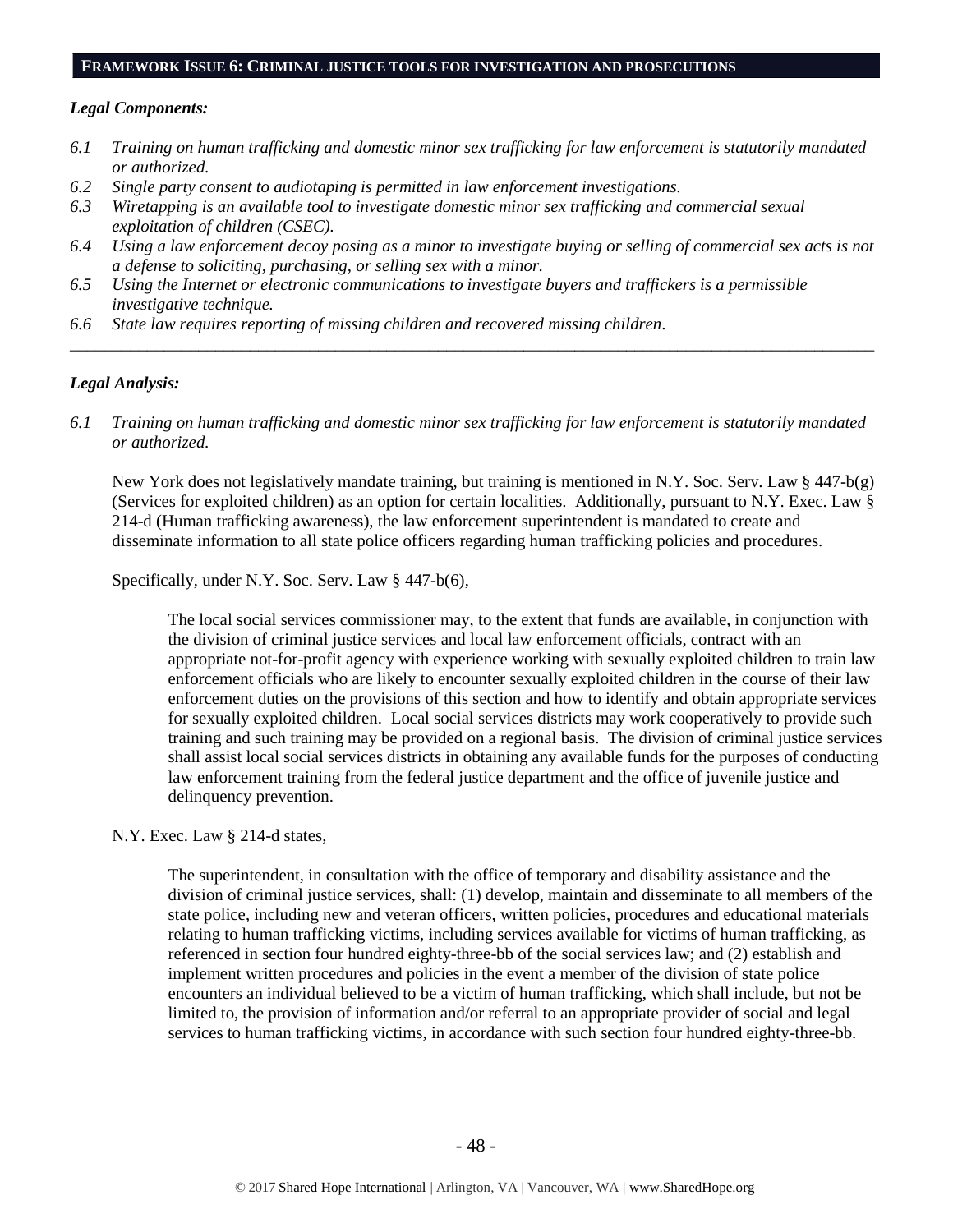## FRAMEWORK ISSUE 6: CRIMINAL JUSTICE TOOLS FOR INVESTIGATION AND PROSECUTIONS

***Legal Components:***

*6.1 Training on human trafficking and domestic minor sex trafficking for law enforcement is statutorily mandated or authorized.*
*6.2 Single party consent to audiotaping is permitted in law enforcement investigations.*
*6.3 Wiretapping is an available tool to investigate domestic minor sex trafficking and commercial sexual exploitation of children (CSEC).*
*6.4 Using a law enforcement decoy posing as a minor to investigate buying or selling of commercial sex acts is not a defense to soliciting, purchasing, or selling sex with a minor.*
*6.5 Using the Internet or electronic communications to investigate buyers and traffickers is a permissible investigative technique.*
*6.6 State law requires reporting of missing children and recovered missing children.*

---

***Legal Analysis:***

*6.1 Training on human trafficking and domestic minor sex trafficking for law enforcement is statutorily mandated or authorized.*

New York does not legislatively mandate training, but training is mentioned in N.Y. Soc. Serv. Law § 447-b(g) (Services for exploited children) as an option for certain localities. Additionally, pursuant to N.Y. Exec. Law § 214-d (Human trafficking awareness), the law enforcement superintendent is mandated to create and disseminate information to all state police officers regarding human trafficking policies and procedures.

Specifically, under N.Y. Soc. Serv. Law § 447-b(6),

> The local social services commissioner may, to the extent that funds are available, in conjunction with the division of criminal justice services and local law enforcement officials, contract with an appropriate not-for-profit agency with experience working with sexually exploited children to train law enforcement officials who are likely to encounter sexually exploited children in the course of their law enforcement duties on the provisions of this section and how to identify and obtain appropriate services for sexually exploited children. Local social services districts may work cooperatively to provide such training and such training may be provided on a regional basis. The division of criminal justice services shall assist local social services districts in obtaining any available funds for the purposes of conducting law enforcement training from the federal justice department and the office of juvenile justice and delinquency prevention.

N.Y. Exec. Law § 214-d states,

> The superintendent, in consultation with the office of temporary and disability assistance and the division of criminal justice services, shall: (1) develop, maintain and disseminate to all members of the state police, including new and veteran officers, written policies, procedures and educational materials relating to human trafficking victims, including services available for victims of human trafficking, as referenced in section four hundred eighty-three-bb of the social services law; and (2) establish and implement written procedures and policies in the event a member of the division of state police encounters an individual believed to be a victim of human trafficking, which shall include, but not be limited to, the provision of information and/or referral to an appropriate provider of social and legal services to human trafficking victims, in accordance with such section four hundred eighty-three-bb.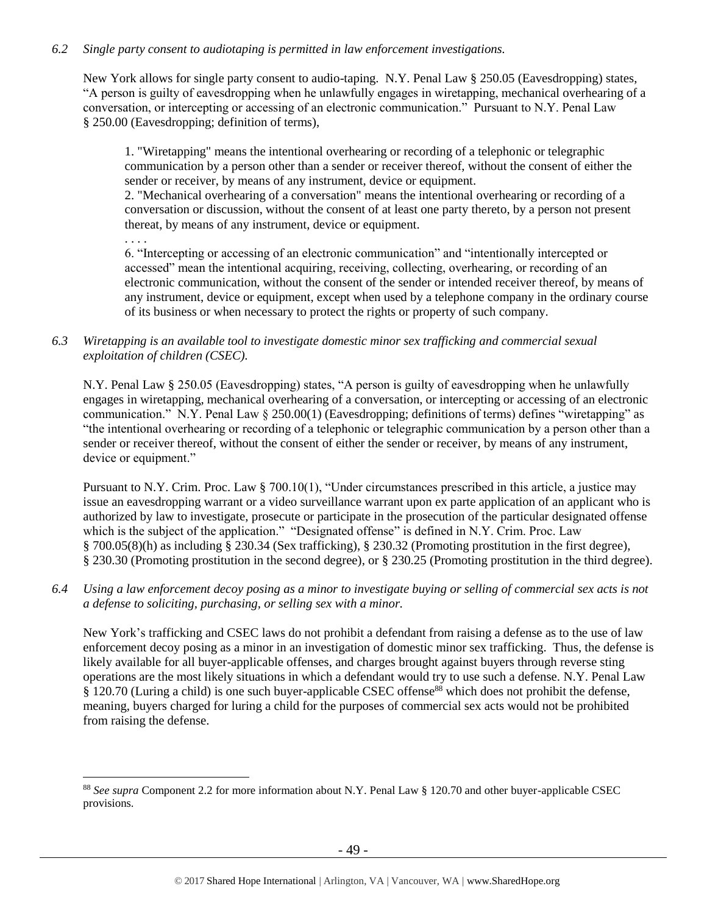*6.2 Single party consent to audiotaping is permitted in law enforcement investigations.*

New York allows for single party consent to audio-taping. N.Y. Penal Law § 250.05 (Eavesdropping) states, "A person is guilty of eavesdropping when he unlawfully engages in wiretapping, mechanical overhearing of a conversation, or intercepting or accessing of an electronic communication." Pursuant to N.Y. Penal Law § 250.00 (Eavesdropping; definition of terms),

> 1. "Wiretapping" means the intentional overhearing or recording of a telephonic or telegraphic communication by a person other than a sender or receiver thereof, without the consent of either the sender or receiver, by means of any instrument, device or equipment.
>
> 2. "Mechanical overhearing of a conversation" means the intentional overhearing or recording of a conversation or discussion, without the consent of at least one party thereto, by a person not present thereat, by means of any instrument, device or equipment.
>
> . . . .
>
> 6. "Intercepting or accessing of an electronic communication" and "intentionally intercepted or accessed" mean the intentional acquiring, receiving, collecting, overhearing, or recording of an electronic communication, without the consent of the sender or intended receiver thereof, by means of any instrument, device or equipment, except when used by a telephone company in the ordinary course of its business or when necessary to protect the rights or property of such company.

*6.3 Wiretapping is an available tool to investigate domestic minor sex trafficking and commercial sexual exploitation of children (CSEC).*

N.Y. Penal Law § 250.05 (Eavesdropping) states, "A person is guilty of eavesdropping when he unlawfully engages in wiretapping, mechanical overhearing of a conversation, or intercepting or accessing of an electronic communication." N.Y. Penal Law § 250.00(1) (Eavesdropping; definitions of terms) defines "wiretapping" as "the intentional overhearing or recording of a telephonic or telegraphic communication by a person other than a sender or receiver thereof, without the consent of either the sender or receiver, by means of any instrument, device or equipment."

Pursuant to N.Y. Crim. Proc. Law § 700.10(1), "Under circumstances prescribed in this article, a justice may issue an eavesdropping warrant or a video surveillance warrant upon ex parte application of an applicant who is authorized by law to investigate, prosecute or participate in the prosecution of the particular designated offense which is the subject of the application." "Designated offense" is defined in N.Y. Crim. Proc. Law § 700.05(8)(h) as including § 230.34 (Sex trafficking), § 230.32 (Promoting prostitution in the first degree), § 230.30 (Promoting prostitution in the second degree), or § 230.25 (Promoting prostitution in the third degree).

*6.4 Using a law enforcement decoy posing as a minor to investigate buying or selling of commercial sex acts is not a defense to soliciting, purchasing, or selling sex with a minor.*

New York's trafficking and CSEC laws do not prohibit a defendant from raising a defense as to the use of law enforcement decoy posing as a minor in an investigation of domestic minor sex trafficking. Thus, the defense is likely available for all buyer-applicable offenses, and charges brought against buyers through reverse sting operations are the most likely situations in which a defendant would try to use such a defense. N.Y. Penal Law § 120.70 (Luring a child) is one such buyer-applicable CSEC offense[88] which does not prohibit the defense, meaning, buyers charged for luring a child for the purposes of commercial sex acts would not be prohibited from raising the defense.

---

[88] *See supra* Component 2.2 for more information about N.Y. Penal Law § 120.70 and other buyer-applicable CSEC provisions.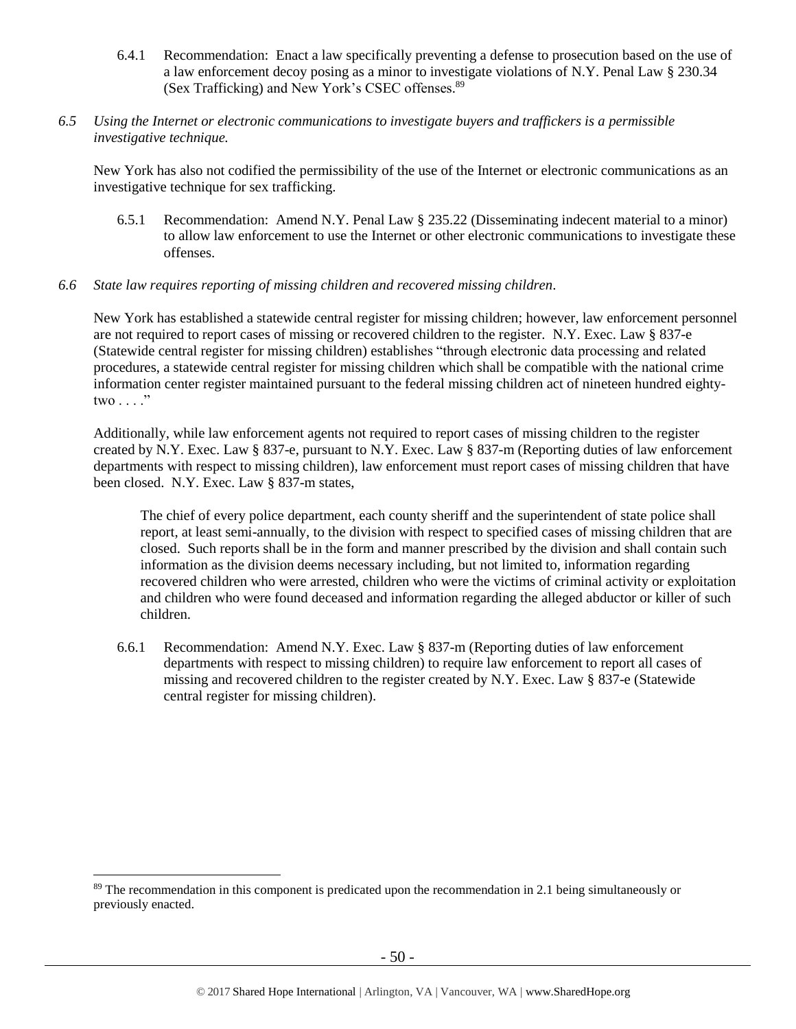6.4.1 Recommendation: Enact a law specifically preventing a defense to prosecution based on the use of a law enforcement decoy posing as a minor to investigate violations of N.Y. Penal Law § 230.34 (Sex Trafficking) and New York's CSEC offenses.[89]

*6.5 Using the Internet or electronic communications to investigate buyers and traffickers is a permissible investigative technique.*

New York has also not codified the permissibility of the use of the Internet or electronic communications as an investigative technique for sex trafficking.

6.5.1 Recommendation: Amend N.Y. Penal Law § 235.22 (Disseminating indecent material to a minor) to allow law enforcement to use the Internet or other electronic communications to investigate these offenses.

*6.6 State law requires reporting of missing children and recovered missing children.*

New York has established a statewide central register for missing children; however, law enforcement personnel are not required to report cases of missing or recovered children to the register. N.Y. Exec. Law § 837-e (Statewide central register for missing children) establishes "through electronic data processing and related procedures, a statewide central register for missing children which shall be compatible with the national crime information center register maintained pursuant to the federal missing children act of nineteen hundred eighty-two . . . ."

Additionally, while law enforcement agents not required to report cases of missing children to the register created by N.Y. Exec. Law § 837-e, pursuant to N.Y. Exec. Law § 837-m (Reporting duties of law enforcement departments with respect to missing children), law enforcement must report cases of missing children that have been closed. N.Y. Exec. Law § 837-m states,

> The chief of every police department, each county sheriff and the superintendent of state police shall report, at least semi-annually, to the division with respect to specified cases of missing children that are closed. Such reports shall be in the form and manner prescribed by the division and shall contain such information as the division deems necessary including, but not limited to, information regarding recovered children who were arrested, children who were the victims of criminal activity or exploitation and children who were found deceased and information regarding the alleged abductor or killer of such children.

6.6.1 Recommendation: Amend N.Y. Exec. Law § 837-m (Reporting duties of law enforcement departments with respect to missing children) to require law enforcement to report all cases of missing and recovered children to the register created by N.Y. Exec. Law § 837-e (Statewide central register for missing children).

---

[89] The recommendation in this component is predicated upon the recommendation in 2.1 being simultaneously or previously enacted.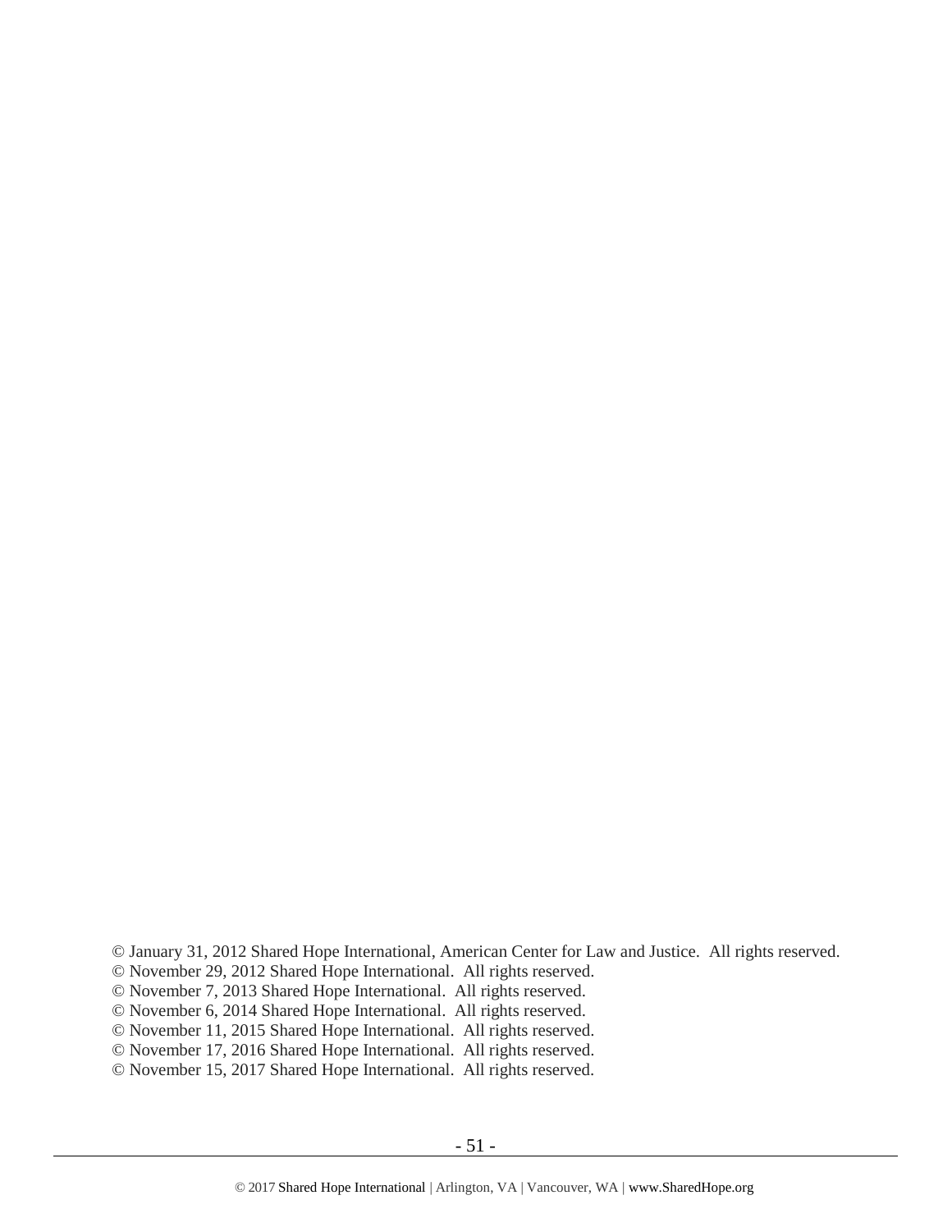© January 31, 2012 Shared Hope International, American Center for Law and Justice. All rights reserved.
© November 29, 2012 Shared Hope International. All rights reserved.
© November 7, 2013 Shared Hope International. All rights reserved.
© November 6, 2014 Shared Hope International. All rights reserved.
© November 11, 2015 Shared Hope International. All rights reserved.
© November 17, 2016 Shared Hope International. All rights reserved.
© November 15, 2017 Shared Hope International. All rights reserved.